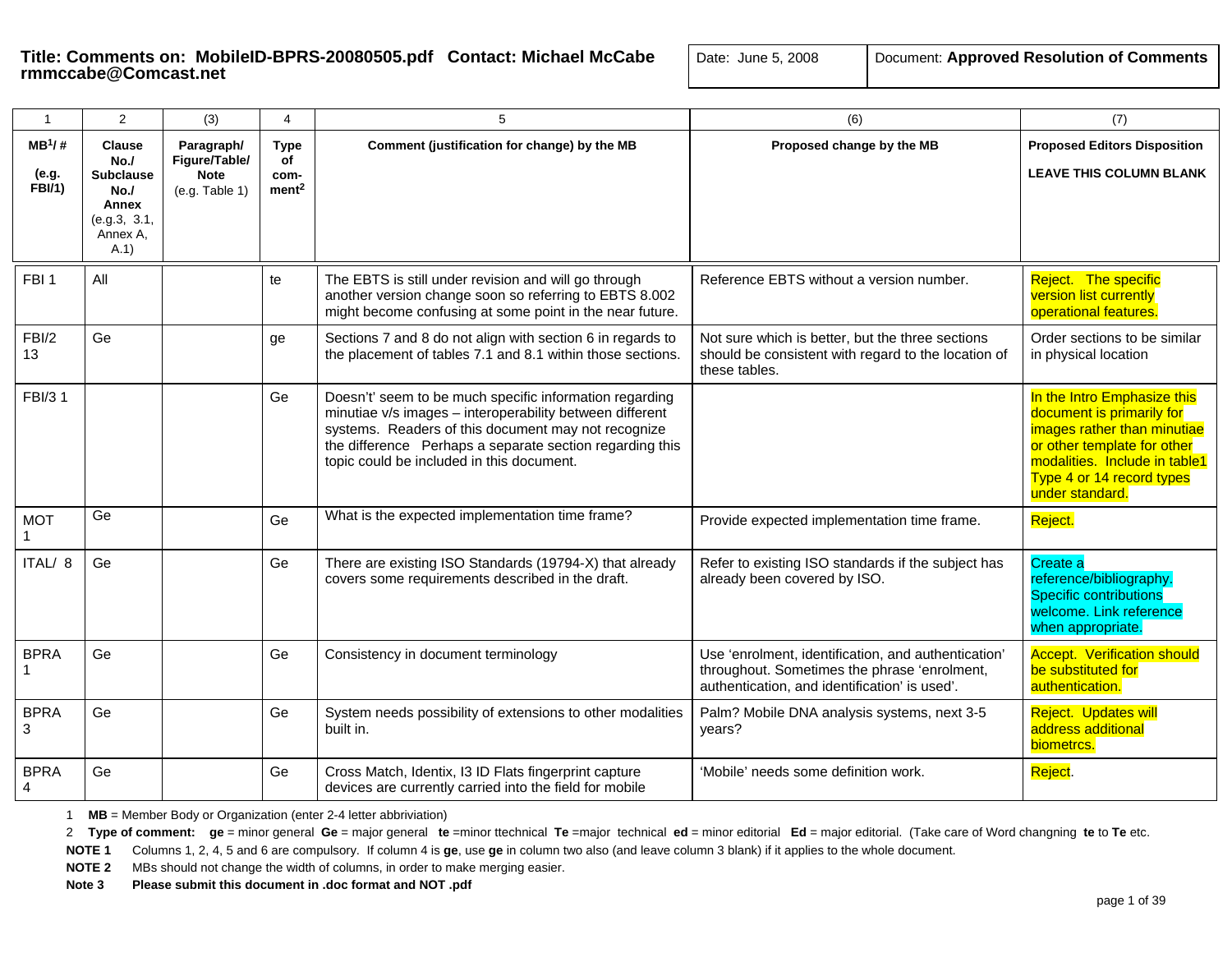**Title: Comments on: MobileID-BPRS-20080505.pdf Contact: Michael McCabe rmmccabe@Comcast.net**

Date: June 5, 2008

Document: **Approved Resolution of Comments**

| 1 | 2 | (3) | 4 | 5 | (6) | (7) |
|---|---|---|---|---|---|---|
| **MB[1]/ #** **(e.g. FBI/1)** | **Clause No./ Subclause No./ Annex** (e.g.3, 3.1, Annex A, A.1) | **Paragraph/ Figure/Table/ Note** (e.g. Table 1) | **Type of com-ment[2]** | **Comment (justification for change) by the MB** | **Proposed change by the MB** | **Proposed Editors Disposition** **LEAVE THIS COLUMN BLANK** |
| FBI 1 | All | | te | The EBTS is still under revision and will go through another version change soon so referring to EBTS 8.002 might become confusing at some point in the near future. | Reference EBTS without a version number. | Reject. The specific version list currently operational features. |
| FBI/2 13 | Ge | | ge | Sections 7 and 8 do not align with section 6 in regards to the placement of tables 7.1 and 8.1 within those sections. | Not sure which is better, but the three sections should be consistent with regard to the location of these tables. | Order sections to be similar in physical location |
| FBI/3 1 | | | Ge | Doesn't' seem to be much specific information regarding minutiae v/s images – interoperability between different systems. Readers of this document may not recognize the difference Perhaps a separate section regarding this topic could be included in this document. | | In the Intro Emphasize this document is primarily for images rather than minutiae or other template for other modalities. Include in table1 Type 4 or 14 record types under standard. |
| MOT 1 | Ge | | Ge | What is the expected implementation time frame? | Provide expected implementation time frame. | Reject. |
| ITAL/ 8 | Ge | | Ge | There are existing ISO Standards (19794-X) that already covers some requirements described in the draft. | Refer to existing ISO standards if the subject has already been covered by ISO. | Create a reference/bibliography. Specific contributions welcome. Link reference when appropriate. |
| BPRA 1 | Ge | | Ge | Consistency in document terminology | Use 'enrolment, identification, and authentication' throughout. Sometimes the phrase 'enrolment, authentication, and identification' is used'. | Accept. Verification should be substituted for authentication. |
| BPRA 3 | Ge | | Ge | System needs possibility of extensions to other modalities built in. | Palm? Mobile DNA analysis systems, next 3-5 years? | Reject. Updates will address additional biometrcs. |
| BPRA 4 | Ge | | Ge | Cross Match, Identix, I3 ID Flats fingerprint capture devices are currently carried into the field for mobile | 'Mobile' needs some definition work. | Reject. |

1 **MB** = Member Body or Organization (enter 2-4 letter abbriviation)

2 **Type of comment:** **ge** = minor general **Ge** = major general **te** =minor ttechnical **Te** =major technical **ed** = minor editorial **Ed** = major editorial. (Take care of Word changning **te** to **Te** etc.

**NOTE 1** Columns 1, 2, 4, 5 and 6 are compulsory. If column 4 is **ge**, use **ge** in column two also (and leave column 3 blank) if it applies to the whole document.

**NOTE 2** MBs should not change the width of columns, in order to make merging easier.

**Note 3** **Please submit this document in .doc format and NOT .pdf**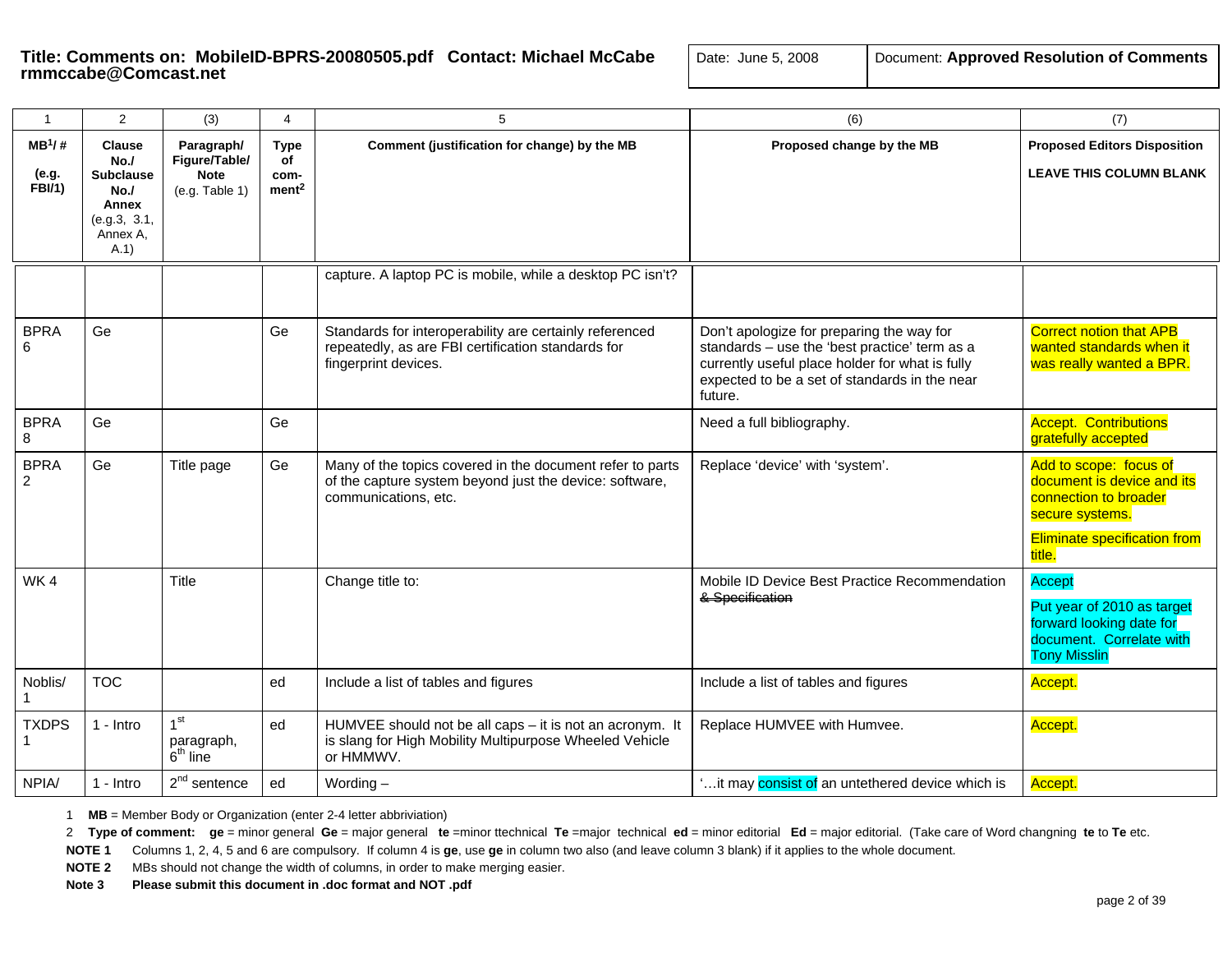**Title: Comments on: MobileID-BPRS-20080505.pdf Contact: Michael McCabe rmmccabe@Comcast.net**

Date: June 5, 2008

Document: **Approved Resolution of Comments**

| 1 | 2 | (3) | 4 | 5 | (6) | (7) |
|---|---|---|---|---|---|---|
| **MB[1]/ #** **(e.g. FBI/1)** | **Clause No./ Subclause No./ Annex** (e.g.3, 3.1, Annex A, A.1) | **Paragraph/ Figure/Table/ Note** (e.g. Table 1) | **Type of com-ment[2]** | **Comment (justification for change) by the MB** | **Proposed change by the MB** | **Proposed Editors Disposition** **LEAVE THIS COLUMN BLANK** |
| | | | | capture. A laptop PC is mobile, while a desktop PC isn't? | | |
| BPRA 6 | Ge | | Ge | Standards for interoperability are certainly referenced repeatedly, as are FBI certification standards for fingerprint devices. | Don't apologize for preparing the way for standards – use the 'best practice' term as a currently useful place holder for what is fully expected to be a set of standards in the near future. | Correct notion that APB wanted standards when it was really wanted a BPR. |
| BPRA 8 | Ge | | Ge | | Need a full bibliography. | Accept. Contributions gratefully accepted |
| BPRA 2 | Ge | Title page | Ge | Many of the topics covered in the document refer to parts of the capture system beyond just the device: software, communications, etc. | Replace 'device' with 'system'. | Add to scope: focus of document is device and its connection to broader secure systems. Eliminate specification from title. |
| WK 4 | | Title | | Change title to: | Mobile ID Device Best Practice Recommendation ~~& Specification~~ | Accept. Put year of 2010 as target forward looking date for document. Correlate with Tony Misslin |
| Noblis/ 1 | TOC | | ed | Include a list of tables and figures | Include a list of tables and figures | Accept. |
| TXDPS 1 | 1 - Intro | 1st paragraph, 6th line | ed | HUMVEE should not be all caps – it is not an acronym. It is slang for High Mobility Multipurpose Wheeled Vehicle or HMMWV. | Replace HUMVEE with Humvee. | Accept. |
| NPIA/ | 1 - Intro | 2nd sentence | ed | Wording – | '…it may consist of an untethered device which is | Accept. |

1 **MB** = Member Body or Organization (enter 2-4 letter abbriviation)

2 **Type of comment:** **ge** = minor general **Ge** = major general **te** =minor ttechnical **Te** =major technical **ed** = minor editorial **Ed** = major editorial. (Take care of Word changning **te** to **Te** etc.

**NOTE 1** Columns 1, 2, 4, 5 and 6 are compulsory. If column 4 is **ge**, use **ge** in column two also (and leave column 3 blank) if it applies to the whole document.

**NOTE 2** MBs should not change the width of columns, in order to make merging easier.

**Note 3** **Please submit this document in .doc format and NOT .pdf**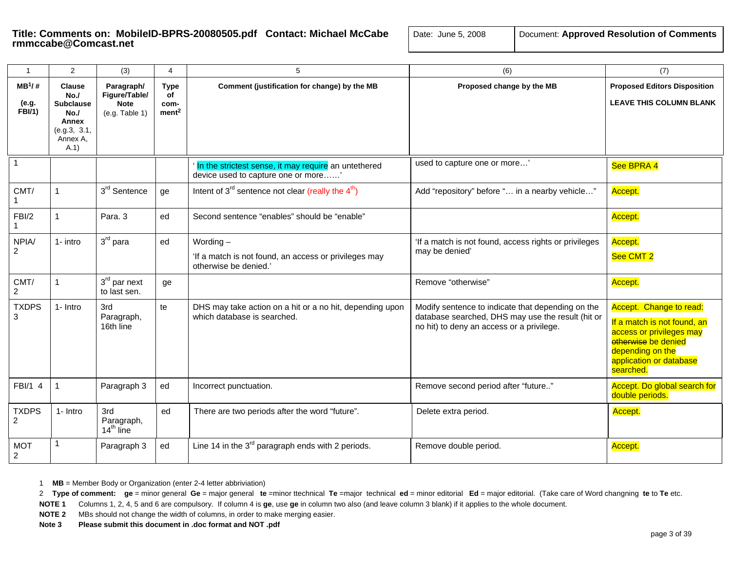**Title: Comments on: MobileID-BPRS-20080505.pdf Contact: Michael McCabe rmmccabe@Comcast.net**

| Date: June 5, 2008 | Document: **Approved Resolution of Comments** |
|---|---|

| 1 | 2 | (3) | 4 | 5 | (6) | (7) |
|---|---|---|---|---|---|---|
| **MB[1]/ #** **(e.g. FBI/1)** | **Clause No./ Subclause No./ Annex** (e.g.3, 3.1, Annex A, A.1) | **Paragraph/ Figure/Table/ Note** (e.g. Table 1) | **Type of com-ment[2]** | **Comment (justification for change) by the MB** | **Proposed change by the MB** | **Proposed Editors Disposition** **LEAVE THIS COLUMN BLANK** |
| 1 | | | | ' In the strictest sense, it may require an untethered device used to capture one or more……' | used to capture one or more…' | See BPRA 4 |
| CMT/ 1 | 1 | 3rd Sentence | ge | Intent of 3rd sentence not clear (really the 4th) | Add "repository" before "… in a nearby vehicle…" | Accept. |
| FBI/2 1 | 1 | Para. 3 | ed | Second sentence "enables" should be "enable" | | Accept. |
| NPIA/ 2 | 1- intro | 3rd para | ed | Wording – 'If a match is not found, an access or privileges may otherwise be denied.' | 'If a match is not found, access rights or privileges may be denied' | Accept. See CMT 2 |
| CMT/ 2 | 1 | 3rd par next to last sen. | ge | | Remove "otherwise" | Accept. |
| TXDPS 3 | 1- Intro | 3rd Paragraph, 16th line | te | DHS may take action on a hit or a no hit, depending upon which database is searched. | Modify sentence to indicate that depending on the database searched, DHS may use the result (hit or no hit) to deny an access or a privilege. | Accept. Change to read: If a match is not found, an access or privileges may ~~otherwise~~ be denied depending on the application or database searched. |
| FBI/1 4 | 1 | Paragraph 3 | ed | Incorrect punctuation. | Remove second period after "future.." | Accept. Do global search for double periods. |
| TXDPS 2 | 1- Intro | 3rd Paragraph, 14th line | ed | There are two periods after the word "future". | Delete extra period. | Accept. |
| MOT 2 | 1 | Paragraph 3 | ed | Line 14 in the 3rd paragraph ends with 2 periods. | Remove double period. | Accept. |

1 **MB** = Member Body or Organization (enter 2-4 letter abbriviation)

2 **Type of comment:** **ge** = minor general **Ge** = major general **te** =minor ttechnical **Te** =major technical **ed** = minor editorial **Ed** = major editorial. (Take care of Word changning **te** to **Te** etc.

**NOTE 1** Columns 1, 2, 4, 5 and 6 are compulsory. If column 4 is **ge**, use **ge** in column two also (and leave column 3 blank) if it applies to the whole document.

**NOTE 2** MBs should not change the width of columns, in order to make merging easier.

**Note 3** **Please submit this document in .doc format and NOT .pdf**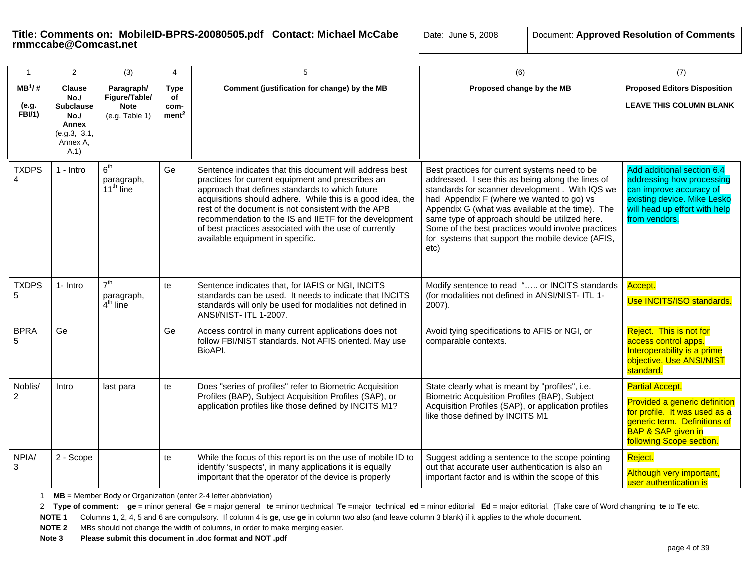**Title: Comments on: MobileID-BPRS-20080505.pdf Contact: Michael McCabe rmmccabe@Comcast.net**

Date: June 5, 2008

Document: **Approved Resolution of Comments**

| 1 | 2 | (3) | 4 | 5 | (6) | (7) |
|---|---|---|---|---|---|---|
| **MB[1]/ #** **(e.g. FBI/1)** | **Clause No./ Subclause No./ Annex** (e.g.3, 3.1, Annex A, A.1) | **Paragraph/ Figure/Table/ Note** (e.g. Table 1) | **Type of com-ment[2]** | **Comment (justification for change) by the MB** | **Proposed change by the MB** | **Proposed Editors Disposition** **LEAVE THIS COLUMN BLANK** |
| TXDPS 4 | 1 - Intro | 6th paragraph, 11th line | Ge | Sentence indicates that this document will address best practices for current equipment and prescribes an approach that defines standards to which future acquisitions should adhere. While this is a good idea, the rest of the document is not consistent with the APB recommendation to the IS and IIETF for the development of best practices associated with the use of currently available equipment in specific. | Best practices for current systems need to be addressed. I see this as being along the lines of standards for scanner development . With IQS we had Appendix F (where we wanted to go) vs Appendix G (what was available at the time). The same type of approach should be utilized here. Some of the best practices would involve practices for systems that support the mobile device (AFIS, etc) | Add additional section 6.4 addressing how processing can improve accuracy of existing device. Mike Lesko will head up effort with help from vendors. |
| TXDPS 5 | 1- Intro | 7th paragraph, 4th line | te | Sentence indicates that, for IAFIS or NGI, INCITS standards can be used. It needs to indicate that INCITS standards will only be used for modalities not defined in ANSI/NIST- ITL 1-2007. | Modify sentence to read "….. or INCITS standards (for modalities not defined in ANSI/NIST- ITL 1-2007). | Accept. Use INCITS/ISO standards. |
| BPRA 5 | Ge | | Ge | Access control in many current applications does not follow FBI/NIST standards. Not AFIS oriented. May use BioAPI. | Avoid tying specifications to AFIS or NGI, or comparable contexts. | Reject. This is not for access control apps. Interoperability is a prime objective. Use ANSI/NIST standard. |
| Noblis/ 2 | Intro | last para | te | Does "series of profiles" refer to Biometric Acquisition Profiles (BAP), Subject Acquisition Profiles (SAP), or application profiles like those defined by INCITS M1? | State clearly what is meant by "profiles", i.e. Biometric Acquisition Profiles (BAP), Subject Acquisition Profiles (SAP), or application profiles like those defined by INCITS M1 | Partial Accept. Provided a generic definition for profile. It was used as a generic term. Definitions of BAP & SAP given in following Scope section. |
| NPIA/ 3 | 2 - Scope | | te | While the focus of this report is on the use of mobile ID to identify 'suspects', in many applications it is equally important that the operator of the device is properly | Suggest adding a sentence to the scope pointing out that accurate user authentication is also an important factor and is within the scope of this | Reject. Although very important, user authentication is |

1 **MB** = Member Body or Organization (enter 2-4 letter abbriviation)

2 **Type of comment:** **ge** = minor general **Ge** = major general **te** =minor ttechnical **Te** =major technical **ed** = minor editorial **Ed** = major editorial. (Take care of Word changning **te** to **Te** etc.

**NOTE 1** Columns 1, 2, 4, 5 and 6 are compulsory. If column 4 is **ge**, use **ge** in column two also (and leave column 3 blank) if it applies to the whole document.

**NOTE 2** MBs should not change the width of columns, in order to make merging easier.

**Note 3** **Please submit this document in .doc format and NOT .pdf**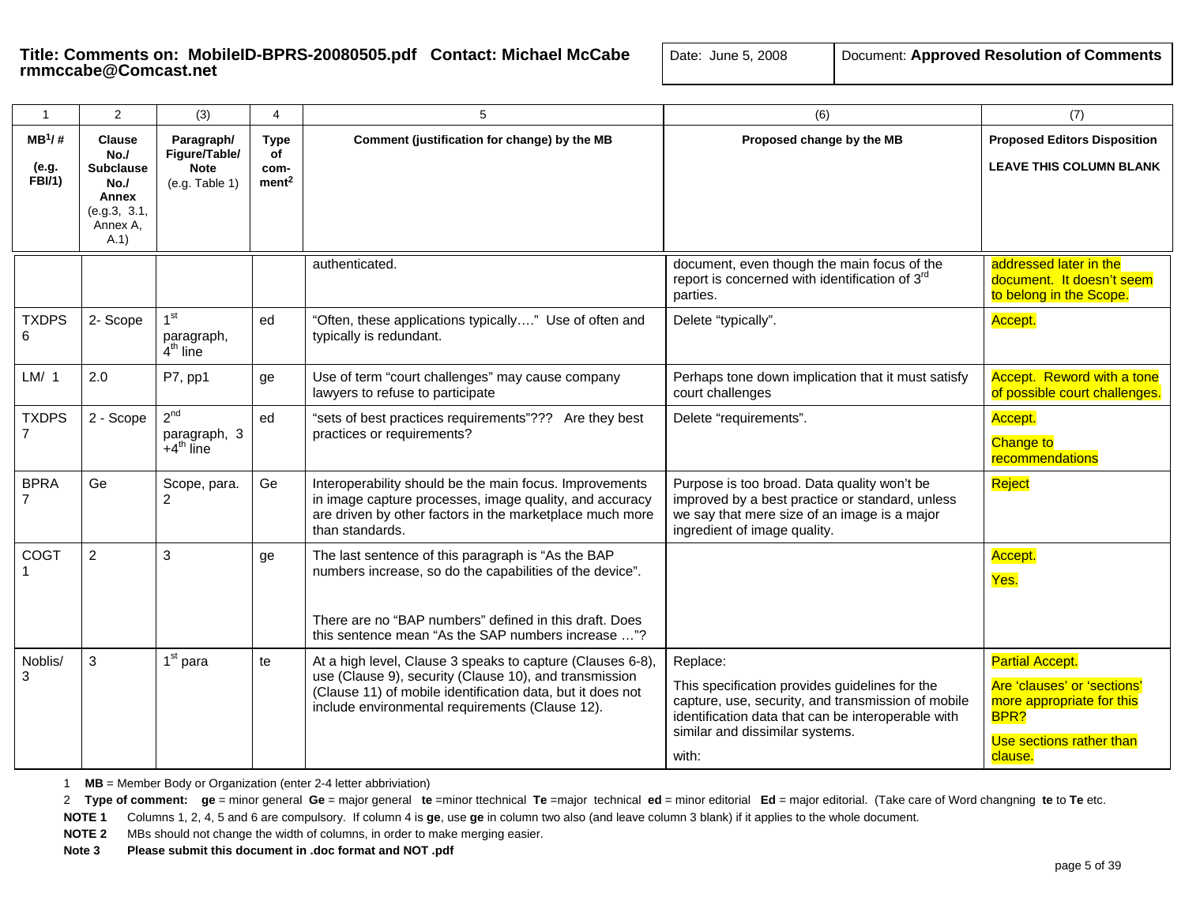**Title: Comments on: MobileID-BPRS-20080505.pdf Contact: Michael McCabe rmmccabe@Comcast.net**

Date: June 5, 2008

Document: **Approved Resolution of Comments**

| 1 | 2 | (3) | 4 | 5 | (6) | (7) |
|---|---|---|---|---|---|---|
| **MB[1]/ #** **(e.g. FBI/1)** | **Clause No./ Subclause No./ Annex** (e.g.3, 3.1, Annex A, A.1) | **Paragraph/ Figure/Table/ Note** (e.g. Table 1) | **Type of com-ment[2]** | **Comment (justification for change) by the MB** | **Proposed change by the MB** | **Proposed Editors Disposition** **LEAVE THIS COLUMN BLANK** |
| | | | | authenticated. | document, even though the main focus of the report is concerned with identification of 3rd parties. | addressed later in the document. It doesn't seem to belong in the Scope. |
| TXDPS 6 | 2- Scope | 1st paragraph, 4th line | ed | "Often, these applications typically…." Use of often and typically is redundant. | Delete "typically". | Accept. |
| LM/ 1 | 2.0 | P7, pp1 | ge | Use of term "court challenges" may cause company lawyers to refuse to participate | Perhaps tone down implication that it must satisfy court challenges | Accept. Reword with a tone of possible court challenges. |
| TXDPS 7 | 2 - Scope | 2nd paragraph, 3 +4th line | ed | "sets of best practices requirements"??? Are they best practices or requirements? | Delete "requirements". | Accept. Change to recommendations |
| BPRA 7 | Ge | Scope, para. 2 | Ge | Interoperability should be the main focus. Improvements in image capture processes, image quality, and accuracy are driven by other factors in the marketplace much more than standards. | Purpose is too broad. Data quality won't be improved by a best practice or standard, unless we say that mere size of an image is a major ingredient of image quality. | Reject |
| COGT 1 | 2 | 3 | ge | The last sentence of this paragraph is "As the BAP numbers increase, so do the capabilities of the device". There are no "BAP numbers" defined in this draft. Does this sentence mean "As the SAP numbers increase …"? | | Accept. Yes. |
| Noblis/ 3 | 3 | 1st para | te | At a high level, Clause 3 speaks to capture (Clauses 6-8), use (Clause 9), security (Clause 10), and transmission (Clause 11) of mobile identification data, but it does not include environmental requirements (Clause 12). | Replace: This specification provides guidelines for the capture, use, security, and transmission of mobile identification data that can be interoperable with similar and dissimilar systems. with: | Partial Accept. Are 'clauses' or 'sections' more appropriate for this BPR? Use sections rather than clause. |

1 **MB** = Member Body or Organization (enter 2-4 letter abbriviation)

2 **Type of comment:** **ge** = minor general **Ge** = major general **te** =minor ttechnical **Te** =major technical **ed** = minor editorial **Ed** = major editorial. (Take care of Word changning **te** to **Te** etc.

**NOTE 1** Columns 1, 2, 4, 5 and 6 are compulsory. If column 4 is **ge**, use **ge** in column two also (and leave column 3 blank) if it applies to the whole document.

**NOTE 2** MBs should not change the width of columns, in order to make merging easier.

**Note 3** **Please submit this document in .doc format and NOT .pdf**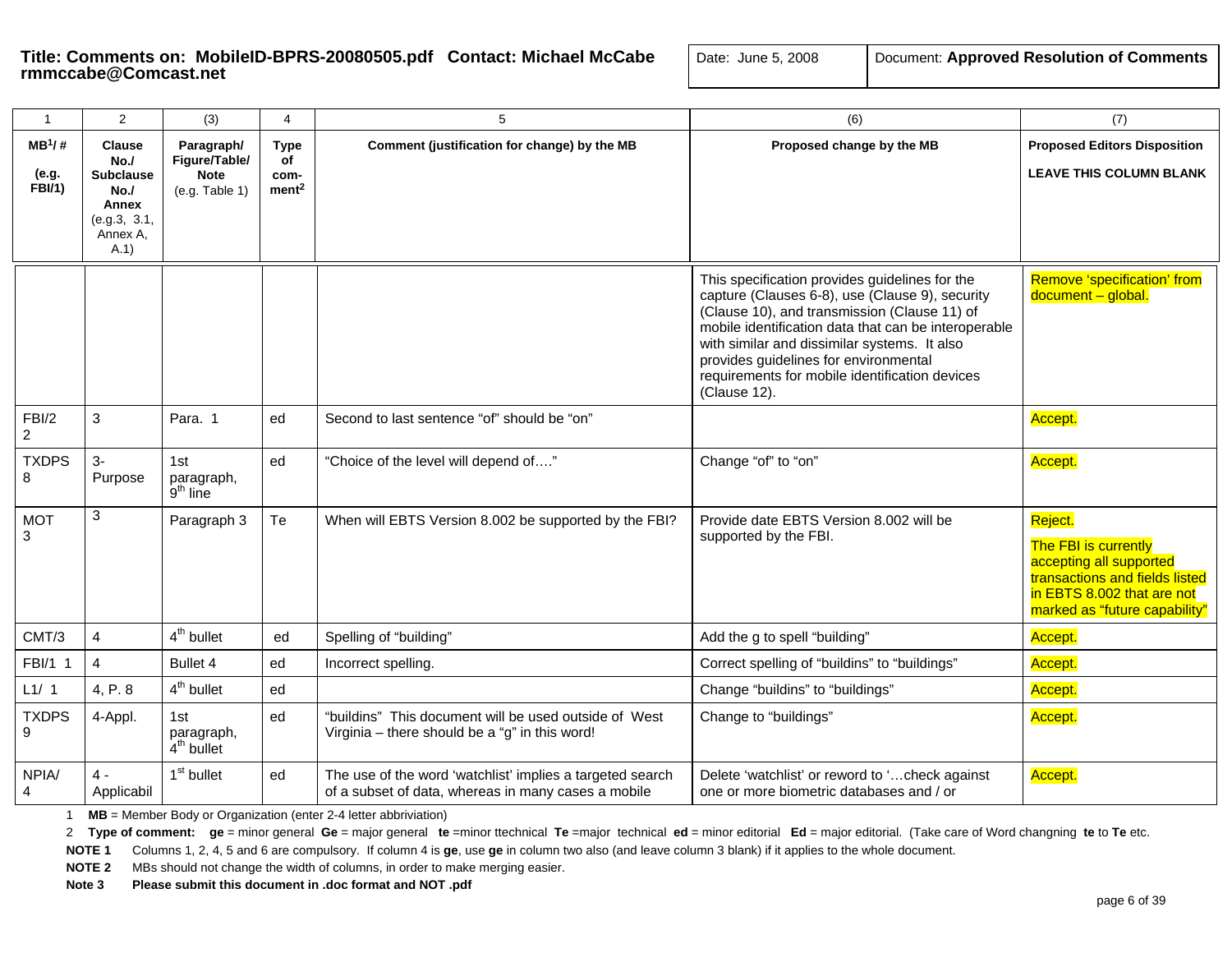**Title: Comments on: MobileID-BPRS-20080505.pdf Contact: Michael McCabe rmmccabe@Comcast.net**

Date: June 5, 2008

Document: **Approved Resolution of Comments**

| 1 | 2 | (3) | 4 | 5 | (6) | (7) |
|---|---|---|---|---|---|---|
| **MB[1]/ #** **(e.g. FBI/1)** | **Clause No./ Subclause No./ Annex** (e.g.3, 3.1, Annex A, A.1) | **Paragraph/ Figure/Table/ Note** (e.g. Table 1) | **Type of com-ment[2]** | **Comment (justification for change) by the MB** | **Proposed change by the MB** | **Proposed Editors Disposition** **LEAVE THIS COLUMN BLANK** |
| | | | | | This specification provides guidelines for the capture (Clauses 6-8), use (Clause 9), security (Clause 10), and transmission (Clause 11) of mobile identification data that can be interoperable with similar and dissimilar systems. It also provides guidelines for environmental requirements for mobile identification devices (Clause 12). | Remove 'specification' from document – global. |
| FBI/2 2 | 3 | Para. 1 | ed | Second to last sentence "of" should be "on" | | Accept. |
| TXDPS 8 | 3- Purpose | 1st paragraph, 9th line | ed | "Choice of the level will depend of…." | Change "of" to "on" | Accept. |
| MOT 3 | 3 | Paragraph 3 | Te | When will EBTS Version 8.002 be supported by the FBI? | Provide date EBTS Version 8.002 will be supported by the FBI. | Reject. The FBI is currently accepting all supported transactions and fields listed in EBTS 8.002 that are not marked as "future capability" |
| CMT/3 | 4 | 4th bullet | ed | Spelling of "building" | Add the g to spell "building" | Accept. |
| FBI/1 1 | 4 | Bullet 4 | ed | Incorrect spelling. | Correct spelling of "buildins" to "buildings" | Accept. |
| L1/ 1 | 4, P. 8 | 4th bullet | ed | | Change "buildins" to "buildings" | Accept. |
| TXDPS 9 | 4-Appl. | 1st paragraph, 4th bullet | ed | "buildins" This document will be used outside of West Virginia – there should be a "g" in this word! | Change to "buildings" | Accept. |
| NPIA/ 4 | 4 - Applicabil | 1st bullet | ed | The use of the word 'watchlist' implies a targeted search of a subset of data, whereas in many cases a mobile | Delete 'watchlist' or reword to '…check against one or more biometric databases and / or | Accept. |

1 **MB** = Member Body or Organization (enter 2-4 letter abbriviation)

2 **Type of comment:** **ge** = minor general **Ge** = major general **te** =minor ttechnical **Te** =major technical **ed** = minor editorial **Ed** = major editorial. (Take care of Word changning **te** to **Te** etc.

**NOTE 1** Columns 1, 2, 4, 5 and 6 are compulsory. If column 4 is **ge**, use **ge** in column two also (and leave column 3 blank) if it applies to the whole document.

**NOTE 2** MBs should not change the width of columns, in order to make merging easier.

**Note 3** **Please submit this document in .doc format and NOT .pdf**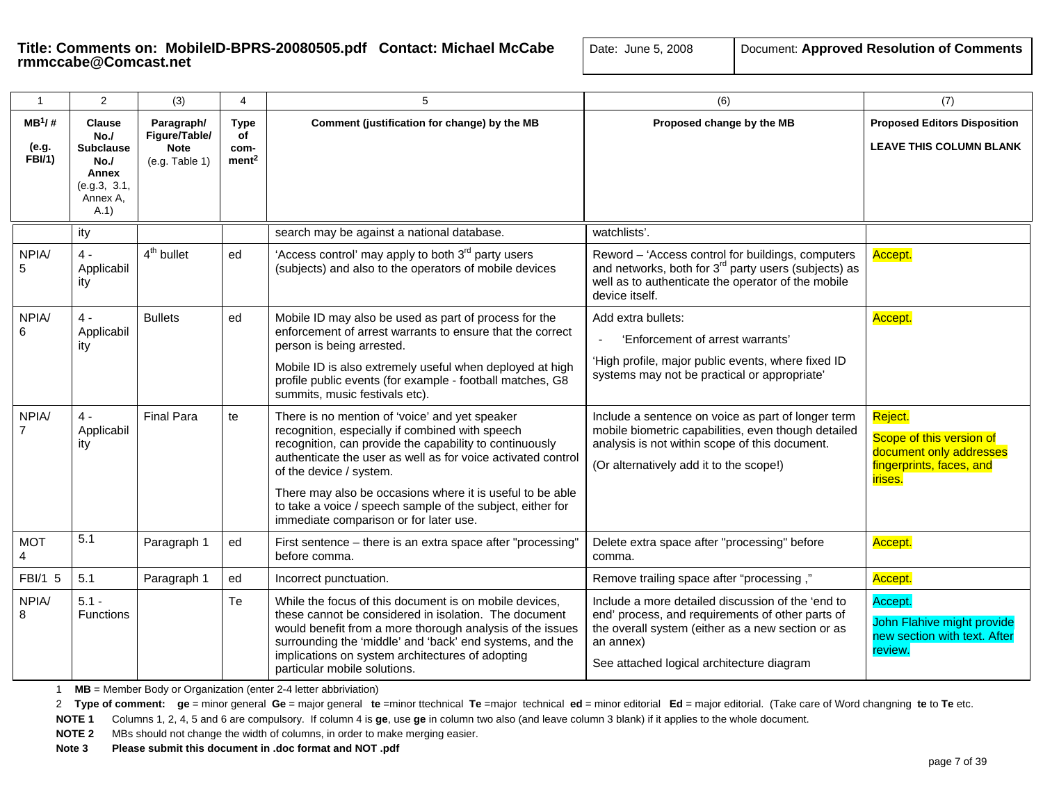**Title: Comments on: MobileID-BPRS-20080505.pdf Contact: Michael McCabe rmmccabe@Comcast.net**

Date: June 5, 2008

Document: **Approved Resolution of Comments**

| 1 | 2 | (3) | 4 | 5 | (6) | (7) |
|---|---|---|---|---|---|---|
| **MB[1]/ #** (e.g. FBI/1) | **Clause No./ Subclause No./ Annex** (e.g.3, 3.1, Annex A, A.1) | **Paragraph/ Figure/Table/ Note** (e.g. Table 1) | **Type of com-ment[2]** | **Comment (justification for change) by the MB** | **Proposed change by the MB** | **Proposed Editors Disposition** **LEAVE THIS COLUMN BLANK** |
| | ity | | | search may be against a national database. | watchlists'. | |
| NPIA/ 5 | 4 - Applicability | 4th bullet | ed | 'Access control' may apply to both 3rd party users (subjects) and also to the operators of mobile devices | Reword – 'Access control for buildings, computers and networks, both for 3rd party users (subjects) as well as to authenticate the operator of the mobile device itself. | Accept. |
| NPIA/ 6 | 4 - Applicability | Bullets | ed | Mobile ID may also be used as part of process for the enforcement of arrest warrants to ensure that the correct person is being arrested. Mobile ID is also extremely useful when deployed at high profile public events (for example - football matches, G8 summits, music festivals etc). | Add extra bullets: - 'Enforcement of arrest warrants' 'High profile, major public events, where fixed ID systems may not be practical or appropriate' | Accept. |
| NPIA/ 7 | 4 - Applicability | Final Para | te | There is no mention of 'voice' and yet speaker recognition, especially if combined with speech recognition, can provide the capability to continuously authenticate the user as well as for voice activated control of the device / system. There may also be occasions where it is useful to be able to take a voice / speech sample of the subject, either for immediate comparison or for later use. | Include a sentence on voice as part of longer term mobile biometric capabilities, even though detailed analysis is not within scope of this document. (Or alternatively add it to the scope!) | Reject. Scope of this version of document only addresses fingerprints, faces, and irises. |
| MOT 4 | 5.1 | Paragraph 1 | ed | First sentence – there is an extra space after "processing" before comma. | Delete extra space after "processing" before comma. | Accept. |
| FBI/1 5 | 5.1 | Paragraph 1 | ed | Incorrect punctuation. | Remove trailing space after "processing ," | Accept. |
| NPIA/ 8 | 5.1 - Functions | | Te | While the focus of this document is on mobile devices, these cannot be considered in isolation. The document would benefit from a more thorough analysis of the issues surrounding the 'middle' and 'back' end systems, and the implications on system architectures of adopting particular mobile solutions. | Include a more detailed discussion of the 'end to end' process, and requirements of other parts of the overall system (either as a new section or as an annex) See attached logical architecture diagram | Accept. John Flahive might provide new section with text. After review. |

1 **MB** = Member Body or Organization (enter 2-4 letter abbriviation)

2 **Type of comment:** **ge** = minor general **Ge** = major general **te** =minor ttechnical **Te** =major technical **ed** = minor editorial **Ed** = major editorial. (Take care of Word changning **te** to **Te** etc.

**NOTE 1** Columns 1, 2, 4, 5 and 6 are compulsory. If column 4 is **ge**, use **ge** in column two also (and leave column 3 blank) if it applies to the whole document.

**NOTE 2** MBs should not change the width of columns, in order to make merging easier.

**Note 3** **Please submit this document in .doc format and NOT .pdf**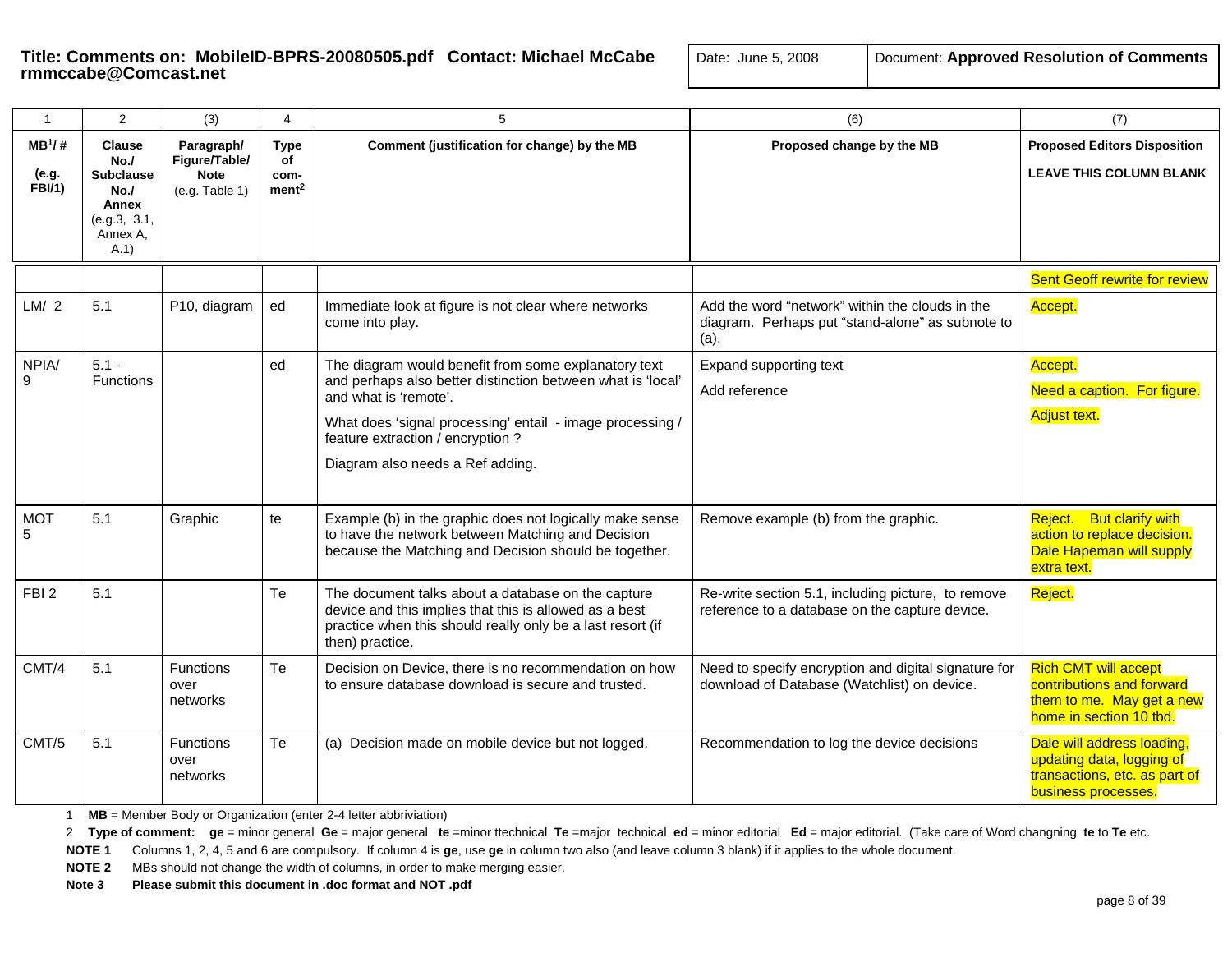**Title: Comments on: MobileID-BPRS-20080505.pdf Contact: Michael McCabe rmmccabe@Comcast.net**

| Date: June 5, 2008 | Document: **Approved Resolution of Comments** |
|---|---|

| 1 | 2 | (3) | 4 | 5 | (6) | (7) |
|---|---|---|---|---|---|---|
| **MB[1]/ #** **(e.g. FBI/1)** | **Clause No./ Subclause No./ Annex** (e.g.3, 3.1, Annex A, A.1) | **Paragraph/ Figure/Table/ Note** (e.g. Table 1) | **Type of com-ment[2]** | **Comment (justification for change) by the MB** | **Proposed change by the MB** | **Proposed Editors Disposition** **LEAVE THIS COLUMN BLANK** |
| | | | | | | Sent Geoff rewrite for review |
| LM/ 2 | 5.1 | P10, diagram | ed | Immediate look at figure is not clear where networks come into play. | Add the word "network" within the clouds in the diagram. Perhaps put "stand-alone" as subnote to (a). | Accept. |
| NPIA/ 9 | 5.1 - Functions | | ed | The diagram would benefit from some explanatory text and perhaps also better distinction between what is 'local' and what is 'remote'. What does 'signal processing' entail - image processing / feature extraction / encryption ? Diagram also needs a Ref adding. | Expand supporting text Add reference | Accept. Need a caption. For figure. Adjust text. |
| MOT 5 | 5.1 | Graphic | te | Example (b) in the graphic does not logically make sense to have the network between Matching and Decision because the Matching and Decision should be together. | Remove example (b) from the graphic. | Reject. But clarify with action to replace decision. Dale Hapeman will supply extra text. |
| FBI 2 | 5.1 | | Te | The document talks about a database on the capture device and this implies that this is allowed as a best practice when this should really only be a last resort (if then) practice. | Re-write section 5.1, including picture, to remove reference to a database on the capture device. | Reject. |
| CMT/4 | 5.1 | Functions over networks | Te | Decision on Device, there is no recommendation on how to ensure database download is secure and trusted. | Need to specify encryption and digital signature for download of Database (Watchlist) on device. | Rich CMT will accept contributions and forward them to me. May get a new home in section 10 tbd. |
| CMT/5 | 5.1 | Functions over networks | Te | (a) Decision made on mobile device but not logged. | Recommendation to log the device decisions | Dale will address loading, updating data, logging of transactions, etc. as part of business processes. |

1 **MB** = Member Body or Organization (enter 2-4 letter abbriviation)

2 **Type of comment:** **ge** = minor general **Ge** = major general **te** =minor ttechnical **Te** =major technical **ed** = minor editorial **Ed** = major editorial. (Take care of Word changning **te** to **Te** etc.

**NOTE 1** Columns 1, 2, 4, 5 and 6 are compulsory. If column 4 is **ge**, use **ge** in column two also (and leave column 3 blank) if it applies to the whole document.

**NOTE 2** MBs should not change the width of columns, in order to make merging easier.

**Note 3** **Please submit this document in .doc format and NOT .pdf**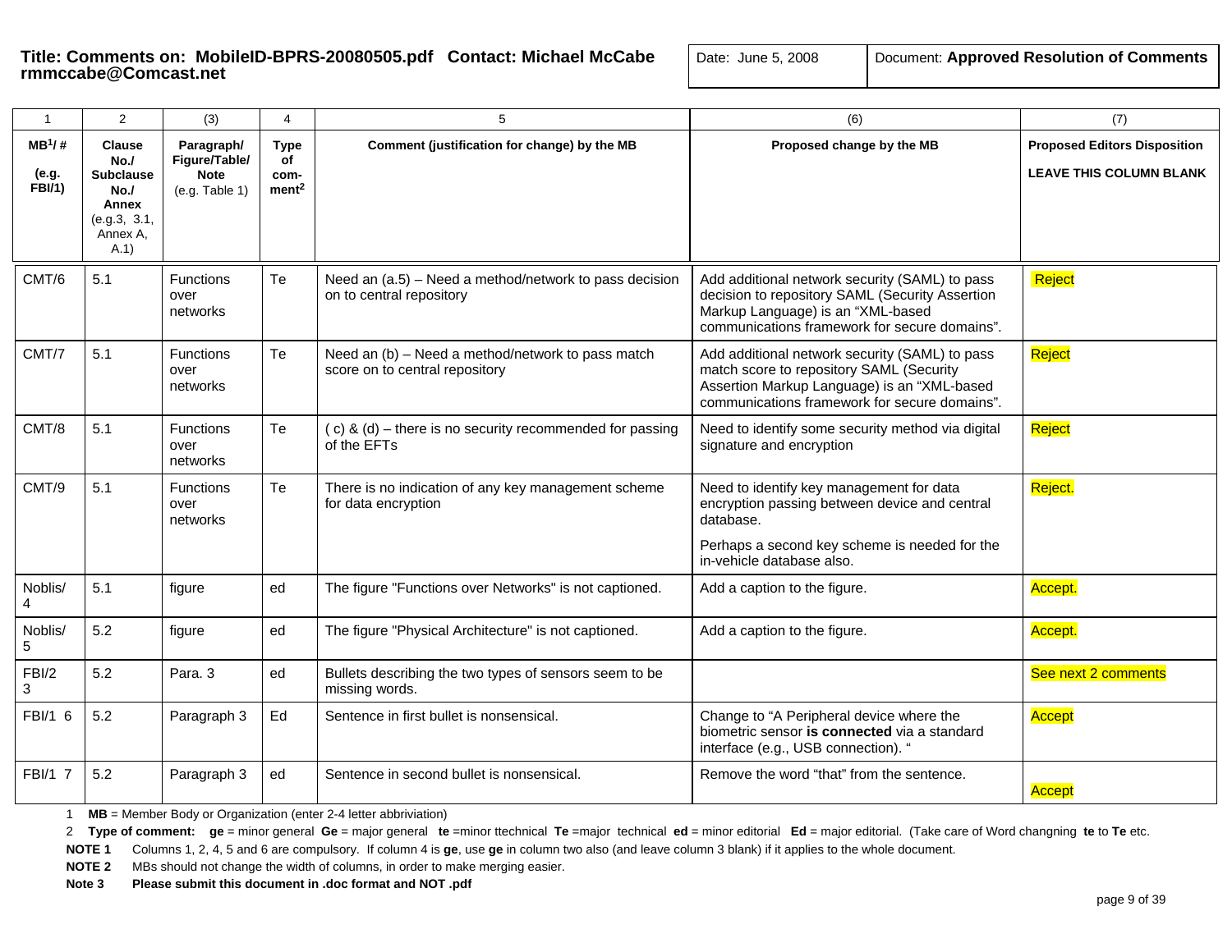**Title: Comments on: MobileID-BPRS-20080505.pdf Contact: Michael McCabe rmmccabe@Comcast.net**

Date: June 5, 2008

Document: **Approved Resolution of Comments**

| 1 | 2 | (3) | 4 | 5 | (6) | (7) |
|---|---|---|---|---|---|---|
| **MB[1]/ #** **(e.g. FBI/1)** | **Clause No./ Subclause No./ Annex** (e.g.3, 3.1, Annex A, A.1) | **Paragraph/ Figure/Table/ Note** (e.g. Table 1) | **Type of com-ment[2]** | **Comment (justification for change) by the MB** | **Proposed change by the MB** | **Proposed Editors Disposition** **LEAVE THIS COLUMN BLANK** |
| CMT/6 | 5.1 | Functions over networks | Te | Need an (a.5) – Need a method/network to pass decision on to central repository | Add additional network security (SAML) to pass decision to repository SAML (Security Assertion Markup Language) is an "XML-based communications framework for secure domains". | Reject |
| CMT/7 | 5.1 | Functions over networks | Te | Need an (b) – Need a method/network to pass match score on to central repository | Add additional network security (SAML) to pass match score to repository SAML (Security Assertion Markup Language) is an "XML-based communications framework for secure domains". | Reject |
| CMT/8 | 5.1 | Functions over networks | Te | ( c) & (d) – there is no security recommended for passing of the EFTs | Need to identify some security method via digital signature and encryption | Reject |
| CMT/9 | 5.1 | Functions over networks | Te | There is no indication of any key management scheme for data encryption | Need to identify key management for data encryption passing between device and central database.<br><br>Perhaps a second key scheme is needed for the in-vehicle database also. | Reject. |
| Noblis/ 4 | 5.1 | figure | ed | The figure "Functions over Networks" is not captioned. | Add a caption to the figure. | Accept. |
| Noblis/ 5 | 5.2 | figure | ed | The figure "Physical Architecture" is not captioned. | Add a caption to the figure. | Accept. |
| FBI/2 3 | 5.2 | Para. 3 | ed | Bullets describing the two types of sensors seem to be missing words. | | See next 2 comments |
| FBI/1 6 | 5.2 | Paragraph 3 | Ed | Sentence in first bullet is nonsensical. | Change to "A Peripheral device where the biometric sensor **is connected** via a standard interface (e.g., USB connection). " | Accept |
| FBI/1 7 | 5.2 | Paragraph 3 | ed | Sentence in second bullet is nonsensical. | Remove the word "that" from the sentence. | Accept |

1 **MB** = Member Body or Organization (enter 2-4 letter abbriviation)

2 **Type of comment:** **ge** = minor general **Ge** = major general **te** =minor ttechnical **Te** =major technical **ed** = minor editorial **Ed** = major editorial. (Take care of Word changning **te** to **Te** etc.

**NOTE 1** Columns 1, 2, 4, 5 and 6 are compulsory. If column 4 is **ge**, use **ge** in column two also (and leave column 3 blank) if it applies to the whole document.

**NOTE 2** MBs should not change the width of columns, in order to make merging easier.

**Note 3** **Please submit this document in .doc format and NOT .pdf**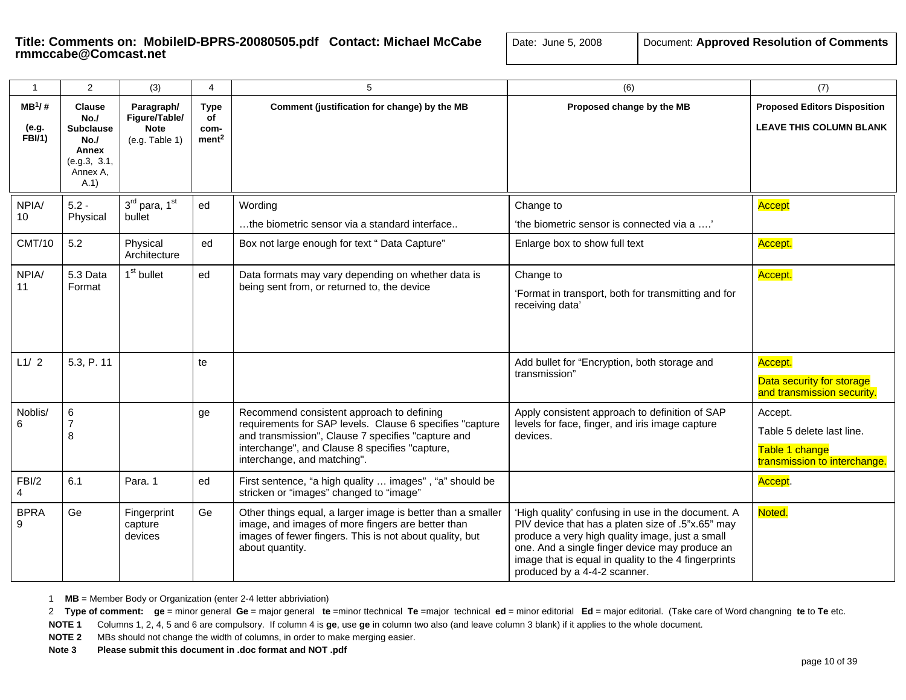**Title: Comments on: MobileID-BPRS-20080505.pdf Contact: Michael McCabe rmmccabe@Comcast.net**

| Date: June 5, 2008 | Document: **Approved Resolution of Comments** |
|---|---|

| 1 | 2 | (3) | 4 | 5 | (6) | (7) |
|---|---|---|---|---|---|---|
| **MB[1]/ #** **(e.g. FBI/1)** | **Clause No./ Subclause No./ Annex** (e.g.3, 3.1, Annex A, A.1) | **Paragraph/ Figure/Table/ Note** (e.g. Table 1) | **Type of com-ment[2]** | **Comment (justification for change) by the MB** | **Proposed change by the MB** | **Proposed Editors Disposition** **LEAVE THIS COLUMN BLANK** |
| NPIA/ 10 | 5.2 - Physical | 3rd para, 1st bullet | ed | Wording …the biometric sensor via a standard interface.. | Change to 'the biometric sensor is connected via a ….' | Accept |
| CMT/10 | 5.2 | Physical Architecture | ed | Box not large enough for text " Data Capture" | Enlarge box to show full text | Accept. |
| NPIA/ 11 | 5.3 Data Format | 1st bullet | ed | Data formats may vary depending on whether data is being sent from, or returned to, the device | Change to 'Format in transport, both for transmitting and for receiving data' | Accept. |
| L1/ 2 | 5.3, P. 11 | | te | | Add bullet for "Encryption, both storage and transmission" | Accept. Data security for storage and transmission security. |
| Noblis/ 6 | 6 7 8 | | ge | Recommend consistent approach to defining requirements for SAP levels. Clause 6 specifies "capture and transmission", Clause 7 specifies "capture and interchange", and Clause 8 specifies "capture, interchange, and matching". | Apply consistent approach to definition of SAP levels for face, finger, and iris image capture devices. | Accept. Table 5 delete last line. Table 1 change transmission to interchange. |
| FBI/2 4 | 6.1 | Para. 1 | ed | First sentence, "a high quality … images" , "a" should be stricken or "images" changed to "image" | | Accept. |
| BPRA 9 | Ge | Fingerprint capture devices | Ge | Other things equal, a larger image is better than a smaller image, and images of more fingers are better than images of fewer fingers. This is not about quality, but about quantity. | 'High quality' confusing in use in the document. A PIV device that has a platen size of .5"x.65" may produce a very high quality image, just a small one. And a single finger device may produce an image that is equal in quality to the 4 fingerprints produced by a 4-4-2 scanner. | Noted. |

1 **MB** = Member Body or Organization (enter 2-4 letter abbriviation)

2 **Type of comment:** **ge** = minor general **Ge** = major general **te** =minor ttechnical **Te** =major technical **ed** = minor editorial **Ed** = major editorial. (Take care of Word changning **te** to **Te** etc.

**NOTE 1** Columns 1, 2, 4, 5 and 6 are compulsory. If column 4 is **ge**, use **ge** in column two also (and leave column 3 blank) if it applies to the whole document.

**NOTE 2** MBs should not change the width of columns, in order to make merging easier.

**Note 3** **Please submit this document in .doc format and NOT .pdf**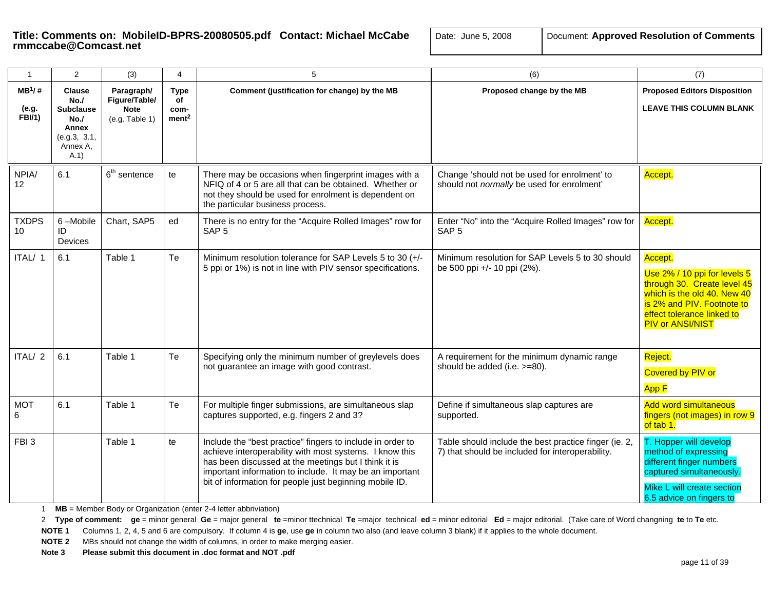**Title: Comments on: MobileID-BPRS-20080505.pdf Contact: Michael McCabe rmmccabe@Comcast.net**

| Date: June 5, 2008 | Document: **Approved Resolution of Comments** |
|---|---|

| 1 | 2 | (3) | 4 | 5 | (6) | (7) |
|---|---|---|---|---|---|---|
| **MB[1]/ #** **(e.g. FBI/1)** | **Clause No./ Subclause No./ Annex** (e.g.3, 3.1, Annex A, A.1) | **Paragraph/ Figure/Table/ Note** (e.g. Table 1) | **Type of com-ment[2]** | **Comment (justification for change) by the MB** | **Proposed change by the MB** | **Proposed Editors Disposition** **LEAVE THIS COLUMN BLANK** |
| NPIA/ 12 | 6.1 | 6th sentence | te | There may be occasions when fingerprint images with a NFIQ of 4 or 5 are all that can be obtained. Whether or not they should be used for enrolment is dependent on the particular business process. | Change 'should not be used for enrolment' to should not *normally* be used for enrolment' | Accept. |
| TXDPS 10 | 6 –Mobile ID Devices | Chart, SAP5 | ed | There is no entry for the "Acquire Rolled Images" row for SAP 5 | Enter "No" into the "Acquire Rolled Images" row for SAP 5 | Accept. |
| ITAL/ 1 | 6.1 | Table 1 | Te | Minimum resolution tolerance for SAP Levels 5 to 30 (+/- 5 ppi or 1%) is not in line with PIV sensor specifications. | Minimum resolution for SAP Levels 5 to 30 should be 500 ppi +/- 10 ppi (2%). | Accept. Use 2% / 10 ppi for levels 5 through 30. Create level 45 which is the old 40. New 40 is 2% and PIV. Footnote to effect tolerance linked to PIV or ANSI/NIST |
| ITAL/ 2 | 6.1 | Table 1 | Te | Specifying only the minimum number of greylevels does not guarantee an image with good contrast. | A requirement for the minimum dynamic range should be added (i.e. >=80). | Reject. Covered by PIV or App F |
| MOT 6 | 6.1 | Table 1 | Te | For multiple finger submissions, are simultaneous slap captures supported, e.g. fingers 2 and 3? | Define if simultaneous slap captures are supported. | Add word simultaneous fingers (not images) in row 9 of tab 1. |
| FBI 3 | | Table 1 | te | Include the "best practice" fingers to include in order to achieve interoperability with most systems. I know this has been discussed at the meetings but I think it is important information to include. It may be an important bit of information for people just beginning mobile ID. | Table should include the best practice finger (ie. 2, 7) that should be included for interoperability. | T. Hopper will develop method of expressing different finger numbers captured simultaneously. Mike L will create section 6.5 advice on fingers to |

1 **MB** = Member Body or Organization (enter 2-4 letter abbriviation)

2 **Type of comment:** **ge** = minor general **Ge** = major general **te** =minor ttechnical **Te** =major technical **ed** = minor editorial **Ed** = major editorial. (Take care of Word changning **te** to **Te** etc.

**NOTE 1** Columns 1, 2, 4, 5 and 6 are compulsory. If column 4 is **ge**, use **ge** in column two also (and leave column 3 blank) if it applies to the whole document.

**NOTE 2** MBs should not change the width of columns, in order to make merging easier.

**Note 3** **Please submit this document in .doc format and NOT .pdf**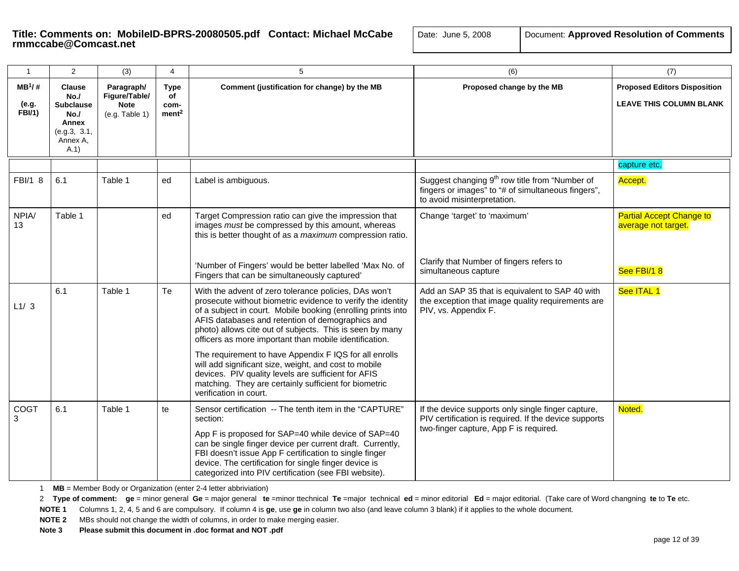**Title: Comments on: MobileID-BPRS-20080505.pdf Contact: Michael McCabe rmmccabe@Comcast.net**

Date: June 5, 2008 | Document: **Approved Resolution of Comments**

| 1 | 2 | (3) | 4 | 5 | (6) | (7) |
|---|---|---|---|---|---|---|
| **MB[1]/ #** **(e.g. FBI/1)** | **Clause No./ Subclause No./ Annex** (e.g.3, 3.1, Annex A, A.1) | **Paragraph/ Figure/Table/ Note** (e.g. Table 1) | **Type of com-ment[2]** | **Comment (justification for change) by the MB** | **Proposed change by the MB** | **Proposed Editors Disposition** **LEAVE THIS COLUMN BLANK** |
| | | | | | | capture etc. |
| FBI/1 8 | 6.1 | Table 1 | ed | Label is ambiguous. | Suggest changing 9th row title from "Number of fingers or images" to "# of simultaneous fingers", to avoid misinterpretation. | Accept. |
| NPIA/ 13 | Table 1 | | ed | Target Compression ratio can give the impression that images *must* be compressed by this amount, whereas this is better thought of as a *maximum* compression ratio.<br><br>'Number of Fingers' would be better labelled 'Max No. of Fingers that can be simultaneously captured' | Change 'target' to 'maximum'<br><br>Clarify that Number of fingers refers to simultaneous capture | Partial Accept Change to average not target.<br><br>See FBI/1 8 |
| L1/ 3 | 6.1 | Table 1 | Te | With the advent of zero tolerance policies, DAs won't prosecute without biometric evidence to verify the identity of a subject in court. Mobile booking (enrolling prints into AFIS databases and retention of demographics and photo) allows cite out of subjects. This is seen by many officers as more important than mobile identification.<br><br>The requirement to have Appendix F IQS for all enrolls will add significant size, weight, and cost to mobile devices. PIV quality levels are sufficient for AFIS matching. They are certainly sufficient for biometric verification in court. | Add an SAP 35 that is equivalent to SAP 40 with the exception that image quality requirements are PIV, vs. Appendix F. | See ITAL 1 |
| COGT 3 | 6.1 | Table 1 | te | Sensor certification -- The tenth item in the "CAPTURE" section:<br><br>App F is proposed for SAP=40 while device of SAP=40 can be single finger device per current draft. Currently, FBI doesn't issue App F certification to single finger device. The certification for single finger device is categorized into PIV certification (see FBI website). | If the device supports only single finger capture, PIV certification is required. If the device supports two-finger capture, App F is required. | Noted. |

1 **MB** = Member Body or Organization (enter 2-4 letter abbriviation)

2 **Type of comment:** **ge** = minor general **Ge** = major general **te** =minor ttechnical **Te** =major technical **ed** = minor editorial **Ed** = major editorial. (Take care of Word changning **te** to **Te** etc.

**NOTE 1** Columns 1, 2, 4, 5 and 6 are compulsory. If column 4 is **ge**, use **ge** in column two also (and leave column 3 blank) if it applies to the whole document.

**NOTE 2** MBs should not change the width of columns, in order to make merging easier.

**Note 3** **Please submit this document in .doc format and NOT .pdf**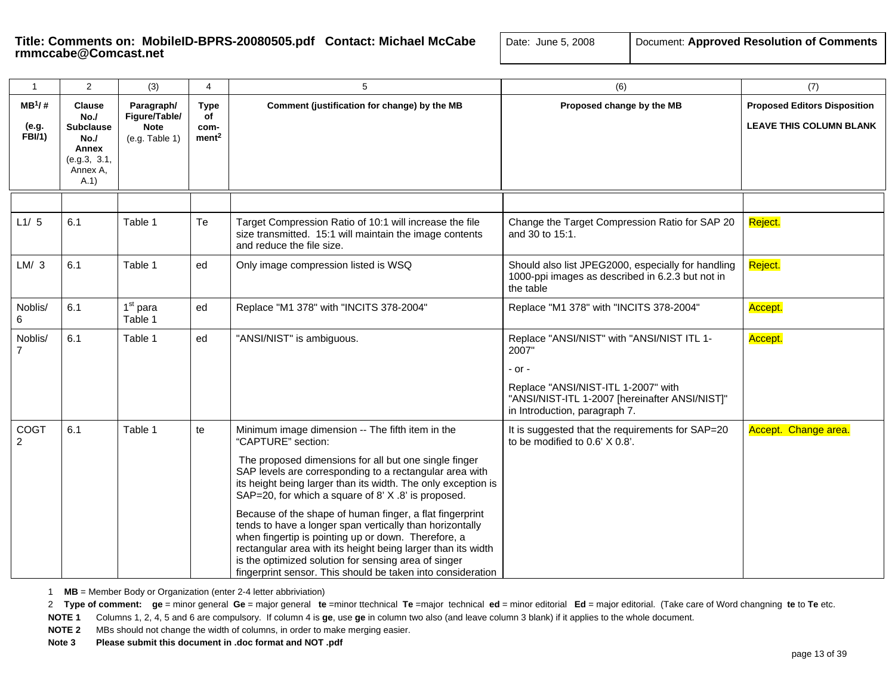**Title: Comments on: MobileID-BPRS-20080505.pdf Contact: Michael McCabe rmmccabe@Comcast.net**

Date: June 5, 2008

Document: **Approved Resolution of Comments**

| 1 | 2 | (3) | 4 | 5 | (6) | (7) |
|---|---|---|---|---|---|---|
| **MB[1]/ #** **(e.g. FBI/1)** | **Clause No./ Subclause No./ Annex** (e.g.3, 3.1, Annex A, A.1) | **Paragraph/ Figure/Table/ Note** (e.g. Table 1) | **Type of com-ment[2]** | **Comment (justification for change) by the MB** | **Proposed change by the MB** | **Proposed Editors Disposition** **LEAVE THIS COLUMN BLANK** |
| | | | | | | |
| L1/ 5 | 6.1 | Table 1 | Te | Target Compression Ratio of 10:1 will increase the file size transmitted. 15:1 will maintain the image contents and reduce the file size. | Change the Target Compression Ratio for SAP 20 and 30 to 15:1. | Reject. |
| LM/ 3 | 6.1 | Table 1 | ed | Only image compression listed is WSQ | Should also list JPEG2000, especially for handling 1000-ppi images as described in 6.2.3 but not in the table | Reject. |
| Noblis/ 6 | 6.1 | 1[st] para Table 1 | ed | Replace "M1 378" with "INCITS 378-2004" | Replace "M1 378" with "INCITS 378-2004" | Accept. |
| Noblis/ 7 | 6.1 | Table 1 | ed | "ANSI/NIST" is ambiguous. | Replace "ANSI/NIST" with "ANSI/NIST ITL 1-2007"<br><br>- or -<br><br>Replace "ANSI/NIST-ITL 1-2007" with "ANSI/NIST-ITL 1-2007 [hereinafter ANSI/NIST]" in Introduction, paragraph 7. | Accept. |
| COGT 2 | 6.1 | Table 1 | te | Minimum image dimension -- The fifth item in the "CAPTURE" section:<br><br>The proposed dimensions for all but one single finger SAP levels are corresponding to a rectangular area with its height being larger than its width. The only exception is SAP=20, for which a square of 8' X .8' is proposed.<br><br>Because of the shape of human finger, a flat fingerprint tends to have a longer span vertically than horizontally when fingertip is pointing up or down. Therefore, a rectangular area with its height being larger than its width is the optimized solution for sensing area of singer fingerprint sensor. This should be taken into consideration | It is suggested that the requirements for SAP=20 to be modified to 0.6' X 0.8'. | Accept. Change area. |

1 **MB** = Member Body or Organization (enter 2-4 letter abbriviation)

2 **Type of comment:** **ge** = minor general **Ge** = major general **te** =minor ttechnical **Te** =major technical **ed** = minor editorial **Ed** = major editorial. (Take care of Word changning **te** to **Te** etc.

**NOTE 1** Columns 1, 2, 4, 5 and 6 are compulsory. If column 4 is **ge**, use **ge** in column two also (and leave column 3 blank) if it applies to the whole document.

**NOTE 2** MBs should not change the width of columns, in order to make merging easier.

**Note 3** **Please submit this document in .doc format and NOT .pdf**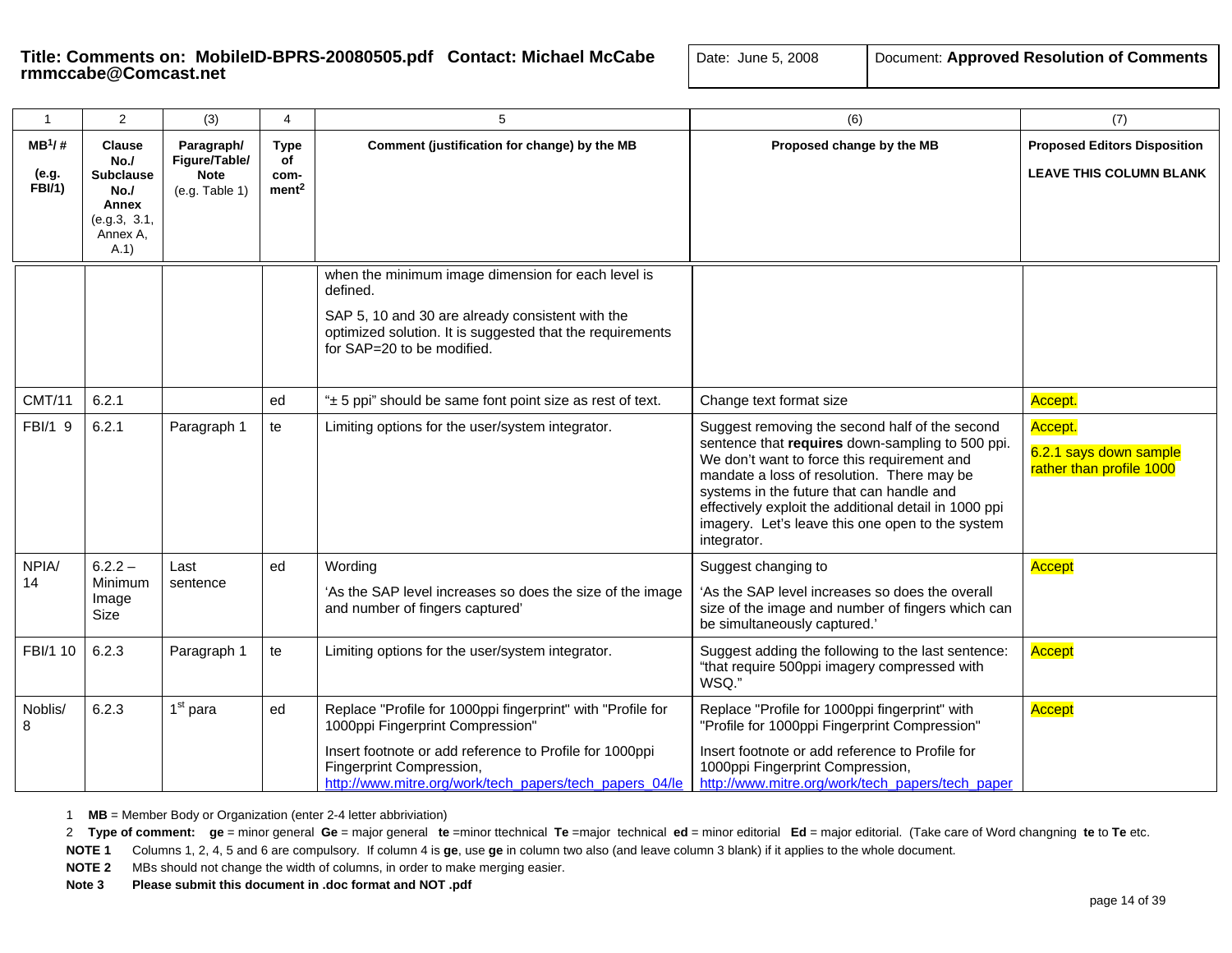**Title: Comments on: MobileID-BPRS-20080505.pdf Contact: Michael McCabe rmmccabe@Comcast.net**

Date: June 5, 2008

Document: **Approved Resolution of Comments**

| 1 | 2 | (3) | 4 | 5 | (6) | (7) |
|---|---|---|---|---|---|---|
| **MB[1]/ #** **(e.g. FBI/1)** | **Clause No./ Subclause No./ Annex** (e.g.3, 3.1, Annex A, A.1) | **Paragraph/ Figure/Table/ Note** (e.g. Table 1) | **Type of com-ment[2]** | **Comment (justification for change) by the MB** | **Proposed change by the MB** | **Proposed Editors Disposition** **LEAVE THIS COLUMN BLANK** |
| | | | | when the minimum image dimension for each level is defined. SAP 5, 10 and 30 are already consistent with the optimized solution. It is suggested that the requirements for SAP=20 to be modified. | | |
| CMT/11 | 6.2.1 | | ed | "± 5 ppi" should be same font point size as rest of text. | Change text format size | Accept. |
| FBI/1 9 | 6.2.1 | Paragraph 1 | te | Limiting options for the user/system integrator. | Suggest removing the second half of the second sentence that **requires** down-sampling to 500 ppi. We don't want to force this requirement and mandate a loss of resolution. There may be systems in the future that can handle and effectively exploit the additional detail in 1000 ppi imagery. Let's leave this one open to the system integrator. | Accept. 6.2.1 says down sample rather than profile 1000 |
| NPIA/ 14 | 6.2.2 – Minimum Image Size | Last sentence | ed | Wording 'As the SAP level increases so does the size of the image and number of fingers captured' | Suggest changing to 'As the SAP level increases so does the overall size of the image and number of fingers which can be simultaneously captured.' | Accept |
| FBI/1 10 | 6.2.3 | Paragraph 1 | te | Limiting options for the user/system integrator. | Suggest adding the following to the last sentence: "that require 500ppi imagery compressed with WSQ." | Accept |
| Noblis/ 8 | 6.2.3 | 1st para | ed | Replace "Profile for 1000ppi fingerprint" with "Profile for 1000ppi Fingerprint Compression" Insert footnote or add reference to Profile for 1000ppi Fingerprint Compression, http://www.mitre.org/work/tech_papers/tech_papers_04/le | Replace "Profile for 1000ppi fingerprint" with "Profile for 1000ppi Fingerprint Compression" Insert footnote or add reference to Profile for 1000ppi Fingerprint Compression, http://www.mitre.org/work/tech_papers/tech_paper | Accept |

1 **MB** = Member Body or Organization (enter 2-4 letter abbriviation)

2 **Type of comment: ge** = minor general **Ge** = major general **te** =minor ttechnical **Te** =major technical **ed** = minor editorial **Ed** = major editorial. (Take care of Word changning **te** to **Te** etc.

**NOTE 1** Columns 1, 2, 4, 5 and 6 are compulsory. If column 4 is **ge**, use **ge** in column two also (and leave column 3 blank) if it applies to the whole document.

**NOTE 2** MBs should not change the width of columns, in order to make merging easier.

**Note 3** **Please submit this document in .doc format and NOT .pdf**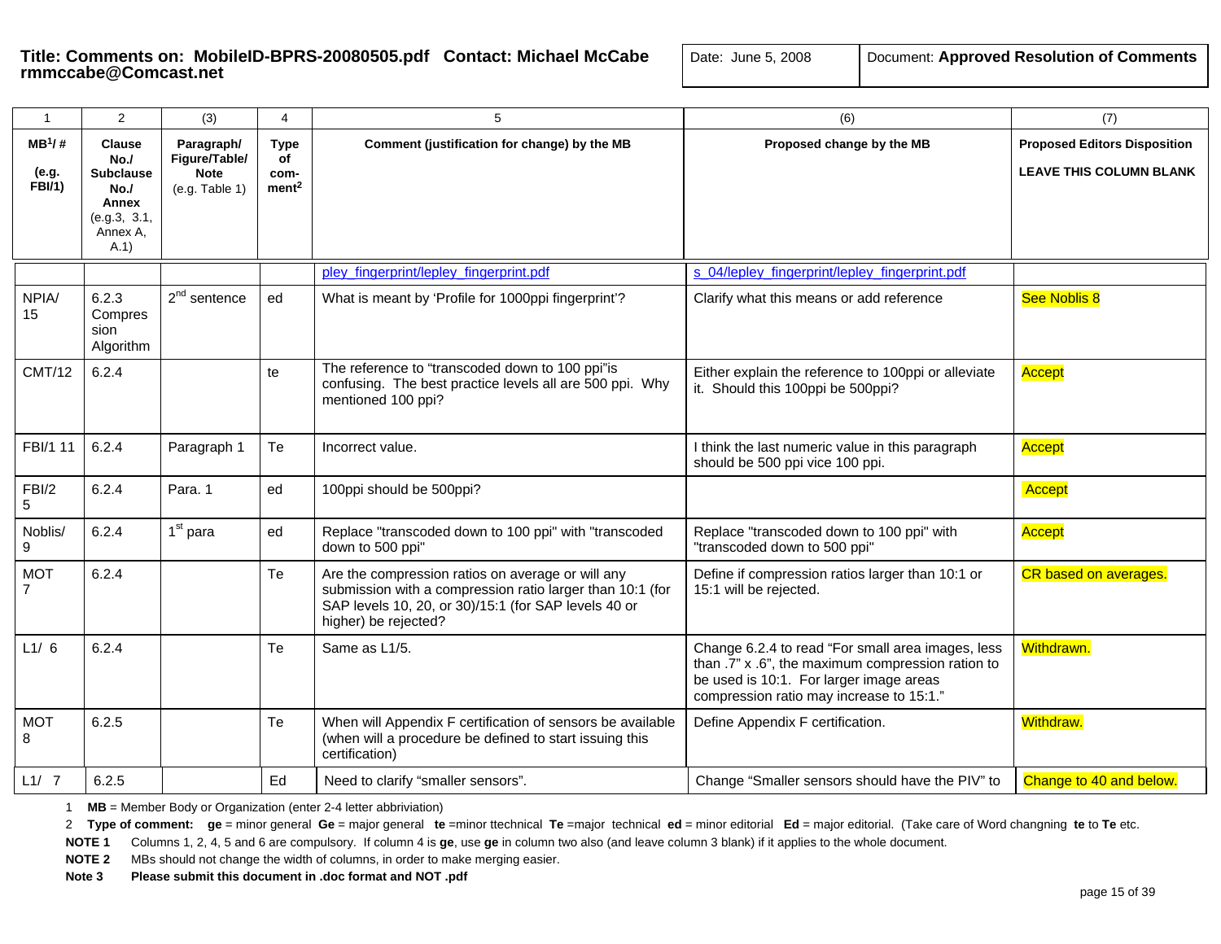**Title: Comments on: MobileID-BPRS-20080505.pdf Contact: Michael McCabe rmmccabe@Comcast.net**

Date: June 5, 2008

Document: **Approved Resolution of Comments**

| 1 | 2 | (3) | 4 | 5 | (6) | (7) |
|---|---|---|---|---|---|---|
| **MB[1]/ #** **(e.g. FBI/1)** | **Clause No./ Subclause No./ Annex** (e.g.3, 3.1, Annex A, A.1) | **Paragraph/ Figure/Table/ Note** (e.g. Table 1) | **Type of com-ment[2]** | **Comment (justification for change) by the MB** | **Proposed change by the MB** | **Proposed Editors Disposition** **LEAVE THIS COLUMN BLANK** |
| | | | | pley_fingerprint/lepley_fingerprint.pdf | s_04/lepley_fingerprint/lepley_fingerprint.pdf | |
| NPIA/ 15 | 6.2.3 Compression Algorithm | 2nd sentence | ed | What is meant by 'Profile for 1000ppi fingerprint'? | Clarify what this means or add reference | See Noblis 8 |
| CMT/12 | 6.2.4 | | te | The reference to "transcoded down to 100 ppi"is confusing. The best practice levels all are 500 ppi. Why mentioned 100 ppi? | Either explain the reference to 100ppi or alleviate it. Should this 100ppi be 500ppi? | Accept |
| FBI/1 11 | 6.2.4 | Paragraph 1 | Te | Incorrect value. | I think the last numeric value in this paragraph should be 500 ppi vice 100 ppi. | Accept |
| FBI/2 5 | 6.2.4 | Para. 1 | ed | 100ppi should be 500ppi? | | Accept |
| Noblis/ 9 | 6.2.4 | 1st para | ed | Replace "transcoded down to 100 ppi" with "transcoded down to 500 ppi" | Replace "transcoded down to 100 ppi" with "transcoded down to 500 ppi" | Accept |
| MOT 7 | 6.2.4 | | Te | Are the compression ratios on average or will any submission with a compression ratio larger than 10:1 (for SAP levels 10, 20, or 30)/15:1 (for SAP levels 40 or higher) be rejected? | Define if compression ratios larger than 10:1 or 15:1 will be rejected. | CR based on averages. |
| L1/ 6 | 6.2.4 | | Te | Same as L1/5. | Change 6.2.4 to read "For small area images, less than .7" x .6", the maximum compression ration to be used is 10:1. For larger image areas compression ratio may increase to 15:1." | Withdrawn. |
| MOT 8 | 6.2.5 | | Te | When will Appendix F certification of sensors be available (when will a procedure be defined to start issuing this certification) | Define Appendix F certification. | Withdraw. |
| L1/ 7 | 6.2.5 | | Ed | Need to clarify "smaller sensors". | Change "Smaller sensors should have the PIV" to | Change to 40 and below. |

1 **MB** = Member Body or Organization (enter 2-4 letter abbriviation)

2 **Type of comment:** **ge** = minor general **Ge** = major general **te** =minor ttechnical **Te** =major technical **ed** = minor editorial **Ed** = major editorial. (Take care of Word changning **te** to **Te** etc.

**NOTE 1** Columns 1, 2, 4, 5 and 6 are compulsory. If column 4 is **ge**, use **ge** in column two also (and leave column 3 blank) if it applies to the whole document.

**NOTE 2** MBs should not change the width of columns, in order to make merging easier.

**Note 3** **Please submit this document in .doc format and NOT .pdf**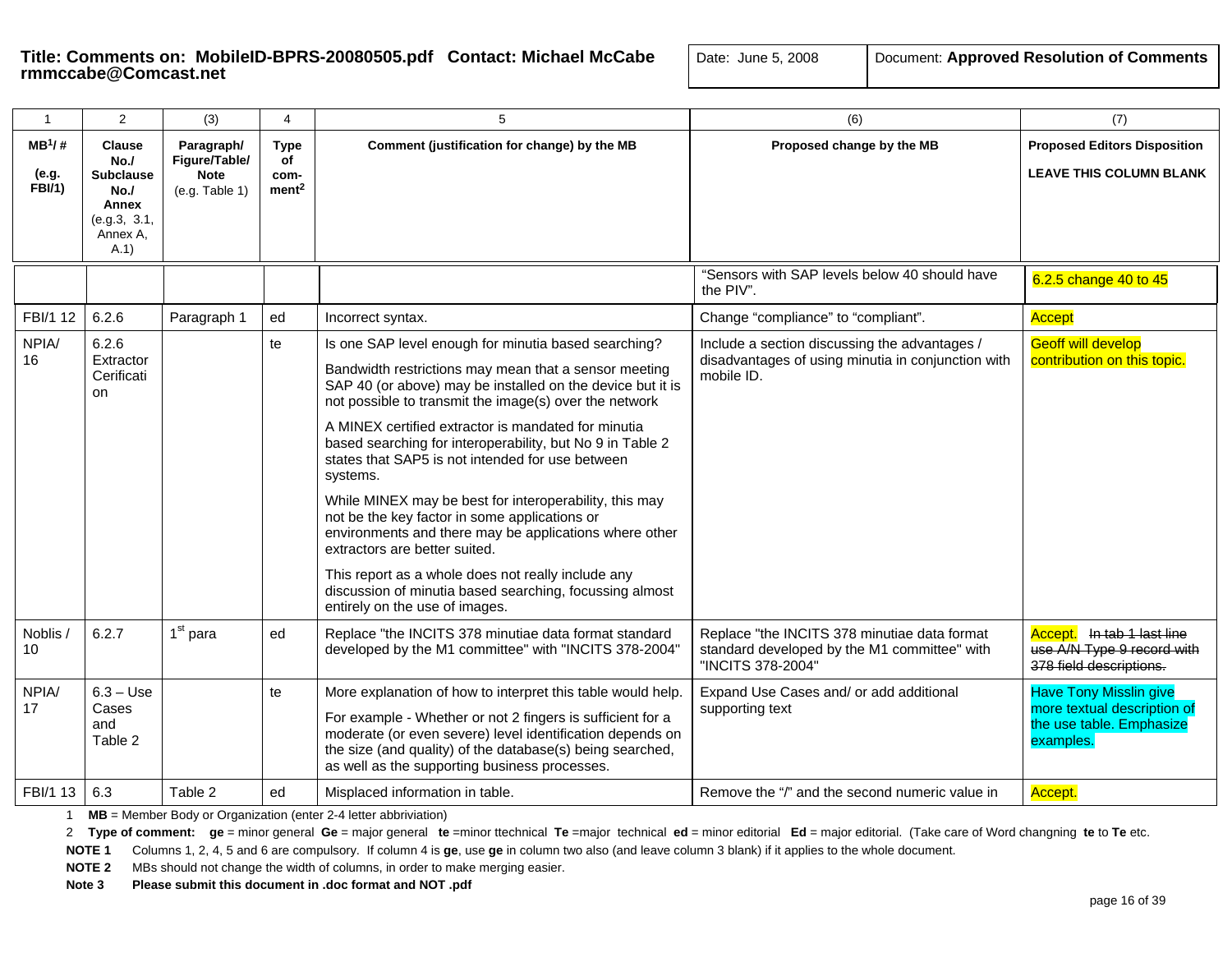**Title: Comments on: MobileID-BPRS-20080505.pdf Contact: Michael McCabe rmmccabe@Comcast.net**

Date: June 5, 2008

Document: **Approved Resolution of Comments**

| 1 | 2 | (3) | 4 | 5 | (6) | (7) |
|---|---|---|---|---|---|---|
| **MB[1]/ #** **(e.g. FBI/1)** | **Clause No./ Subclause No./ Annex** (e.g.3, 3.1, Annex A, A.1) | **Paragraph/ Figure/Table/ Note** (e.g. Table 1) | **Type of com-ment[2]** | **Comment (justification for change) by the MB** | **Proposed change by the MB** | **Proposed Editors Disposition** **LEAVE THIS COLUMN BLANK** |
| | | | | | "Sensors with SAP levels below 40 should have the PIV". | 6.2.5 change 40 to 45 |
| FBI/1 12 | 6.2.6 | Paragraph 1 | ed | Incorrect syntax. | Change "compliance" to "compliant". | Accept |
| NPIA/ 16 | 6.2.6 Extractor Cerification | | te | Is one SAP level enough for minutia based searching?<br><br>Bandwidth restrictions may mean that a sensor meeting SAP 40 (or above) may be installed on the device but it is not possible to transmit the image(s) over the network<br><br>A MINEX certified extractor is mandated for minutia based searching for interoperability, but No 9 in Table 2 states that SAP5 is not intended for use between systems.<br><br>While MINEX may be best for interoperability, this may not be the key factor in some applications or environments and there may be applications where other extractors are better suited.<br><br>This report as a whole does not really include any discussion of minutia based searching, focussing almost entirely on the use of images. | Include a section discussing the advantages / disadvantages of using minutia in conjunction with mobile ID. | Geoff will develop contribution on this topic. |
| Noblis / 10 | 6.2.7 | 1st para | ed | Replace "the INCITS 378 minutiae data format standard developed by the M1 committee" with "INCITS 378-2004" | Replace "the INCITS 378 minutiae data format standard developed by the M1 committee" with "INCITS 378-2004" | Accept. ~~In tab 1 last line use A/N Type 9 record with 378 field descriptions.~~ |
| NPIA/ 17 | 6.3 – Use Cases and Table 2 | | te | More explanation of how to interpret this table would help.<br><br>For example - Whether or not 2 fingers is sufficient for a moderate (or even severe) level identification depends on the size (and quality) of the database(s) being searched, as well as the supporting business processes. | Expand Use Cases and/ or add additional supporting text | Have Tony Misslin give more textual description of the use table. Emphasize examples. |
| FBI/1 13 | 6.3 | Table 2 | ed | Misplaced information in table. | Remove the "/" and the second numeric value in | Accept. |

1 **MB** = Member Body or Organization (enter 2-4 letter abbriviation)

2 **Type of comment: ge** = minor general **Ge** = major general **te** =minor ttechnical **Te** =major technical **ed** = minor editorial **Ed** = major editorial. (Take care of Word changning **te** to **Te** etc.

**NOTE 1** Columns 1, 2, 4, 5 and 6 are compulsory. If column 4 is **ge**, use **ge** in column two also (and leave column 3 blank) if it applies to the whole document.

**NOTE 2** MBs should not change the width of columns, in order to make merging easier.

**Note 3** **Please submit this document in .doc format and NOT .pdf**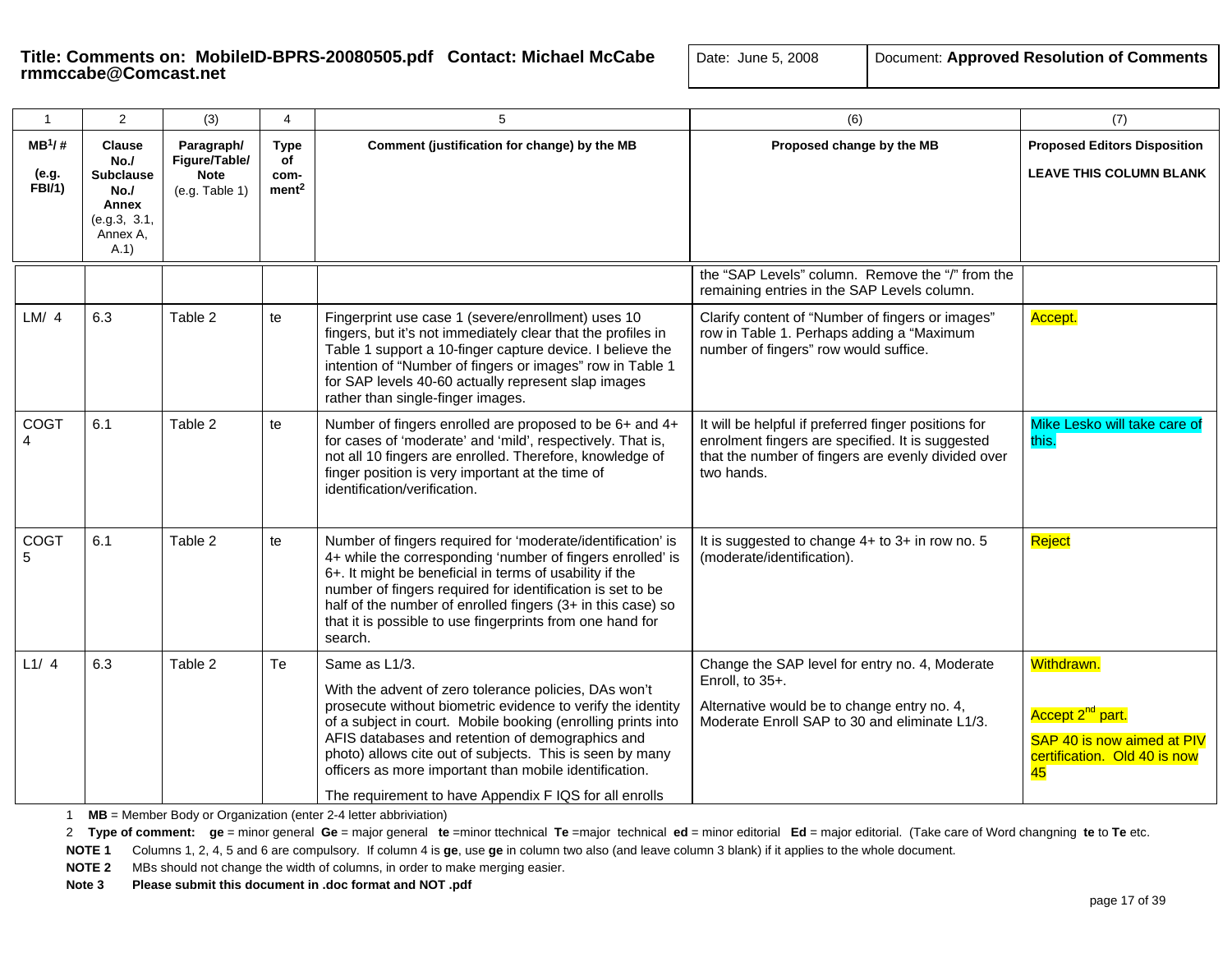**Title: Comments on: MobileID-BPRS-20080505.pdf Contact: Michael McCabe rmmccabe@Comcast.net**

Date: June 5, 2008

Document: **Approved Resolution of Comments**

| 1 | 2 | (3) | 4 | 5 | (6) | (7) |
|---|---|---|---|---|---|---|
| **MB[1]/ #** **(e.g. FBI/1)** | **Clause No./ Subclause No./ Annex** (e.g.3, 3.1, Annex A, A.1) | **Paragraph/ Figure/Table/ Note** (e.g. Table 1) | **Type of com-ment[2]** | **Comment (justification for change) by the MB** | **Proposed change by the MB** | **Proposed Editors Disposition** **LEAVE THIS COLUMN BLANK** |
| | | | | | the "SAP Levels" column. Remove the "/" from the remaining entries in the SAP Levels column. | |
| LM/ 4 | 6.3 | Table 2 | te | Fingerprint use case 1 (severe/enrollment) uses 10 fingers, but it's not immediately clear that the profiles in Table 1 support a 10-finger capture device. I believe the intention of "Number of fingers or images" row in Table 1 for SAP levels 40-60 actually represent slap images rather than single-finger images. | Clarify content of "Number of fingers or images" row in Table 1. Perhaps adding a "Maximum number of fingers" row would suffice. | Accept. |
| COGT 4 | 6.1 | Table 2 | te | Number of fingers enrolled are proposed to be 6+ and 4+ for cases of 'moderate' and 'mild', respectively. That is, not all 10 fingers are enrolled. Therefore, knowledge of finger position is very important at the time of identification/verification. | It will be helpful if preferred finger positions for enrolment fingers are specified. It is suggested that the number of fingers are evenly divided over two hands. | Mike Lesko will take care of this. |
| COGT 5 | 6.1 | Table 2 | te | Number of fingers required for 'moderate/identification' is 4+ while the corresponding 'number of fingers enrolled' is 6+. It might be beneficial in terms of usability if the number of fingers required for identification is set to be half of the number of enrolled fingers (3+ in this case) so that it is possible to use fingerprints from one hand for search. | It is suggested to change 4+ to 3+ in row no. 5 (moderate/identification). | Reject |
| L1/ 4 | 6.3 | Table 2 | Te | Same as L1/3.<br><br>With the advent of zero tolerance policies, DAs won't prosecute without biometric evidence to verify the identity of a subject in court. Mobile booking (enrolling prints into AFIS databases and retention of demographics and photo) allows cite out of subjects. This is seen by many officers as more important than mobile identification.<br><br>The requirement to have Appendix F IQS for all enrolls | Change the SAP level for entry no. 4, Moderate Enroll, to 35+.<br><br>Alternative would be to change entry no. 4, Moderate Enroll SAP to 30 and eliminate L1/3. | Withdrawn.<br><br>Accept 2nd part.<br><br>SAP 40 is now aimed at PIV certification. Old 40 is now 45 |

1 **MB** = Member Body or Organization (enter 2-4 letter abbriviation)

2 **Type of comment:** **ge** = minor general **Ge** = major general **te** =minor ttechnical **Te** =major technical **ed** = minor editorial **Ed** = major editorial. (Take care of Word changning **te** to **Te** etc.

**NOTE 1** Columns 1, 2, 4, 5 and 6 are compulsory. If column 4 is **ge**, use **ge** in column two also (and leave column 3 blank) if it applies to the whole document.

**NOTE 2** MBs should not change the width of columns, in order to make merging easier.

**Note 3** **Please submit this document in .doc format and NOT .pdf**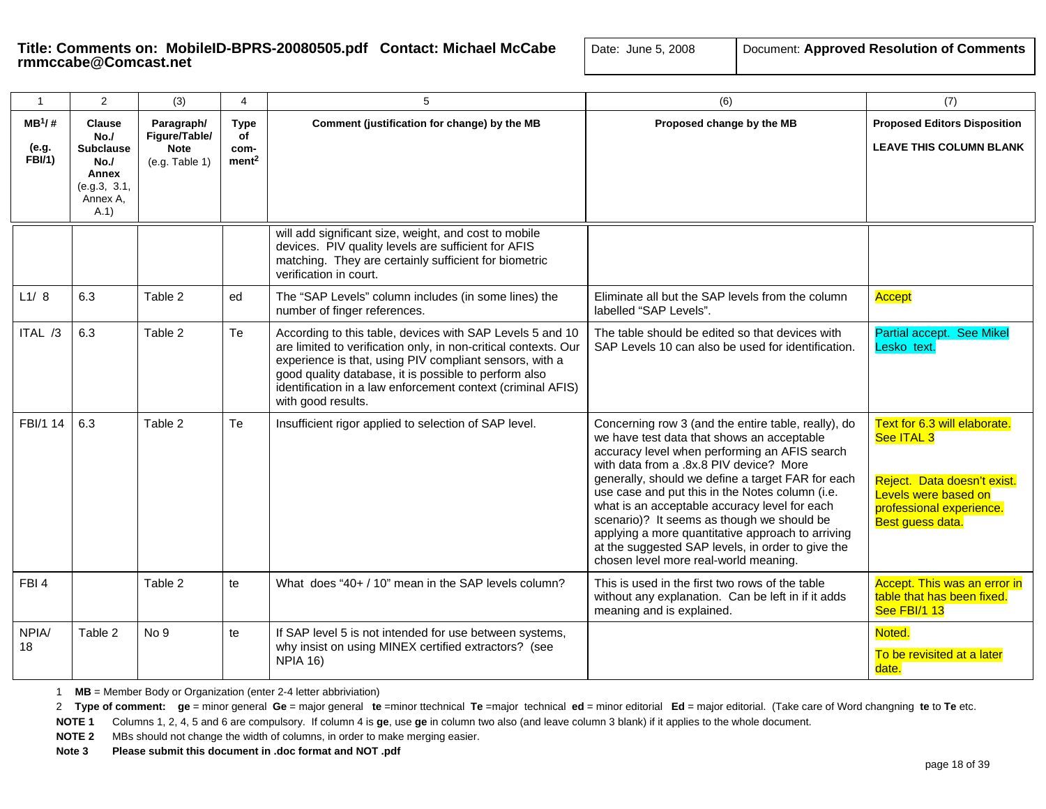**Title: Comments on: MobileID-BPRS-20080505.pdf Contact: Michael McCabe rmmccabe@Comcast.net**

| Date: June 5, 2008 | Document: **Approved Resolution of Comments** |
|---|---|

| 1 | 2 | (3) | 4 | 5 | (6) | (7) |
|---|---|---|---|---|---|---|
| **MB[1]/ #** **(e.g. FBI/1)** | **Clause No./ Subclause No./ Annex** (e.g.3, 3.1, Annex A, A.1) | **Paragraph/ Figure/Table/ Note** (e.g. Table 1) | **Type of com-ment[2]** | **Comment (justification for change) by the MB** | **Proposed change by the MB** | **Proposed Editors Disposition** **LEAVE THIS COLUMN BLANK** |
| | | | | will add significant size, weight, and cost to mobile devices. PIV quality levels are sufficient for AFIS matching. They are certainly sufficient for biometric verification in court. | | |
| L1/ 8 | 6.3 | Table 2 | ed | The "SAP Levels" column includes (in some lines) the number of finger references. | Eliminate all but the SAP levels from the column labelled "SAP Levels". | Accept |
| ITAL /3 | 6.3 | Table 2 | Te | According to this table, devices with SAP Levels 5 and 10 are limited to verification only, in non-critical contexts. Our experience is that, using PIV compliant sensors, with a good quality database, it is possible to perform also identification in a law enforcement context (criminal AFIS) with good results. | The table should be edited so that devices with SAP Levels 10 can also be used for identification. | Partial accept. See Mikel Lesko text. |
| FBI/1 14 | 6.3 | Table 2 | Te | Insufficient rigor applied to selection of SAP level. | Concerning row 3 (and the entire table, really), do we have test data that shows an acceptable accuracy level when performing an AFIS search with data from a .8x.8 PIV device? More generally, should we define a target FAR for each use case and put this in the Notes column (i.e. what is an acceptable accuracy level for each scenario)? It seems as though we should be applying a more quantitative approach to arriving at the suggested SAP levels, in order to give the chosen level more real-world meaning. | Text for 6.3 will elaborate. See ITAL 3<br><br>Reject. Data doesn't exist. Levels were based on professional experience. Best guess data. |
| FBI 4 | | Table 2 | te | What does "40+ / 10" mean in the SAP levels column? | This is used in the first two rows of the table without any explanation. Can be left in if it adds meaning and is explained. | Accept. This was an error in table that has been fixed. See FBI/1 13 |
| NPIA/ 18 | Table 2 | No 9 | te | If SAP level 5 is not intended for use between systems, why insist on using MINEX certified extractors? (see NPIA 16) | | Noted.<br><br>To be revisited at a later date. |

1 **MB** = Member Body or Organization (enter 2-4 letter abbriviation)

2 **Type of comment:** **ge** = minor general **Ge** = major general **te** =minor ttechnical **Te** =major technical **ed** = minor editorial **Ed** = major editorial. (Take care of Word changning **te** to **Te** etc.

**NOTE 1** Columns 1, 2, 4, 5 and 6 are compulsory. If column 4 is **ge**, use **ge** in column two also (and leave column 3 blank) if it applies to the whole document.

**NOTE 2** MBs should not change the width of columns, in order to make merging easier.

**Note 3** **Please submit this document in .doc format and NOT .pdf**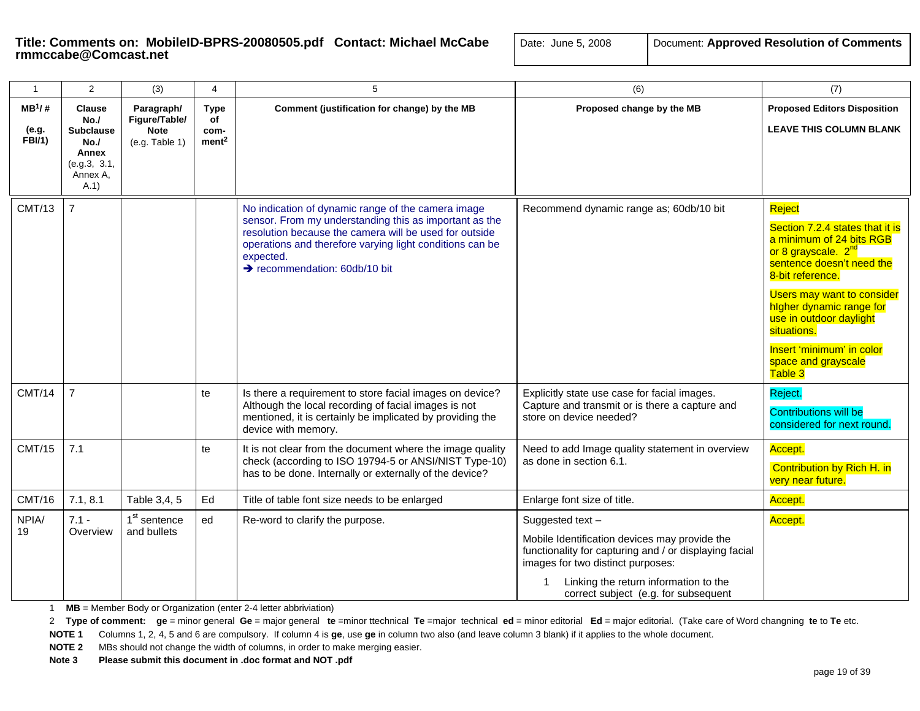**Title: Comments on: MobileID-BPRS-20080505.pdf Contact: Michael McCabe rmmccabe@Comcast.net**

Date: June 5, 2008

Document: **Approved Resolution of Comments**

| 1 | 2 | (3) | 4 | 5 | (6) | (7) |
|---|---|---|---|---|---|---|
| **MB[1]/ #** **(e.g. FBI/1)** | **Clause No./ Subclause No./ Annex** (e.g.3, 3.1, Annex A, A.1) | **Paragraph/ Figure/Table/ Note** (e.g. Table 1) | **Type of com-ment[2]** | **Comment (justification for change) by the MB** | **Proposed change by the MB** | **Proposed Editors Disposition** **LEAVE THIS COLUMN BLANK** |
| CMT/13 | 7 | | | No indication of dynamic range of the camera image sensor. From my understanding this as important as the resolution because the camera will be used for outside operations and therefore varying light conditions can be expected. → recommendation: 60db/10 bit | Recommend dynamic range as; 60db/10 bit | Reject<br><br>Section 7.2.4 states that it is a minimum of 24 bits RGB or 8 bit grayscale. 2nd sentence doesn't need the 8-bit reference.<br><br>Users may want to consider hIgher dynamic range for use in outdoor daylight situations.<br><br>Insert 'minimum' in color space and grayscale Table 3 |
| CMT/14 | 7 | | te | Is there a requirement to store facial images on device? Although the local recording of facial images is not mentioned, it is certainly be implicated by providing the device with memory. | Explicitly state use case for facial images. Capture and transmit or is there a capture and store on device needed? | Reject.<br><br>Contributions will be considered for next round. |
| CMT/15 | 7.1 | | te | It is not clear from the document where the image quality check (according to ISO 19794-5 or ANSI/NIST Type-10) has to be done. Internally or externally of the device? | Need to add Image quality statement in overview as done in section 6.1. | Accept.<br><br>Contribution by Rich H. in very near future. |
| CMT/16 | 7.1, 8.1 | Table 3,4, 5 | Ed | Title of table font size needs to be enlarged | Enlarge font size of title. | Accept. |
| NPIA/ 19 | 7.1 - Overview | 1st sentence and bullets | ed | Re-word to clarify the purpose. | Suggested text –<br><br>Mobile Identification devices may provide the functionality for capturing and / or displaying facial images for two distinct purposes:<br><br>1 Linking the return information to the correct subject (e.g. for subsequent | Accept. |

1 **MB** = Member Body or Organization (enter 2-4 letter abbriviation)

2 **Type of comment:** **ge** = minor general **Ge** = major general **te** =minor ttechnical **Te** =major technical **ed** = minor editorial **Ed** = major editorial. (Take care of Word changning **te** to **Te** etc.

**NOTE 1** Columns 1, 2, 4, 5 and 6 are compulsory. If column 4 is **ge**, use **ge** in column two also (and leave column 3 blank) if it applies to the whole document.

**NOTE 2** MBs should not change the width of columns, in order to make merging easier.

**Note 3** **Please submit this document in .doc format and NOT .pdf**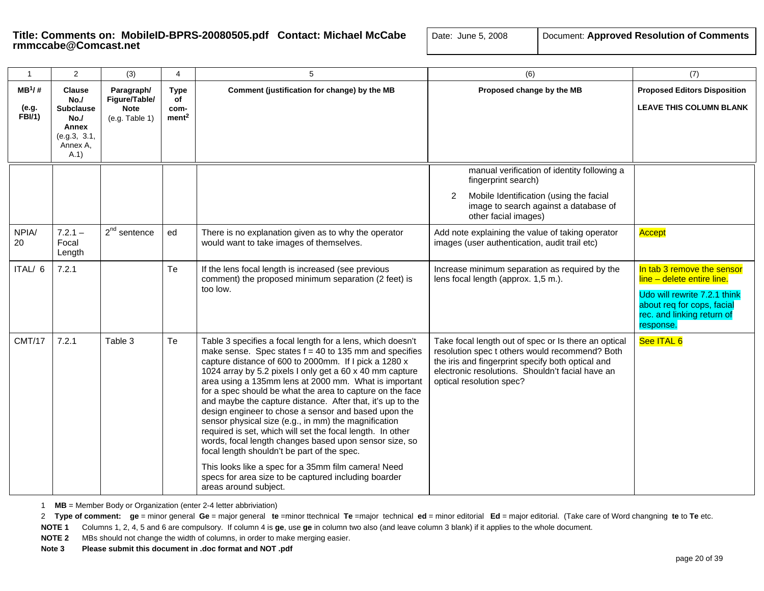**Title: Comments on: MobileID-BPRS-20080505.pdf Contact: Michael McCabe rmmccabe@Comcast.net**

Date: June 5, 2008

Document: **Approved Resolution of Comments**

| 1 | 2 | (3) | 4 | 5 | (6) | (7) |
|---|---|---|---|---|---|---|
| **MB[1]/ #** **(e.g. FBI/1)** | **Clause No./ Subclause No./ Annex** (e.g.3, 3.1, Annex A, A.1) | **Paragraph/ Figure/Table/ Note** (e.g. Table 1) | **Type of com-ment[2]** | **Comment (justification for change) by the MB** | **Proposed change by the MB** | **Proposed Editors Disposition** **LEAVE THIS COLUMN BLANK** |
| | | | | | manual verification of identity following a fingerprint search)<br>2 Mobile Identification (using the facial image to search against a database of other facial images) | |
| NPIA/ 20 | 7.2.1 – Focal Length | 2nd sentence | ed | There is no explanation given as to why the operator would want to take images of themselves. | Add note explaining the value of taking operator images (user authentication, audit trail etc) | Accept |
| ITAL/ 6 | 7.2.1 | | Te | If the lens focal length is increased (see previous comment) the proposed minimum separation (2 feet) is too low. | Increase minimum separation as required by the lens focal length (approx. 1,5 m.). | In tab 3 remove the sensor line – delete entire line.<br>Udo will rewrite 7.2.1 think about req for cops, facial rec. and linking return of response. |
| CMT/17 | 7.2.1 | Table 3 | Te | Table 3 specifies a focal length for a lens, which doesn't make sense. Spec states f = 40 to 135 mm and specifies capture distance of 600 to 2000mm. If I pick a 1280 x 1024 array by 5.2 pixels I only get a 60 x 40 mm capture area using a 135mm lens at 2000 mm. What is important for a spec should be what the area to capture on the face and maybe the capture distance. After that, it's up to the design engineer to chose a sensor and based upon the sensor physical size (e.g., in mm) the magnification required is set, which will set the focal length. In other words, focal length changes based upon sensor size, so focal length shouldn't be part of the spec.<br>This looks like a spec for a 35mm film camera! Need specs for area size to be captured including boarder areas around subject. | Take focal length out of spec or Is there an optical resolution spec t others would recommend? Both the iris and fingerprint specify both optical and electronic resolutions. Shouldn't facial have an optical resolution spec? | See ITAL 6 |

1 **MB** = Member Body or Organization (enter 2-4 letter abbriviation)

2 **Type of comment:** **ge** = minor general **Ge** = major general **te** =minor ttechnical **Te** =major technical **ed** = minor editorial **Ed** = major editorial. (Take care of Word changning **te** to **Te** etc.

**NOTE 1** Columns 1, 2, 4, 5 and 6 are compulsory. If column 4 is **ge**, use **ge** in column two also (and leave column 3 blank) if it applies to the whole document.

**NOTE 2** MBs should not change the width of columns, in order to make merging easier.

**Note 3** **Please submit this document in .doc format and NOT .pdf**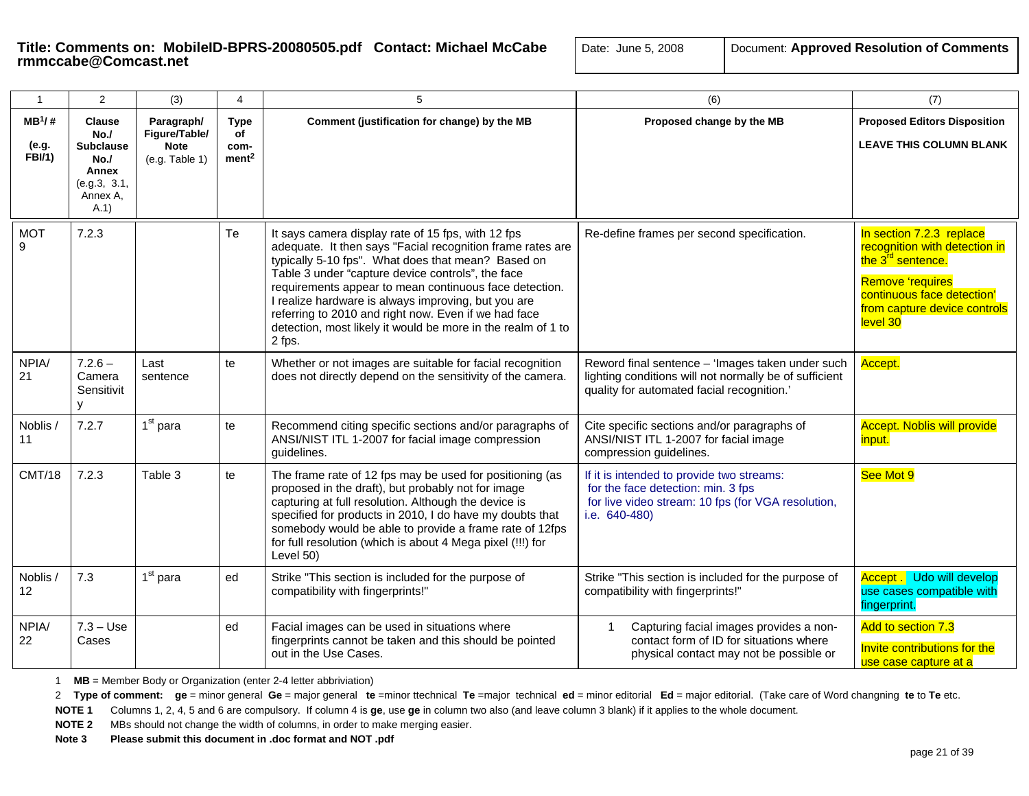**Title: Comments on: MobileID-BPRS-20080505.pdf Contact: Michael McCabe rmmccabe@Comcast.net**

Date: June 5, 2008

Document: **Approved Resolution of Comments**

| 1 | 2 | (3) | 4 | 5 | (6) | (7) |
|---|---|---|---|---|---|---|
| **MB[1]/ #** **(e.g. FBI/1)** | **Clause No./ Subclause No./ Annex** (e.g.3, 3.1, Annex A, A.1) | **Paragraph/ Figure/Table/ Note** (e.g. Table 1) | **Type of com-ment[2]** | **Comment (justification for change) by the MB** | **Proposed change by the MB** | **Proposed Editors Disposition** **LEAVE THIS COLUMN BLANK** |
| MOT 9 | 7.2.3 | | Te | It says camera display rate of 15 fps, with 12 fps adequate. It then says "Facial recognition frame rates are typically 5-10 fps". What does that mean? Based on Table 3 under "capture device controls", the face requirements appear to mean continuous face detection. I realize hardware is always improving, but you are referring to 2010 and right now. Even if we had face detection, most likely it would be more in the realm of 1 to 2 fps. | Re-define frames per second specification. | In section 7.2.3 replace recognition with detection in the 3rd sentence. Remove 'requires continuous face detection' from capture device controls level 30 |
| NPIA/ 21 | 7.2.6 – Camera Sensitivity | Last sentence | te | Whether or not images are suitable for facial recognition does not directly depend on the sensitivity of the camera. | Reword final sentence – 'Images taken under such lighting conditions will not normally be of sufficient quality for automated facial recognition.' | Accept. |
| Noblis / 11 | 7.2.7 | 1st para | te | Recommend citing specific sections and/or paragraphs of ANSI/NIST ITL 1-2007 for facial image compression guidelines. | Cite specific sections and/or paragraphs of ANSI/NIST ITL 1-2007 for facial image compression guidelines. | Accept. Noblis will provide input. |
| CMT/18 | 7.2.3 | Table 3 | te | The frame rate of 12 fps may be used for positioning (as proposed in the draft), but probably not for image capturing at full resolution. Although the device is specified for products in 2010, I do have my doubts that somebody would be able to provide a frame rate of 12fps for full resolution (which is about 4 Mega pixel (!!!) for Level 50) | If it is intended to provide two streams: for the face detection: min. 3 fps for live video stream: 10 fps (for VGA resolution, i.e. 640-480) | See Mot 9 |
| Noblis / 12 | 7.3 | 1st para | ed | Strike "This section is included for the purpose of compatibility with fingerprints!" | Strike "This section is included for the purpose of compatibility with fingerprints!" | Accept . Udo will develop use cases compatible with fingerprint. |
| NPIA/ 22 | 7.3 – Use Cases | | ed | Facial images can be used in situations where fingerprints cannot be taken and this should be pointed out in the Use Cases. | 1 Capturing facial images provides a non-contact form of ID for situations where physical contact may not be possible or | Add to section 7.3 Invite contributions for the use case capture at a |

1 **MB** = Member Body or Organization (enter 2-4 letter abbriviation)

2 **Type of comment:** **ge** = minor general **Ge** = major general **te** =minor ttechnical **Te** =major technical **ed** = minor editorial **Ed** = major editorial. (Take care of Word changning **te** to **Te** etc.

**NOTE 1** Columns 1, 2, 4, 5 and 6 are compulsory. If column 4 is **ge**, use **ge** in column two also (and leave column 3 blank) if it applies to the whole document.

**NOTE 2** MBs should not change the width of columns, in order to make merging easier.

**Note 3** **Please submit this document in .doc format and NOT .pdf**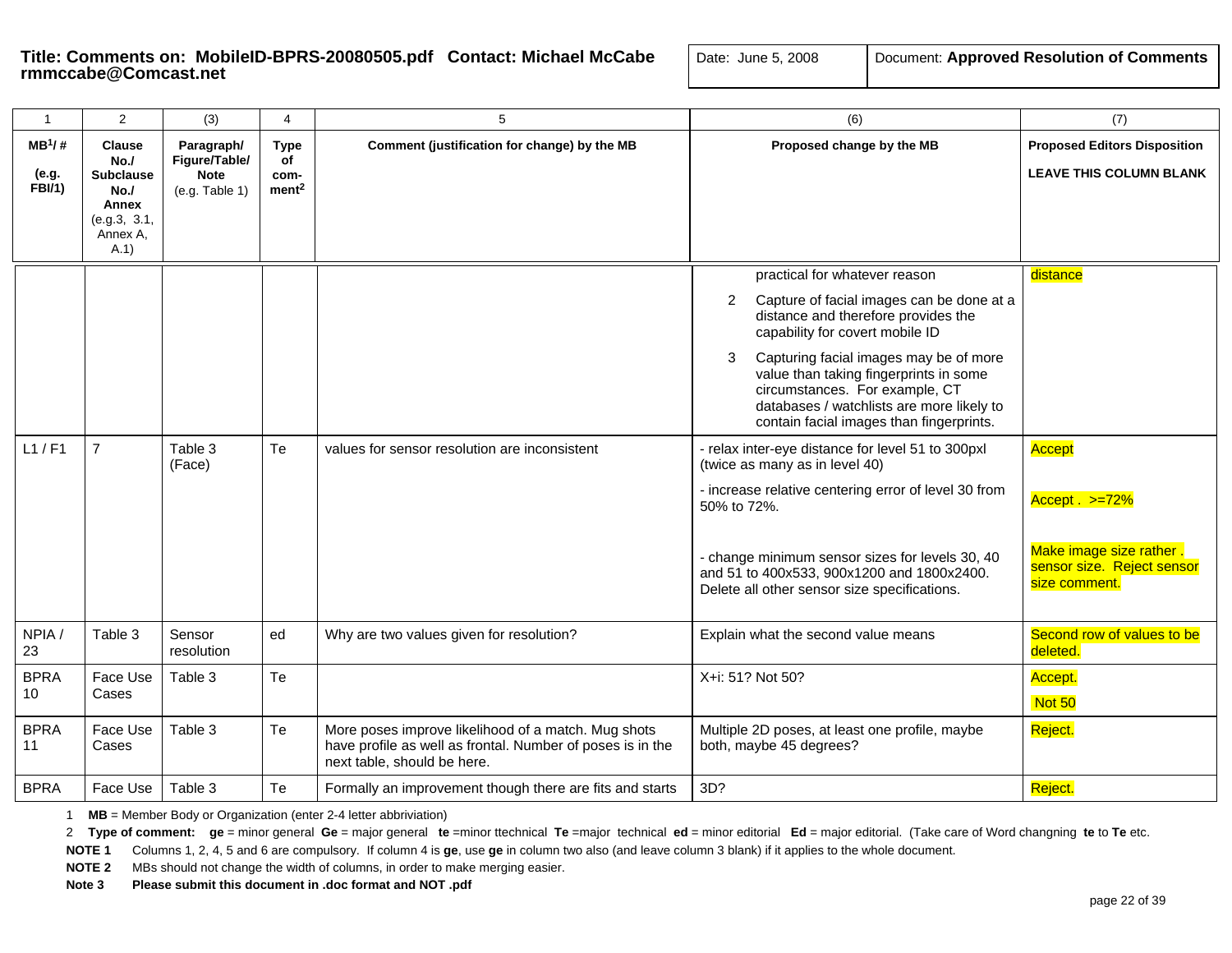**Title: Comments on: MobileID-BPRS-20080505.pdf Contact: Michael McCabe rmmccabe@Comcast.net**

Date: June 5, 2008

Document: **Approved Resolution of Comments**

| 1 | 2 | (3) | 4 | 5 | (6) | (7) |
|---|---|---|---|---|---|---|
| **MB[1]/ #** **(e.g. FBI/1)** | **Clause No./ Subclause No./ Annex** (e.g.3, 3.1, Annex A, A.1) | **Paragraph/ Figure/Table/ Note** (e.g. Table 1) | **Type of com-ment[2]** | **Comment (justification for change) by the MB** | **Proposed change by the MB** | **Proposed Editors Disposition** **LEAVE THIS COLUMN BLANK** |
| | | | | | practical for whatever reason<br>2 Capture of facial images can be done at a distance and therefore provides the capability for covert mobile ID<br>3 Capturing facial images may be of more value than taking fingerprints in some circumstances. For example, CT databases / watchlists are more likely to contain facial images than fingerprints. | distance |
| L1 / F1 | 7 | Table 3 (Face) | Te | values for sensor resolution are inconsistent | - relax inter-eye distance for level 51 to 300pxl (twice as many as in level 40)<br>- increase relative centering error of level 30 from 50% to 72%.<br>- change minimum sensor sizes for levels 30, 40 and 51 to 400x533, 900x1200 and 1800x2400. Delete all other sensor size specifications. | Accept<br>Accept . >=72%<br>Make image size rather . sensor size. Reject sensor size comment. |
| NPIA / 23 | Table 3 | Sensor resolution | ed | Why are two values given for resolution? | Explain what the second value means | Second row of values to be deleted. |
| BPRA 10 | Face Use Cases | Table 3 | Te | | X+i: 51? Not 50? | Accept.<br>Not 50 |
| BPRA 11 | Face Use Cases | Table 3 | Te | More poses improve likelihood of a match. Mug shots have profile as well as frontal. Number of poses is in the next table, should be here. | Multiple 2D poses, at least one profile, maybe both, maybe 45 degrees? | Reject. |
| BPRA | Face Use | Table 3 | Te | Formally an improvement though there are fits and starts | 3D? | Reject. |

1 **MB** = Member Body or Organization (enter 2-4 letter abbriviation)

2 **Type of comment: ge** = minor general **Ge** = major general **te** =minor ttechnical **Te** =major technical **ed** = minor editorial **Ed** = major editorial. (Take care of Word changning **te** to **Te** etc.

**NOTE 1** Columns 1, 2, 4, 5 and 6 are compulsory. If column 4 is **ge**, use **ge** in column two also (and leave column 3 blank) if it applies to the whole document.

**NOTE 2** MBs should not change the width of columns, in order to make merging easier.

**Note 3** **Please submit this document in .doc format and NOT .pdf**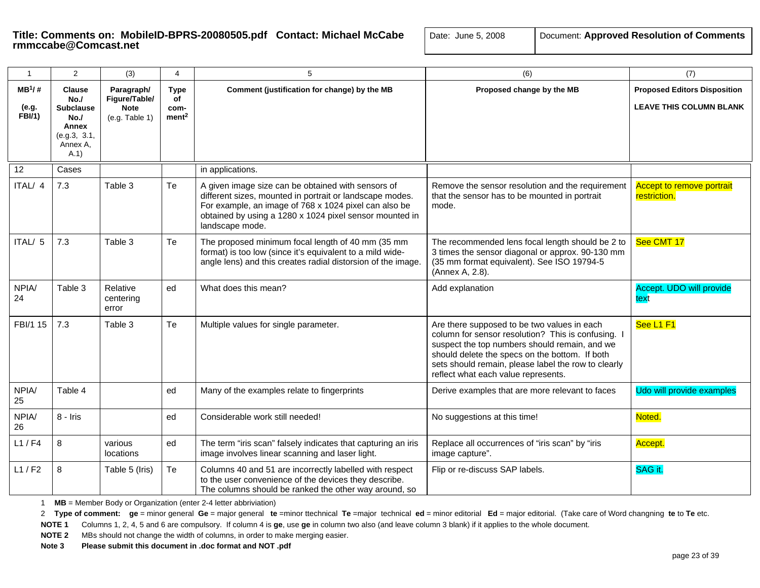**Title: Comments on: MobileID-BPRS-20080505.pdf Contact: Michael McCabe rmmccabe@Comcast.net**

Date: June 5, 2008

Document: **Approved Resolution of Comments**

| 1 | 2 | (3) | 4 | 5 | (6) | (7) |
|---|---|---|---|---|---|---|
| **MB[1]/ #** **(e.g. FBI/1)** | **Clause No./ Subclause No./ Annex** (e.g.3, 3.1, Annex A, A.1) | **Paragraph/ Figure/Table/ Note** (e.g. Table 1) | **Type of com-ment[2]** | **Comment (justification for change) by the MB** | **Proposed change by the MB** | **Proposed Editors Disposition** **LEAVE THIS COLUMN BLANK** |
| 12 | Cases | | | in applications. | | |
| ITAL/ 4 | 7.3 | Table 3 | Te | A given image size can be obtained with sensors of different sizes, mounted in portrait or landscape modes. For example, an image of 768 x 1024 pixel can also be obtained by using a 1280 x 1024 pixel sensor mounted in landscape mode. | Remove the sensor resolution and the requirement that the sensor has to be mounted in portrait mode. | Accept to remove portrait restriction. |
| ITAL/ 5 | 7.3 | Table 3 | Te | The proposed minimum focal length of 40 mm (35 mm format) is too low (since it's equivalent to a mild wide-angle lens) and this creates radial distorsion of the image. | The recommended lens focal length should be 2 to 3 times the sensor diagonal or approx. 90-130 mm (35 mm format equivalent). See ISO 19794-5 (Annex A, 2.8). | See CMT 17 |
| NPIA/ 24 | Table 3 | Relative centering error | ed | What does this mean? | Add explanation | Accept. UDO will provide text |
| FBI/1 15 | 7.3 | Table 3 | Te | Multiple values for single parameter. | Are there supposed to be two values in each column for sensor resolution? This is confusing. I suspect the top numbers should remain, and we should delete the specs on the bottom. If both sets should remain, please label the row to clearly reflect what each value represents. | See L1 F1 |
| NPIA/ 25 | Table 4 | | ed | Many of the examples relate to fingerprints | Derive examples that are more relevant to faces | Udo will provide examples |
| NPIA/ 26 | 8 - Iris | | ed | Considerable work still needed! | No suggestions at this time! | Noted. |
| L1 / F4 | 8 | various locations | ed | The term "iris scan" falsely indicates that capturing an iris image involves linear scanning and laser light. | Replace all occurrences of "iris scan" by "iris image capture". | Accept. |
| L1 / F2 | 8 | Table 5 (Iris) | Te | Columns 40 and 51 are incorrectly labelled with respect to the user convenience of the devices they describe. The columns should be ranked the other way around, so | Flip or re-discuss SAP labels. | SAG it. |

1 **MB** = Member Body or Organization (enter 2-4 letter abbriviation)

2 **Type of comment: ge** = minor general **Ge** = major general **te** =minor ttechnical **Te** =major technical **ed** = minor editorial **Ed** = major editorial. (Take care of Word changning **te** to **Te** etc.

**NOTE 1** Columns 1, 2, 4, 5 and 6 are compulsory. If column 4 is **ge**, use **ge** in column two also (and leave column 3 blank) if it applies to the whole document.

**NOTE 2** MBs should not change the width of columns, in order to make merging easier.

**Note 3** **Please submit this document in .doc format and NOT .pdf**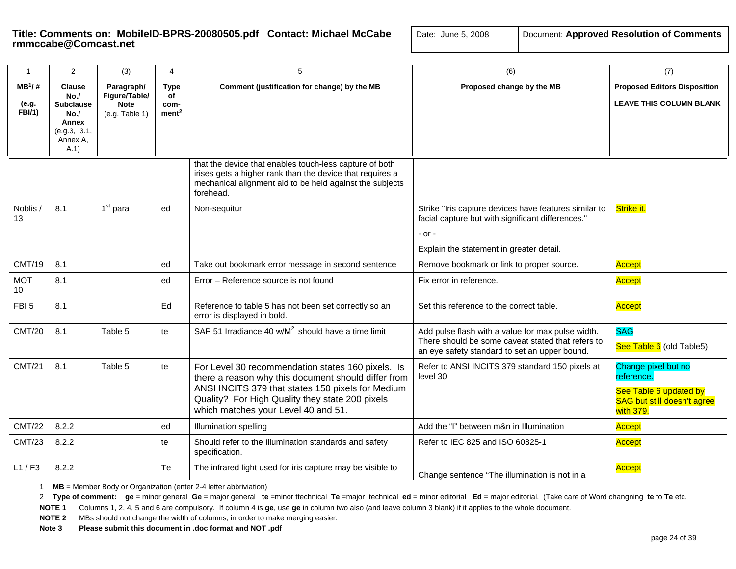**Title: Comments on: MobileID-BPRS-20080505.pdf Contact: Michael McCabe rmmccabe@Comcast.net**

Date: June 5, 2008

Document: **Approved Resolution of Comments**

| 1 | 2 | (3) | 4 | 5 | (6) | (7) |
|---|---|---|---|---|---|---|
| **MB[1]/ #** **(e.g. FBI/1)** | **Clause No./ Subclause No./ Annex** (e.g.3, 3.1, Annex A, A.1) | **Paragraph/ Figure/Table/ Note** (e.g. Table 1) | **Type of com-ment[2]** | **Comment (justification for change) by the MB** | **Proposed change by the MB** | **Proposed Editors Disposition** **LEAVE THIS COLUMN BLANK** |
| | | | | that the device that enables touch-less capture of both irises gets a higher rank than the device that requires a mechanical alignment aid to be held against the subjects forehead. | | |
| Noblis / 13 | 8.1 | 1st para | ed | Non-sequitur | Strike "Iris capture devices have features similar to facial capture but with significant differences." - or - Explain the statement in greater detail. | Strike it. |
| CMT/19 | 8.1 | | ed | Take out bookmark error message in second sentence | Remove bookmark or link to proper source. | Accept |
| MOT 10 | 8.1 | | ed | Error – Reference source is not found | Fix error in reference. | Accept |
| FBI 5 | 8.1 | | Ed | Reference to table 5 has not been set correctly so an error is displayed in bold. | Set this reference to the correct table. | Accept |
| CMT/20 | 8.1 | Table 5 | te | SAP 51 Irradiance 40 w/M$^2$ should have a time limit | Add pulse flash with a value for max pulse width. There should be some caveat stated that refers to an eye safety standard to set an upper bound. | SAG See Table 6 (old Table5) |
| CMT/21 | 8.1 | Table 5 | te | For Level 30 recommendation states 160 pixels. Is there a reason why this document should differ from ANSI INCITS 379 that states 150 pixels for Medium Quality? For High Quality they state 200 pixels which matches your Level 40 and 51. | Refer to ANSI INCITS 379 standard 150 pixels at level 30 | Change pixel but no reference. See Table 6 updated by SAG but still doesn't agree with 379. |
| CMT/22 | 8.2.2 | | ed | Illumination spelling | Add the "I" between m&n in Illumination | Accept |
| CMT/23 | 8.2.2 | | te | Should refer to the Illumination standards and safety specification. | Refer to IEC 825 and ISO 60825-1 | Accept |
| L1 / F3 | 8.2.2 | | Te | The infrared light used for iris capture may be visible to | Change sentence "The illumination is not in a | Accept |

1 **MB** = Member Body or Organization (enter 2-4 letter abbriviation)

2 **Type of comment:** **ge** = minor general **Ge** = major general **te** =minor ttechnical **Te** =major technical **ed** = minor editorial **Ed** = major editorial. (Take care of Word changning **te** to **Te** etc.

**NOTE 1** Columns 1, 2, 4, 5 and 6 are compulsory. If column 4 is **ge**, use **ge** in column two also (and leave column 3 blank) if it applies to the whole document.

**NOTE 2** MBs should not change the width of columns, in order to make merging easier.

**Note 3** **Please submit this document in .doc format and NOT .pdf**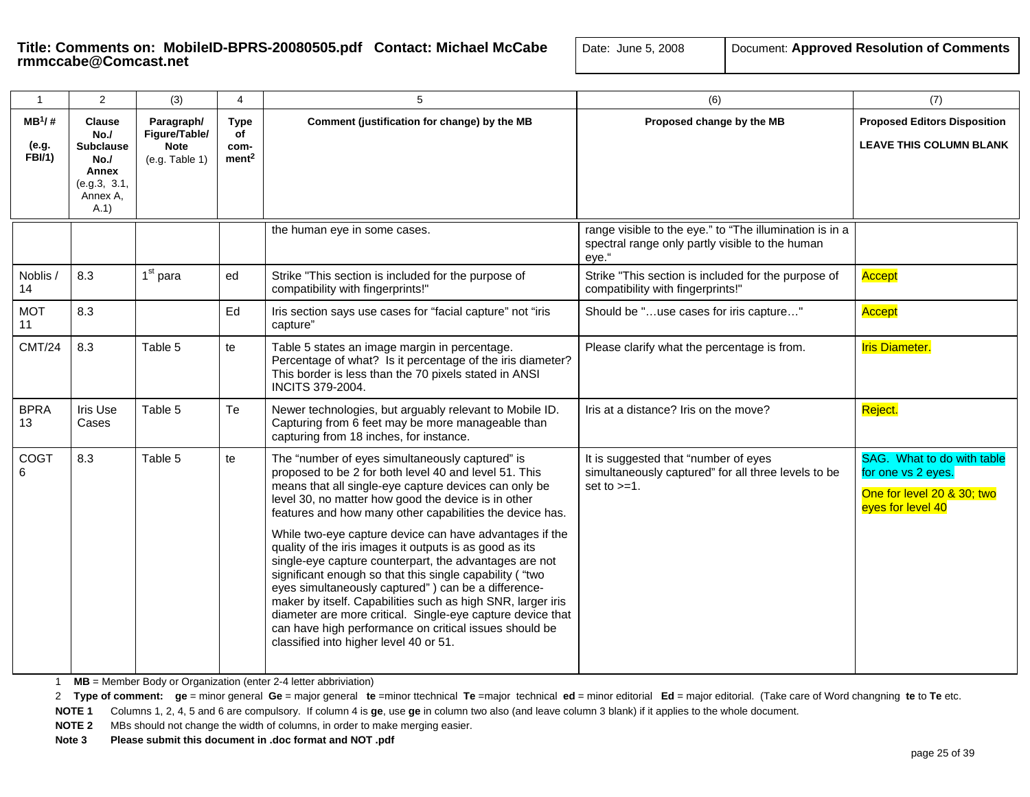**Title: Comments on: MobileID-BPRS-20080505.pdf Contact: Michael McCabe rmmccabe@Comcast.net**

| Date: June 5, 2008 | Document: **Approved Resolution of Comments** |
|---|---|

| 1 | 2 | (3) | 4 | 5 | (6) | (7) |
|---|---|---|---|---|---|---|
| **MB[1]/ #** (e.g. FBI/1) | **Clause No./ Subclause No./ Annex** (e.g.3, 3.1, Annex A, A.1) | **Paragraph/ Figure/Table/ Note** (e.g. Table 1) | **Type of com-ment[2]** | **Comment (justification for change) by the MB** | **Proposed change by the MB** | **Proposed Editors Disposition** **LEAVE THIS COLUMN BLANK** |
| | | | | the human eye in some cases. | range visible to the eye." to "The illumination is in a spectral range only partly visible to the human eye." | |
| Noblis / 14 | 8.3 | 1st para | ed | Strike "This section is included for the purpose of compatibility with fingerprints!" | Strike "This section is included for the purpose of compatibility with fingerprints!" | Accept |
| MOT 11 | 8.3 | | Ed | Iris section says use cases for "facial capture" not "iris capture" | Should be "…use cases for iris capture…" | Accept |
| CMT/24 | 8.3 | Table 5 | te | Table 5 states an image margin in percentage. Percentage of what? Is it percentage of the iris diameter? This border is less than the 70 pixels stated in ANSI INCITS 379-2004. | Please clarify what the percentage is from. | Iris Diameter. |
| BPRA 13 | Iris Use Cases | Table 5 | Te | Newer technologies, but arguably relevant to Mobile ID. Capturing from 6 feet may be more manageable than capturing from 18 inches, for instance. | Iris at a distance? Iris on the move? | Reject. |
| COGT 6 | 8.3 | Table 5 | te | The "number of eyes simultaneously captured" is proposed to be 2 for both level 40 and level 51. This means that all single-eye capture devices can only be level 30, no matter how good the device is in other features and how many other capabilities the device has. While two-eye capture device can have advantages if the quality of the iris images it outputs is as good as its single-eye capture counterpart, the advantages are not significant enough so that this single capability ( "two eyes simultaneously captured" ) can be a difference-maker by itself. Capabilities such as high SNR, larger iris diameter are more critical. Single-eye capture device that can have high performance on critical issues should be classified into higher level 40 or 51. | It is suggested that "number of eyes simultaneously captured" for all three levels to be set to >=1. | SAG. What to do with table for one vs 2 eyes. One for level 20 & 30; two eyes for level 40 |

1 **MB** = Member Body or Organization (enter 2-4 letter abbriviation)

2 **Type of comment: ge** = minor general **Ge** = major general **te** =minor ttechnical **Te** =major technical **ed** = minor editorial **Ed** = major editorial. (Take care of Word changning **te** to **Te** etc.

**NOTE 1** Columns 1, 2, 4, 5 and 6 are compulsory. If column 4 is **ge**, use **ge** in column two also (and leave column 3 blank) if it applies to the whole document.

**NOTE 2** MBs should not change the width of columns, in order to make merging easier.

**Note 3** **Please submit this document in .doc format and NOT .pdf**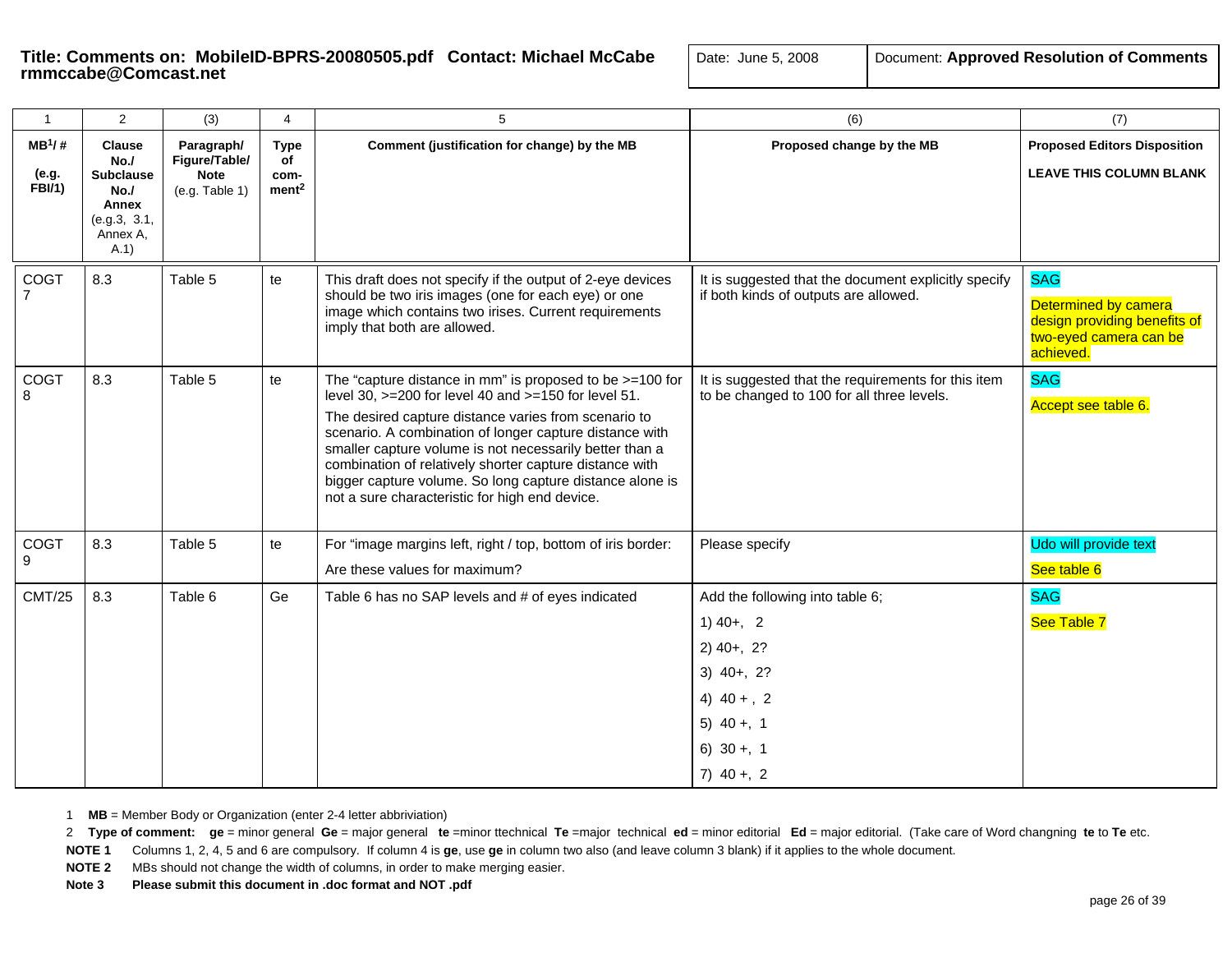**Title: Comments on: MobileID-BPRS-20080505.pdf Contact: Michael McCabe rmmccabe@Comcast.net**

| Date: June 5, 2008 | Document: **Approved Resolution of Comments** |
|---|---|

| 1 | 2 | (3) | 4 | 5 | (6) | (7) |
|---|---|---|---|---|---|---|
| **MB[1]/ #** **(e.g. FBI/1)** | **Clause No./ Subclause No./ Annex** (e.g.3, 3.1, Annex A, A.1) | **Paragraph/ Figure/Table/ Note** (e.g. Table 1) | **Type of com-ment[2]** | **Comment (justification for change) by the MB** | **Proposed change by the MB** | **Proposed Editors Disposition** **LEAVE THIS COLUMN BLANK** |
| COGT 7 | 8.3 | Table 5 | te | This draft does not specify if the output of 2-eye devices should be two iris images (one for each eye) or one image which contains two irises. Current requirements imply that both are allowed. | It is suggested that the document explicitly specify if both kinds of outputs are allowed. | SAG<br>Determined by camera design providing benefits of two-eyed camera can be achieved. |
| COGT 8 | 8.3 | Table 5 | te | The "capture distance in mm" is proposed to be >=100 for level 30, >=200 for level 40 and >=150 for level 51.<br>The desired capture distance varies from scenario to scenario. A combination of longer capture distance with smaller capture volume is not necessarily better than a combination of relatively shorter capture distance with bigger capture volume. So long capture distance alone is not a sure characteristic for high end device. | It is suggested that the requirements for this item to be changed to 100 for all three levels. | SAG<br>Accept see table 6. |
| COGT 9 | 8.3 | Table 5 | te | For "image margins left, right / top, bottom of iris border:<br>Are these values for maximum? | Please specify | Udo will provide text<br>See table 6 |
| CMT/25 | 8.3 | Table 6 | Ge | Table 6 has no SAP levels and # of eyes indicated | Add the following into table 6;<br>1) 40+, 2<br>2) 40+, 2?<br>3) 40+, 2?<br>4) 40 + , 2<br>5) 40 +, 1<br>6) 30 +, 1<br>7) 40 +, 2 | SAG<br>See Table 7 |

1 **MB** = Member Body or Organization (enter 2-4 letter abbriviation)

2 **Type of comment:** **ge** = minor general **Ge** = major general **te** =minor ttechnical **Te** =major technical **ed** = minor editorial **Ed** = major editorial. (Take care of Word changning **te** to **Te** etc.

**NOTE 1** Columns 1, 2, 4, 5 and 6 are compulsory. If column 4 is **ge**, use **ge** in column two also (and leave column 3 blank) if it applies to the whole document.

**NOTE 2** MBs should not change the width of columns, in order to make merging easier.

**Note 3** **Please submit this document in .doc format and NOT .pdf**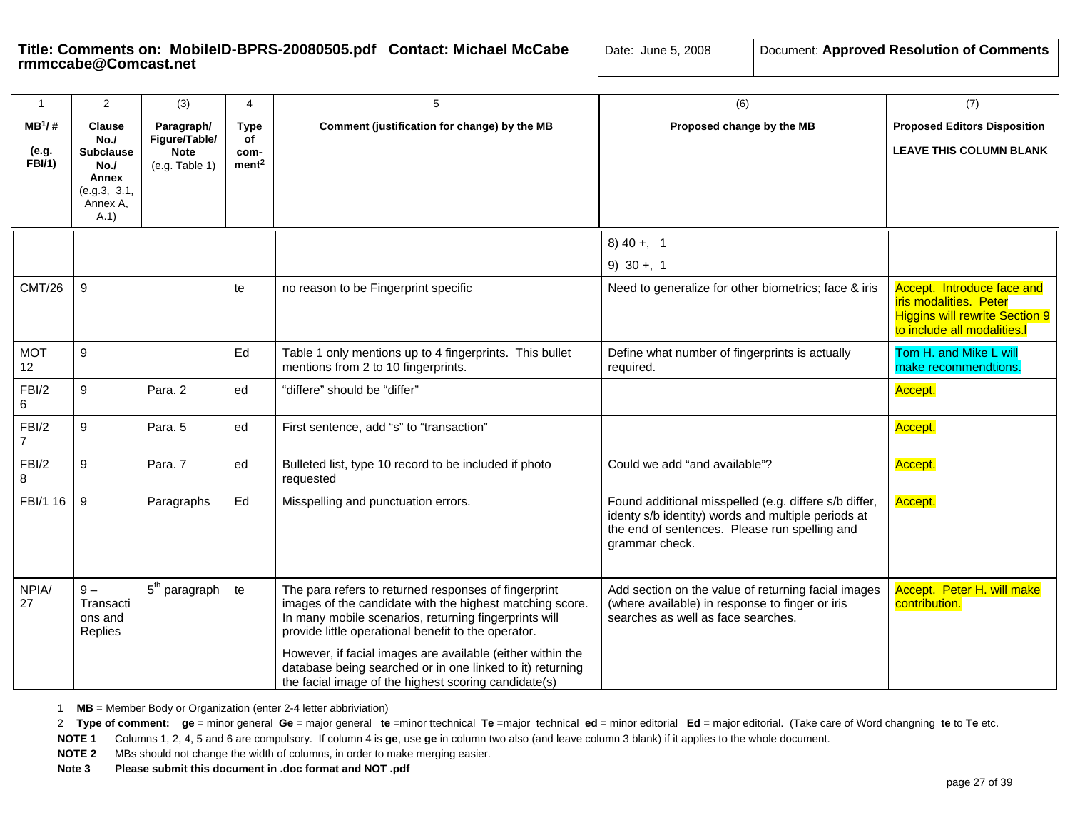**Title: Comments on: MobileID-BPRS-20080505.pdf Contact: Michael McCabe rmmccabe@Comcast.net**

| Date: June 5, 2008 | Document: **Approved Resolution of Comments** |
|---|---|

| 1 | 2 | (3) | 4 | 5 | (6) | (7) |
|---|---|---|---|---|---|---|
| **MB[1]/ #** **(e.g. FBI/1)** | **Clause No./ Subclause No./ Annex** (e.g.3, 3.1, Annex A, A.1) | **Paragraph/ Figure/Table/ Note** (e.g. Table 1) | **Type of com-ment[2]** | **Comment (justification for change) by the MB** | **Proposed change by the MB** | **Proposed Editors Disposition** **LEAVE THIS COLUMN BLANK** |
| | | | | | 8) 40 +, 1<br>9) 30 +, 1 | |
| CMT/26 | 9 | | te | no reason to be Fingerprint specific | Need to generalize for other biometrics; face & iris | Accept. Introduce face and iris modalities. Peter Higgins will rewrite Section 9 to include all modalities.l |
| MOT 12 | 9 | | Ed | Table 1 only mentions up to 4 fingerprints. This bullet mentions from 2 to 10 fingerprints. | Define what number of fingerprints is actually required. | Tom H. and Mike L will make recommendtions. |
| FBI/2 6 | 9 | Para. 2 | ed | "differe" should be "differ" | | Accept. |
| FBI/2 7 | 9 | Para. 5 | ed | First sentence, add "s" to "transaction" | | Accept. |
| FBI/2 8 | 9 | Para. 7 | ed | Bulleted list, type 10 record to be included if photo requested | Could we add "and available"? | Accept. |
| FBI/1 16 | 9 | Paragraphs | Ed | Misspelling and punctuation errors. | Found additional misspelled (e.g. differe s/b differ, identy s/b identity) words and multiple periods at the end of sentences. Please run spelling and grammar check. | Accept. |
| | | | | | | |
| NPIA/ 27 | 9 – Transactions and Replies | 5th paragraph | te | The para refers to returned responses of fingerprint images of the candidate with the highest matching score. In many mobile scenarios, returning fingerprints will provide little operational benefit to the operator.<br>However, if facial images are available (either within the database being searched or in one linked to it) returning the facial image of the highest scoring candidate(s) | Add section on the value of returning facial images (where available) in response to finger or iris searches as well as face searches. | Accept. Peter H. will make contribution. |

1 **MB** = Member Body or Organization (enter 2-4 letter abbriviation)

2 **Type of comment:** **ge** = minor general **Ge** = major general **te** =minor ttechnical **Te** =major technical **ed** = minor editorial **Ed** = major editorial. (Take care of Word changning **te** to **Te** etc.

**NOTE 1** Columns 1, 2, 4, 5 and 6 are compulsory. If column 4 is **ge**, use **ge** in column two also (and leave column 3 blank) if it applies to the whole document.

**NOTE 2** MBs should not change the width of columns, in order to make merging easier.

**Note 3** **Please submit this document in .doc format and NOT .pdf**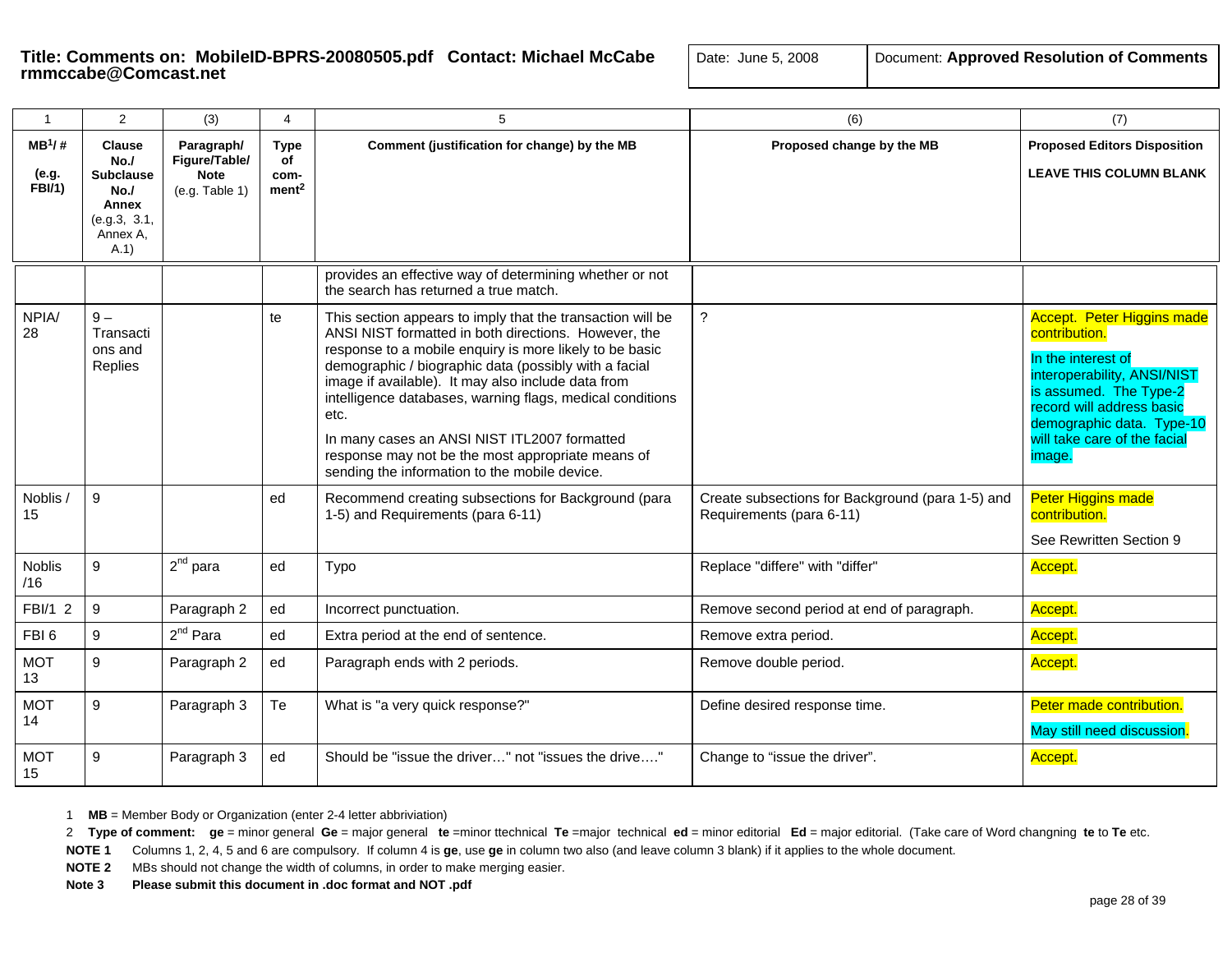**Title: Comments on: MobileID-BPRS-20080505.pdf Contact: Michael McCabe rmmccabe@Comcast.net**

Date: June 5, 2008

Document: **Approved Resolution of Comments**

| 1 | 2 | (3) | 4 | 5 | (6) | (7) |
|---|---|---|---|---|---|---|
| **MB[1]/ #** (e.g. FBI/1) | **Clause No./ Subclause No./ Annex** (e.g.3, 3.1, Annex A, A.1) | **Paragraph/ Figure/Table/ Note** (e.g. Table 1) | **Type of com-ment[2]** | **Comment (justification for change) by the MB** | **Proposed change by the MB** | **Proposed Editors Disposition** **LEAVE THIS COLUMN BLANK** |
| | | | | provides an effective way of determining whether or not the search has returned a true match. | | |
| NPIA/ 28 | 9 – Transactions and Replies | | te | This section appears to imply that the transaction will be ANSI NIST formatted in both directions. However, the response to a mobile enquiry is more likely to be basic demographic / biographic data (possibly with a facial image if available). It may also include data from intelligence databases, warning flags, medical conditions etc. In many cases an ANSI NIST ITL2007 formatted response may not be the most appropriate means of sending the information to the mobile device. | ? | Accept. Peter Higgins made contribution. In the interest of interoperability, ANSI/NIST is assumed. The Type-2 record will address basic demographic data. Type-10 will take care of the facial image. |
| Noblis / 15 | 9 | | ed | Recommend creating subsections for Background (para 1-5) and Requirements (para 6-11) | Create subsections for Background (para 1-5) and Requirements (para 6-11) | Peter Higgins made contribution. See Rewritten Section 9 |
| Noblis /16 | 9 | 2nd para | ed | Typo | Replace "differe" with "differ" | Accept. |
| FBI/1 2 | 9 | Paragraph 2 | ed | Incorrect punctuation. | Remove second period at end of paragraph. | Accept. |
| FBI 6 | 9 | 2nd Para | ed | Extra period at the end of sentence. | Remove extra period. | Accept. |
| MOT 13 | 9 | Paragraph 2 | ed | Paragraph ends with 2 periods. | Remove double period. | Accept. |
| MOT 14 | 9 | Paragraph 3 | Te | What is "a very quick response?" | Define desired response time. | Peter made contribution. May still need discussion. |
| MOT 15 | 9 | Paragraph 3 | ed | Should be "issue the driver…" not "issues the drive…." | Change to "issue the driver". | Accept. |

1 **MB** = Member Body or Organization (enter 2-4 letter abbriviation)

2 **Type of comment:** **ge** = minor general **Ge** = major general **te** =minor ttechnical **Te** =major technical **ed** = minor editorial **Ed** = major editorial. (Take care of Word changning **te** to **Te** etc.

**NOTE 1** Columns 1, 2, 4, 5 and 6 are compulsory. If column 4 is **ge**, use **ge** in column two also (and leave column 3 blank) if it applies to the whole document.

**NOTE 2** MBs should not change the width of columns, in order to make merging easier.

**Note 3** **Please submit this document in .doc format and NOT .pdf**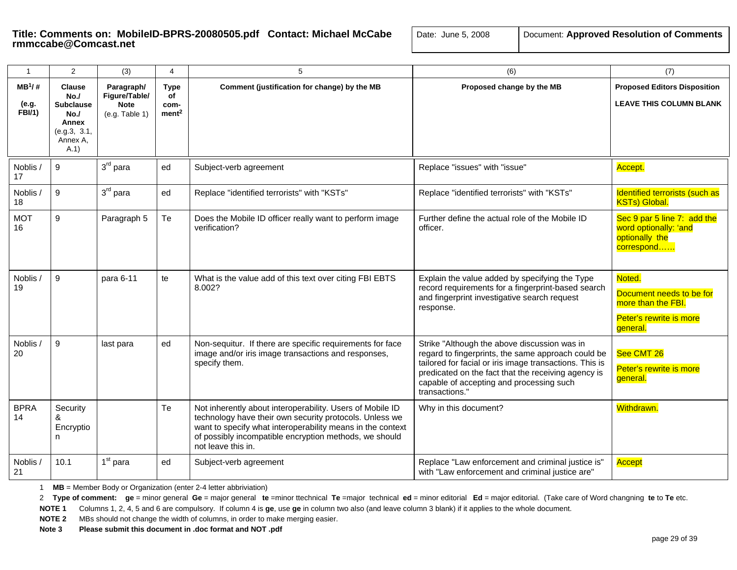**Title: Comments on: MobileID-BPRS-20080505.pdf Contact: Michael McCabe rmmccabe@Comcast.net**

Date: June 5, 2008

Document: **Approved Resolution of Comments**

| 1 | 2 | (3) | 4 | 5 | (6) | (7) |
|---|---|---|---|---|---|---|
| **MB[1]/ #** **(e.g. FBI/1)** | **Clause No./ Subclause No./ Annex** (e.g.3, 3.1, Annex A, A.1) | **Paragraph/ Figure/Table/ Note** (e.g. Table 1) | **Type of com-ment[2]** | **Comment (justification for change) by the MB** | **Proposed change by the MB** | **Proposed Editors Disposition** **LEAVE THIS COLUMN BLANK** |
| Noblis / 17 | 9 | 3rd para | ed | Subject-verb agreement | Replace "issues" with "issue" | Accept. |
| Noblis / 18 | 9 | 3rd para | ed | Replace "identified terrorists" with "KSTs" | Replace "identified terrorists" with "KSTs" | Identified terrorists (such as KSTs) Global. |
| MOT 16 | 9 | Paragraph 5 | Te | Does the Mobile ID officer really want to perform image verification? | Further define the actual role of the Mobile ID officer. | Sec 9 par 5 line 7: add the word optionally: 'and optionally the correspond…… |
| Noblis / 19 | 9 | para 6-11 | te | What is the value add of this text over citing FBI EBTS 8.002? | Explain the value added by specifying the Type record requirements for a fingerprint-based search and fingerprint investigative search request response. | Noted. Document needs to be for more than the FBI. Peter's rewrite is more general. |
| Noblis / 20 | 9 | last para | ed | Non-sequitur. If there are specific requirements for face image and/or iris image transactions and responses, specify them. | Strike "Although the above discussion was in regard to fingerprints, the same approach could be tailored for facial or iris image transactions. This is predicated on the fact that the receiving agency is capable of accepting and processing such transactions." | See CMT 26 Peter's rewrite is more general. |
| BPRA 14 | Security & Encryption | | Te | Not inherently about interoperability. Users of Mobile ID technology have their own security protocols. Unless we want to specify what interoperability means in the context of possibly incompatible encryption methods, we should not leave this in. | Why in this document? | Withdrawn. |
| Noblis / 21 | 10.1 | 1st para | ed | Subject-verb agreement | Replace "Law enforcement and criminal justice is" with "Law enforcement and criminal justice are" | Accept |

1 **MB** = Member Body or Organization (enter 2-4 letter abbriviation)

2 **Type of comment:** **ge** = minor general **Ge** = major general **te** =minor ttechnical **Te** =major technical **ed** = minor editorial **Ed** = major editorial. (Take care of Word changning **te** to **Te** etc.

**NOTE 1** Columns 1, 2, 4, 5 and 6 are compulsory. If column 4 is **ge**, use **ge** in column two also (and leave column 3 blank) if it applies to the whole document.

**NOTE 2** MBs should not change the width of columns, in order to make merging easier.

**Note 3** **Please submit this document in .doc format and NOT .pdf**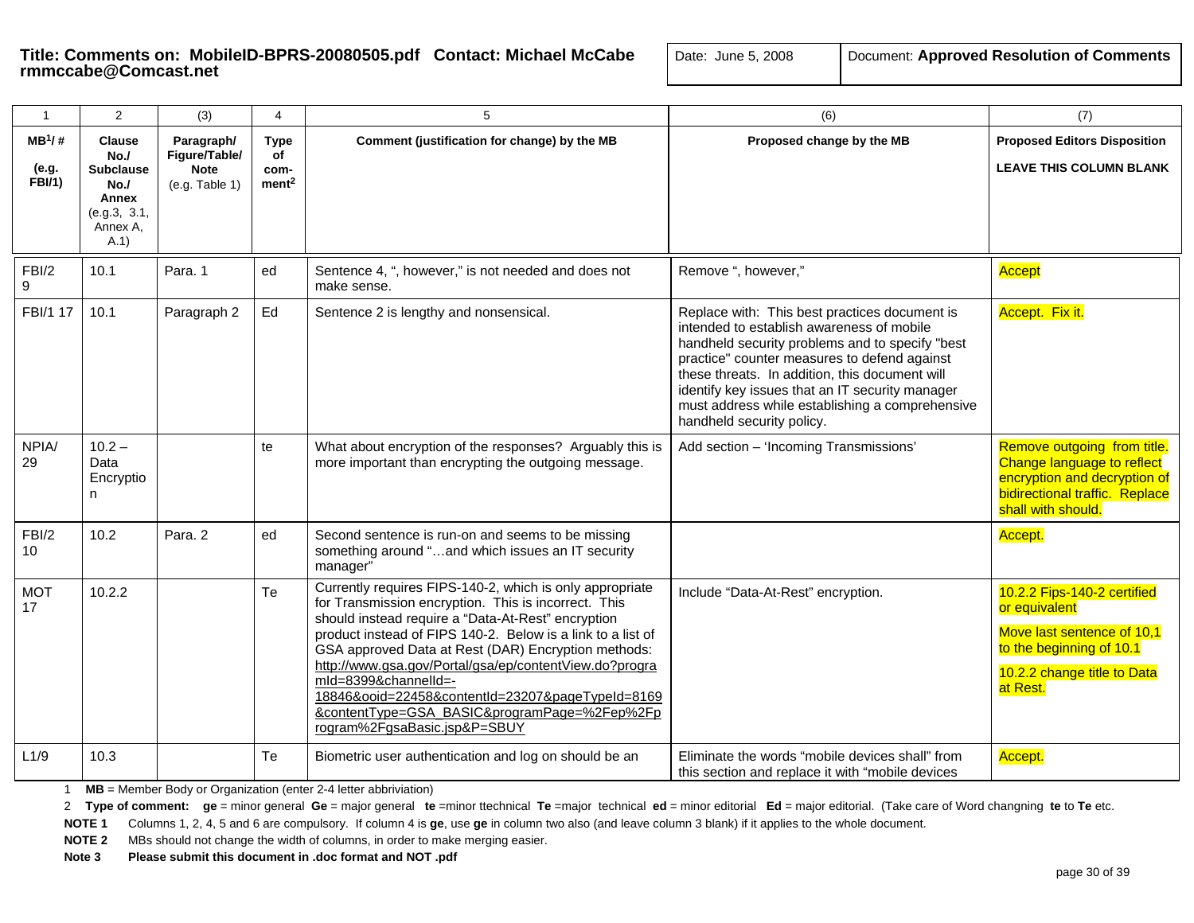**Title: Comments on: MobileID-BPRS-20080505.pdf Contact: Michael McCabe rmmccabe@Comcast.net**

Date: June 5, 2008 | Document: **Approved Resolution of Comments**

| 1 | 2 | (3) | 4 | 5 | (6) | (7) |
|---|---|---|---|---|---|---|
| **MB[1]/ #** **(e.g. FBI/1)** | **Clause No./ Subclause No./ Annex** (e.g.3, 3.1, Annex A, A.1) | **Paragraph/ Figure/Table/ Note** (e.g. Table 1) | **Type of com-ment[2]** | **Comment (justification for change) by the MB** | **Proposed change by the MB** | **Proposed Editors Disposition** **LEAVE THIS COLUMN BLANK** |
| FBI/2 9 | 10.1 | Para. 1 | ed | Sentence 4, ", however," is not needed and does not make sense. | Remove ", however," | Accept |
| FBI/1 17 | 10.1 | Paragraph 2 | Ed | Sentence 2 is lengthy and nonsensical. | Replace with: This best practices document is intended to establish awareness of mobile handheld security problems and to specify "best practice" counter measures to defend against these threats. In addition, this document will identify key issues that an IT security manager must address while establishing a comprehensive handheld security policy. | Accept. Fix it. |
| NPIA/ 29 | 10.2 – Data Encryption | | te | What about encryption of the responses? Arguably this is more important than encrypting the outgoing message. | Add section – 'Incoming Transmissions' | Remove outgoing from title. Change language to reflect encryption and decryption of bidirectional traffic. Replace shall with should. |
| FBI/2 10 | 10.2 | Para. 2 | ed | Second sentence is run-on and seems to be missing something around "…and which issues an IT security manager" | | Accept. |
| MOT 17 | 10.2.2 | | Te | Currently requires FIPS-140-2, which is only appropriate for Transmission encryption. This is incorrect. This should instead require a "Data-At-Rest" encryption product instead of FIPS 140-2. Below is a link to a list of GSA approved Data at Rest (DAR) Encryption methods: http://www.gsa.gov/Portal/gsa/ep/contentView.do?programId=8399&channelId=-18846&ooid=22458&contentId=23207&pageTypeId=8169&contentType=GSA_BASIC&programPage=%2Fep%2Fprogram%2FgsaBasic.jsp&P=SBUY | Include "Data-At-Rest" encryption. | 10.2.2 Fips-140-2 certified or equivalent<br><br>Move last sentence of 10,1 to the beginning of 10.1<br><br>10.2.2 change title to Data at Rest. |
| L1/9 | 10.3 | | Te | Biometric user authentication and log on should be an | Eliminate the words "mobile devices shall" from this section and replace it with "mobile devices | Accept. |

1 **MB** = Member Body or Organization (enter 2-4 letter abbriviation)

2 **Type of comment: ge** = minor general **Ge** = major general **te** =minor ttechnical **Te** =major technical **ed** = minor editorial **Ed** = major editorial. (Take care of Word changning **te** to **Te** etc.

**NOTE 1** Columns 1, 2, 4, 5 and 6 are compulsory. If column 4 is **ge**, use **ge** in column two also (and leave column 3 blank) if it applies to the whole document.

**NOTE 2** MBs should not change the width of columns, in order to make merging easier.

**Note 3** **Please submit this document in .doc format and NOT .pdf**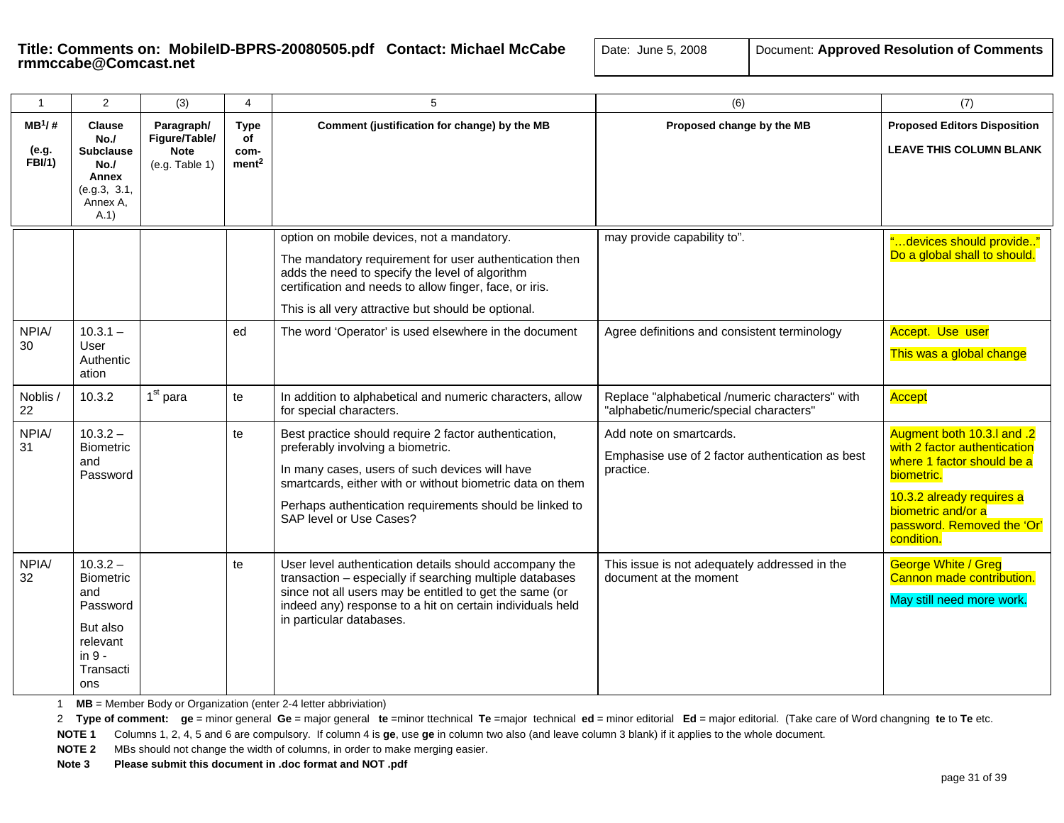**Title: Comments on: MobileID-BPRS-20080505.pdf Contact: Michael McCabe rmmccabe@Comcast.net**

Date: June 5, 2008

Document: **Approved Resolution of Comments**

| 1 | 2 | (3) | 4 | 5 | (6) | (7) |
|---|---|---|---|---|---|---|
| **MB[1]/ #** **(e.g. FBI/1)** | **Clause No./ Subclause No./ Annex** (e.g.3, 3.1, Annex A, A.1) | **Paragraph/ Figure/Table/ Note** (e.g. Table 1) | **Type of com-ment[2]** | **Comment (justification for change) by the MB** | **Proposed change by the MB** | **Proposed Editors Disposition** **LEAVE THIS COLUMN BLANK** |
| | | | | option on mobile devices, not a mandatory. The mandatory requirement for user authentication then adds the need to specify the level of algorithm certification and needs to allow finger, face, or iris. This is all very attractive but should be optional. | may provide capability to". | "…devices should provide.." Do a global shall to should. |
| NPIA/ 30 | 10.3.1 – User Authentication | | ed | The word 'Operator' is used elsewhere in the document | Agree definitions and consistent terminology | Accept. Use user This was a global change |
| Noblis / 22 | 10.3.2 | 1st para | te | In addition to alphabetical and numeric characters, allow for special characters. | Replace "alphabetical /numeric characters" with "alphabetic/numeric/special characters" | Accept |
| NPIA/ 31 | 10.3.2 – Biometric and Password | | te | Best practice should require 2 factor authentication, preferably involving a biometric. In many cases, users of such devices will have smartcards, either with or without biometric data on them Perhaps authentication requirements should be linked to SAP level or Use Cases? | Add note on smartcards. Emphasise use of 2 factor authentication as best practice. | Augment both 10.3.l and .2 with 2 factor authentication where 1 factor should be a biometric. 10.3.2 already requires a biometric and/or a password. Removed the 'Or' condition. |
| NPIA/ 32 | 10.3.2 – Biometric and Password But also relevant in 9 - Transactions | | te | User level authentication details should accompany the transaction – especially if searching multiple databases since not all users may be entitled to get the same (or indeed any) response to a hit on certain individuals held in particular databases. | This issue is not adequately addressed in the document at the moment | George White / Greg Cannon made contribution. May still need more work. |

1 **MB** = Member Body or Organization (enter 2-4 letter abbriviation)

2 **Type of comment:** **ge** = minor general **Ge** = major general **te** =minor ttechnical **Te** =major technical **ed** = minor editorial **Ed** = major editorial. (Take care of Word changning **te** to **Te** etc.

**NOTE 1** Columns 1, 2, 4, 5 and 6 are compulsory. If column 4 is **ge**, use **ge** in column two also (and leave column 3 blank) if it applies to the whole document.

**NOTE 2** MBs should not change the width of columns, in order to make merging easier.

**Note 3** **Please submit this document in .doc format and NOT .pdf**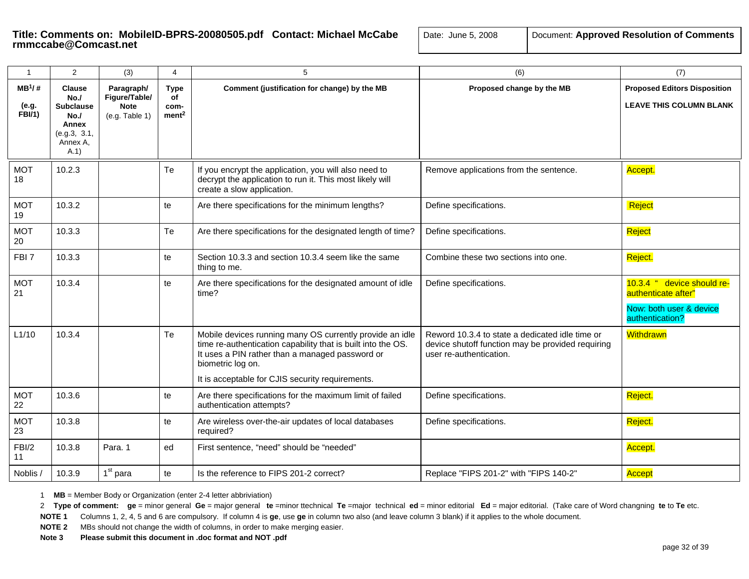**Title: Comments on: MobileID-BPRS-20080505.pdf Contact: Michael McCabe rmmccabe@Comcast.net**

| Date: June 5, 2008 | Document: **Approved Resolution of Comments** |
|---|---|

| 1 | 2 | (3) | 4 | 5 | (6) | (7) |
|---|---|---|---|---|---|---|
| **MB[1]/ #** **(e.g. FBI/1)** | **Clause No./ Subclause No./ Annex** (e.g.3, 3.1, Annex A, A.1) | **Paragraph/ Figure/Table/ Note** (e.g. Table 1) | **Type of com-ment[2]** | **Comment (justification for change) by the MB** | **Proposed change by the MB** | **Proposed Editors Disposition** **LEAVE THIS COLUMN BLANK** |
| MOT 18 | 10.2.3 | | Te | If you encrypt the application, you will also need to decrypt the application to run it. This most likely will create a slow application. | Remove applications from the sentence. | Accept. |
| MOT 19 | 10.3.2 | | te | Are there specifications for the minimum lengths? | Define specifications. | Reject |
| MOT 20 | 10.3.3 | | Te | Are there specifications for the designated length of time? | Define specifications. | Reject |
| FBI 7 | 10.3.3 | | te | Section 10.3.3 and section 10.3.4 seem like the same thing to me. | Combine these two sections into one. | Reject. |
| MOT 21 | 10.3.4 | | te | Are there specifications for the designated amount of idle time? | Define specifications. | 10.3.4 " device should re-authenticate after" Now: both user & device authentication? |
| L1/10 | 10.3.4 | | Te | Mobile devices running many OS currently provide an idle time re-authentication capability that is built into the OS. It uses a PIN rather than a managed password or biometric log on. It is acceptable for CJIS security requirements. | Reword 10.3.4 to state a dedicated idle time or device shutoff function may be provided requiring user re-authentication. | Withdrawn |
| MOT 22 | 10.3.6 | | te | Are there specifications for the maximum limit of failed authentication attempts? | Define specifications. | Reject. |
| MOT 23 | 10.3.8 | | te | Are wireless over-the-air updates of local databases required? | Define specifications. | Reject. |
| FBI/2 11 | 10.3.8 | Para. 1 | ed | First sentence, "need" should be "needed" | | Accept. |
| Noblis / | 10.3.9 | 1st para | te | Is the reference to FIPS 201-2 correct? | Replace "FIPS 201-2" with "FIPS 140-2" | Accept |

1 **MB** = Member Body or Organization (enter 2-4 letter abbriviation)

2 **Type of comment:** **ge** = minor general **Ge** = major general **te** =minor ttechnical **Te** =major technical **ed** = minor editorial **Ed** = major editorial. (Take care of Word changning **te** to **Te** etc.

**NOTE 1** Columns 1, 2, 4, 5 and 6 are compulsory. If column 4 is **ge**, use **ge** in column two also (and leave column 3 blank) if it applies to the whole document.

**NOTE 2** MBs should not change the width of columns, in order to make merging easier.

**Note 3** **Please submit this document in .doc format and NOT .pdf**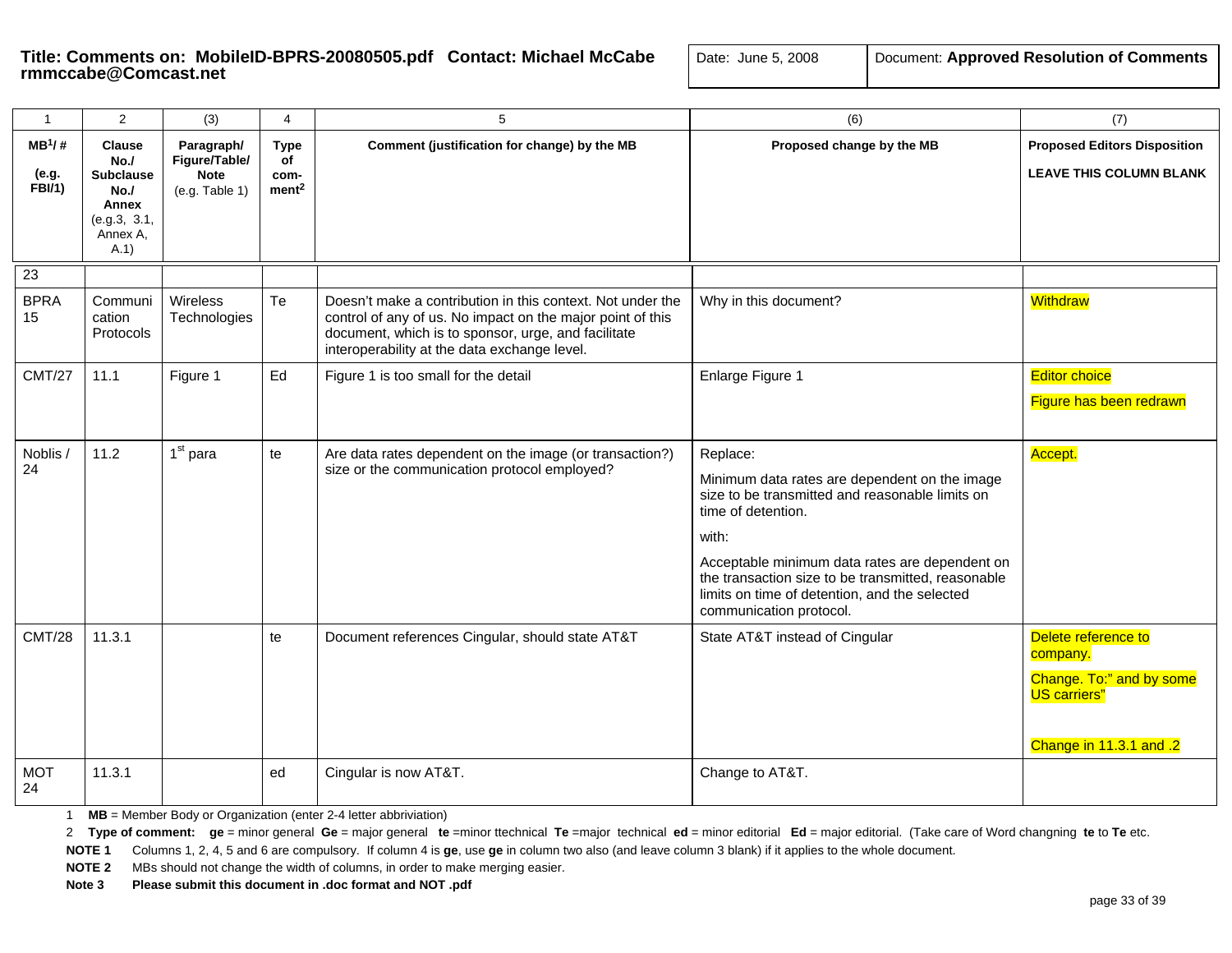**Title: Comments on: MobileID-BPRS-20080505.pdf Contact: Michael McCabe rmmccabe@Comcast.net**

| Date: June 5, 2008 | Document: **Approved Resolution of Comments** |
|---|---|

| 1 | 2 | (3) | 4 | 5 | (6) | (7) |
|---|---|---|---|---|---|---|
| **MB[1]/ #** (e.g. FBI/1) | **Clause No./ Subclause No./ Annex** (e.g.3, 3.1, Annex A, A.1) | **Paragraph/ Figure/Table/ Note** (e.g. Table 1) | **Type of com-ment[2]** | **Comment (justification for change) by the MB** | **Proposed change by the MB** | **Proposed Editors Disposition** LEAVE THIS COLUMN BLANK |
| 23 | | | | | | |
| BPRA 15 | Communication Protocols | Wireless Technologies | Te | Doesn't make a contribution in this context. Not under the control of any of us. No impact on the major point of this document, which is to sponsor, urge, and facilitate interoperability at the data exchange level. | Why in this document? | Withdraw |
| CMT/27 | 11.1 | Figure 1 | Ed | Figure 1 is too small for the detail | Enlarge Figure 1 | Editor choice<br>Figure has been redrawn |
| Noblis / 24 | 11.2 | 1st para | te | Are data rates dependent on the image (or transaction?) size or the communication protocol employed? | Replace:<br>Minimum data rates are dependent on the image size to be transmitted and reasonable limits on time of detention.<br>with:<br>Acceptable minimum data rates are dependent on the transaction size to be transmitted, reasonable limits on time of detention, and the selected communication protocol. | Accept. |
| CMT/28 | 11.3.1 | | te | Document references Cingular, should state AT&T | State AT&T instead of Cingular | Delete reference to company.<br>Change. To:" and by some US carriers"<br>Change in 11.3.1 and .2 |
| MOT 24 | 11.3.1 | | ed | Cingular is now AT&T. | Change to AT&T. | |

1 **MB** = Member Body or Organization (enter 2-4 letter abbriviation)

2 **Type of comment:** **ge** = minor general **Ge** = major general **te** =minor ttechnical **Te** =major technical **ed** = minor editorial **Ed** = major editorial. (Take care of Word changning **te** to **Te** etc.

**NOTE 1** Columns 1, 2, 4, 5 and 6 are compulsory. If column 4 is **ge**, use **ge** in column two also (and leave column 3 blank) if it applies to the whole document.

**NOTE 2** MBs should not change the width of columns, in order to make merging easier.

**Note 3** **Please submit this document in .doc format and NOT .pdf**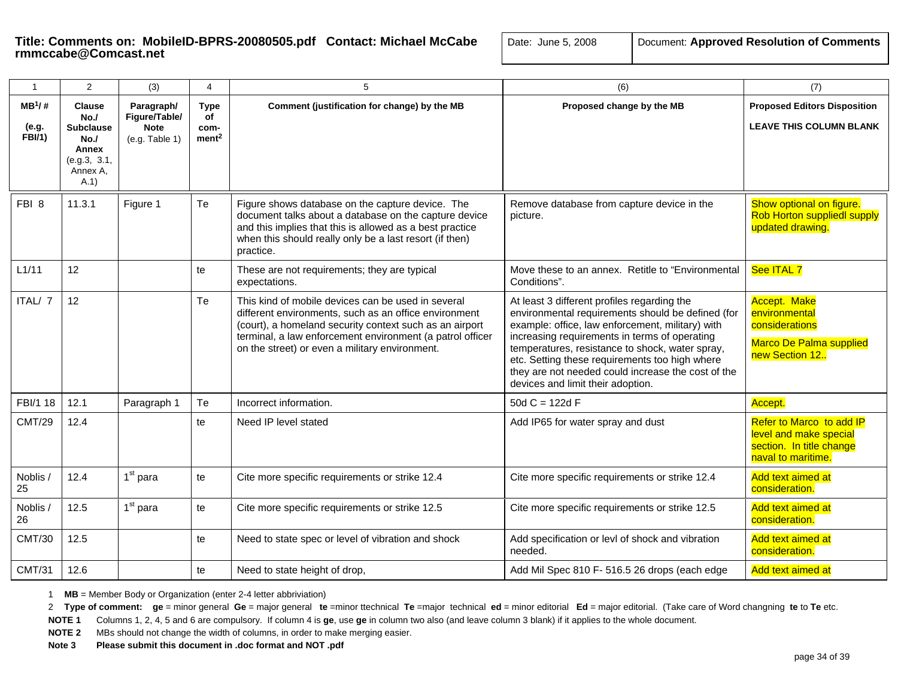**Title: Comments on: MobileID-BPRS-20080505.pdf Contact: Michael McCabe rmmccabe@Comcast.net**

Date: June 5, 2008

Document: **Approved Resolution of Comments**

| 1 | 2 | (3) | 4 | 5 | (6) | (7) |
|---|---|---|---|---|---|---|
| **MB[1]/ # (e.g. FBI/1)** | **Clause No./ Subclause No./ Annex** (e.g.3, 3.1, Annex A, A.1) | **Paragraph/ Figure/Table/ Note** (e.g. Table 1) | **Type of com-ment[2]** | **Comment (justification for change) by the MB** | **Proposed change by the MB** | **Proposed Editors Disposition LEAVE THIS COLUMN BLANK** |
| FBI 8 | 11.3.1 | Figure 1 | Te | Figure shows database on the capture device. The document talks about a database on the capture device and this implies that this is allowed as a best practice when this should really only be a last resort (if then) practice. | Remove database from capture device in the picture. | Show optional on figure. Rob Horton suppliedl supply updated drawing. |
| L1/11 | 12 | | te | These are not requirements; they are typical expectations. | Move these to an annex. Retitle to "Environmental Conditions". | See ITAL 7 |
| ITAL/ 7 | 12 | | Te | This kind of mobile devices can be used in several different environments, such as an office environment (court), a homeland security context such as an airport terminal, a law enforcement environment (a patrol officer on the street) or even a military environment. | At least 3 different profiles regarding the environmental requirements should be defined (for example: office, law enforcement, military) with increasing requirements in terms of operating temperatures, resistance to shock, water spray, etc. Setting these requirements too high where they are not needed could increase the cost of the devices and limit their adoption. | Accept. Make environmental considerations<br><br>Marco De Palma supplied new Section 12.. |
| FBI/1 18 | 12.1 | Paragraph 1 | Te | Incorrect information. | 50d C = 122d F | Accept. |
| CMT/29 | 12.4 | | te | Need IP level stated | Add IP65 for water spray and dust | Refer to Marco to add IP level and make special section. In title change naval to maritime. |
| Noblis / 25 | 12.4 | 1st para | te | Cite more specific requirements or strike 12.4 | Cite more specific requirements or strike 12.4 | Add text aimed at consideration. |
| Noblis / 26 | 12.5 | 1st para | te | Cite more specific requirements or strike 12.5 | Cite more specific requirements or strike 12.5 | Add text aimed at consideration. |
| CMT/30 | 12.5 | | te | Need to state spec or level of vibration and shock | Add specification or levl of shock and vibration needed. | Add text aimed at consideration. |
| CMT/31 | 12.6 | | te | Need to state height of drop, | Add Mil Spec 810 F- 516.5 26 drops (each edge | Add text aimed at |

1 **MB** = Member Body or Organization (enter 2-4 letter abbriviation)

2 **Type of comment: ge** = minor general **Ge** = major general **te** =minor ttechnical **Te** =major technical **ed** = minor editorial **Ed** = major editorial. (Take care of Word changning **te** to **Te** etc.

**NOTE 1** Columns 1, 2, 4, 5 and 6 are compulsory. If column 4 is **ge**, use **ge** in column two also (and leave column 3 blank) if it applies to the whole document.

**NOTE 2** MBs should not change the width of columns, in order to make merging easier.

**Note 3** **Please submit this document in .doc format and NOT .pdf**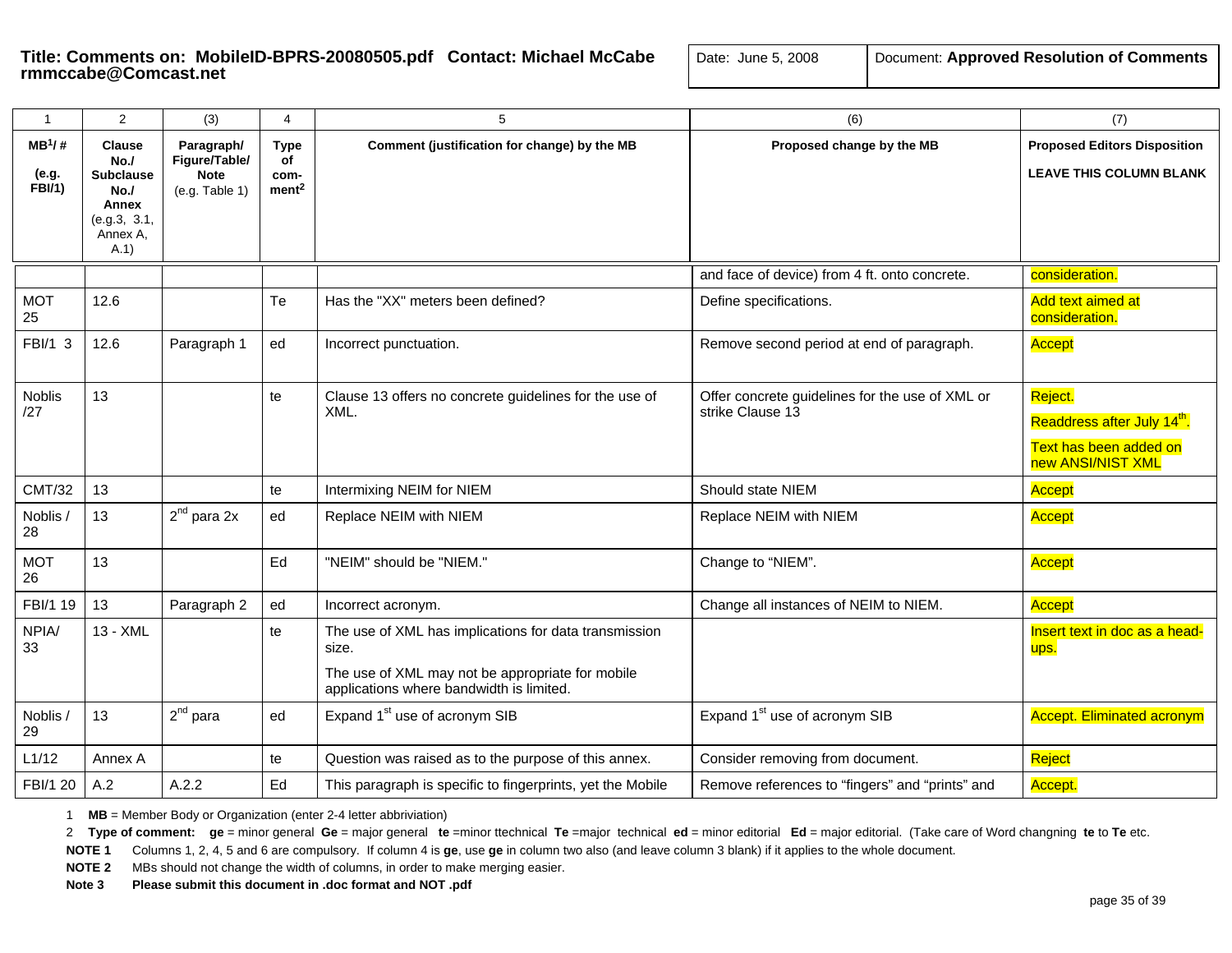**Title: Comments on: MobileID-BPRS-20080505.pdf Contact: Michael McCabe rmmccabe@Comcast.net**

| Date: June 5, 2008 | Document: **Approved Resolution of Comments** |
|---|---|

| 1 | 2 | (3) | 4 | 5 | (6) | (7) |
|---|---|---|---|---|---|---|
| **MB[1]/ #** **(e.g. FBI/1)** | **Clause No./ Subclause No./ Annex** (e.g.3, 3.1, Annex A, A.1) | **Paragraph/ Figure/Table/ Note** (e.g. Table 1) | **Type of com-ment[2]** | **Comment (justification for change) by the MB** | **Proposed change by the MB** | **Proposed Editors Disposition** **LEAVE THIS COLUMN BLANK** |
| | | | | | and face of device) from 4 ft. onto concrete. | consideration. |
| MOT 25 | 12.6 | | Te | Has the "XX" meters been defined? | Define specifications. | Add text aimed at consideration. |
| FBI/1 3 | 12.6 | Paragraph 1 | ed | Incorrect punctuation. | Remove second period at end of paragraph. | Accept |
| Noblis /27 | 13 | | te | Clause 13 offers no concrete guidelines for the use of XML. | Offer concrete guidelines for the use of XML or strike Clause 13 | Reject.<br>Readdress after July 14th.<br>Text has been added on new ANSI/NIST XML |
| CMT/32 | 13 | | te | Intermixing NEIM for NIEM | Should state NIEM | Accept |
| Noblis / 28 | 13 | 2nd para 2x | ed | Replace NEIM with NIEM | Replace NEIM with NIEM | Accept |
| MOT 26 | 13 | | Ed | "NEIM" should be "NIEM." | Change to "NIEM". | Accept |
| FBI/1 19 | 13 | Paragraph 2 | ed | Incorrect acronym. | Change all instances of NEIM to NIEM. | Accept |
| NPIA/ 33 | 13 - XML | | te | The use of XML has implications for data transmission size.<br>The use of XML may not be appropriate for mobile applications where bandwidth is limited. | | Insert text in doc as a head-ups. |
| Noblis / 29 | 13 | 2nd para | ed | Expand 1st use of acronym SIB | Expand 1st use of acronym SIB | Accept. Eliminated acronym |
| L1/12 | Annex A | | te | Question was raised as to the purpose of this annex. | Consider removing from document. | Reject |
| FBI/1 20 | A.2 | A.2.2 | Ed | This paragraph is specific to fingerprints, yet the Mobile | Remove references to "fingers" and "prints" and | Accept. |

1 **MB** = Member Body or Organization (enter 2-4 letter abbriviation)

2 **Type of comment:** **ge** = minor general **Ge** = major general **te** =minor ttechnical **Te** =major technical **ed** = minor editorial **Ed** = major editorial. (Take care of Word changning **te** to **Te** etc.

**NOTE 1** Columns 1, 2, 4, 5 and 6 are compulsory. If column 4 is **ge**, use **ge** in column two also (and leave column 3 blank) if it applies to the whole document.

**NOTE 2** MBs should not change the width of columns, in order to make merging easier.

**Note 3** **Please submit this document in .doc format and NOT .pdf**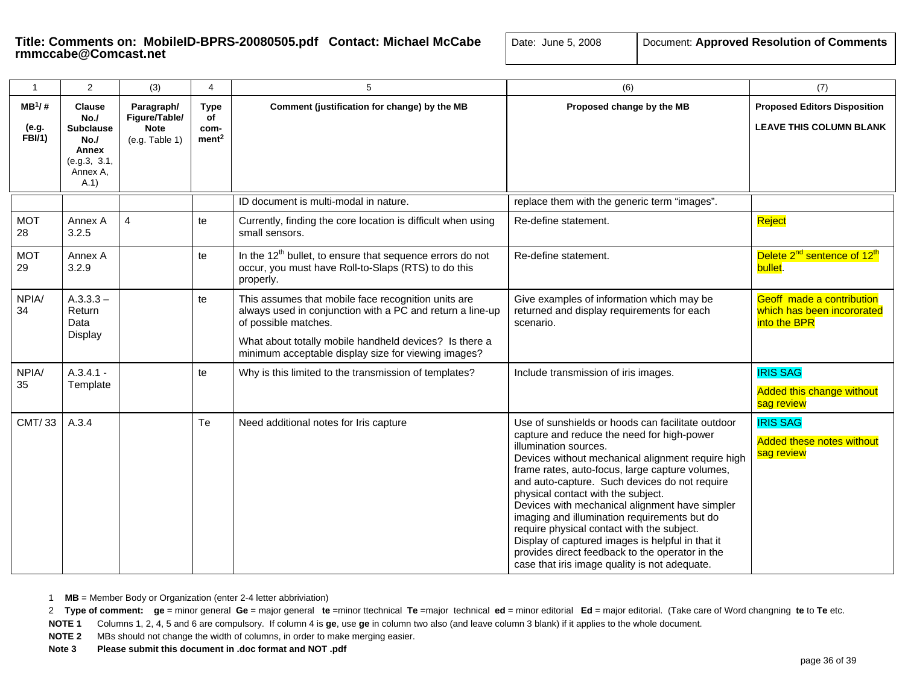**Title: Comments on: MobileID-BPRS-20080505.pdf Contact: Michael McCabe rmmccabe@Comcast.net**

Date: June 5, 2008

Document: **Approved Resolution of Comments**

| 1 | 2 | (3) | 4 | 5 | (6) | (7) |
|---|---|---|---|---|---|---|
| **MB[1]/ #** **(e.g. FBI/1)** | **Clause No./ Subclause No./ Annex** (e.g.3, 3.1, Annex A, A.1) | **Paragraph/ Figure/Table/ Note** (e.g. Table 1) | **Type of com-ment[2]** | **Comment (justification for change) by the MB** | **Proposed change by the MB** | **Proposed Editors Disposition** **LEAVE THIS COLUMN BLANK** |
| | | | | ID document is multi-modal in nature. | replace them with the generic term "images". | |
| MOT 28 | Annex A 3.2.5 | 4 | te | Currently, finding the core location is difficult when using small sensors. | Re-define statement. | Reject |
| MOT 29 | Annex A 3.2.9 | | te | In the 12th bullet, to ensure that sequence errors do not occur, you must have Roll-to-Slaps (RTS) to do this properly. | Re-define statement. | Delete 2nd sentence of 12th bullet. |
| NPIA/ 34 | A.3.3.3 – Return Data Display | | te | This assumes that mobile face recognition units are always used in conjunction with a PC and return a line-up of possible matches.<br><br>What about totally mobile handheld devices? Is there a minimum acceptable display size for viewing images? | Give examples of information which may be returned and display requirements for each scenario. | Geoff made a contribution which has been incororated into the BPR |
| NPIA/ 35 | A.3.4.1 - Template | | te | Why is this limited to the transmission of templates? | Include transmission of iris images. | IRIS SAG<br><br>Added this change without sag review |
| CMT/ 33 | A.3.4 | | Te | Need additional notes for Iris capture | Use of sunshields or hoods can facilitate outdoor capture and reduce the need for high-power illumination sources.<br>Devices without mechanical alignment require high frame rates, auto-focus, large capture volumes, and auto-capture. Such devices do not require physical contact with the subject.<br>Devices with mechanical alignment have simpler imaging and illumination requirements but do require physical contact with the subject.<br>Display of captured images is helpful in that it provides direct feedback to the operator in the case that iris image quality is not adequate. | IRIS SAG<br><br>Added these notes without sag review |

1 **MB** = Member Body or Organization (enter 2-4 letter abbriviation)

2 **Type of comment:** **ge** = minor general **Ge** = major general **te** =minor ttechnical **Te** =major technical **ed** = minor editorial **Ed** = major editorial. (Take care of Word changning **te** to **Te** etc.

**NOTE 1** Columns 1, 2, 4, 5 and 6 are compulsory. If column 4 is **ge**, use **ge** in column two also (and leave column 3 blank) if it applies to the whole document.

**NOTE 2** MBs should not change the width of columns, in order to make merging easier.

**Note 3** **Please submit this document in .doc format and NOT .pdf**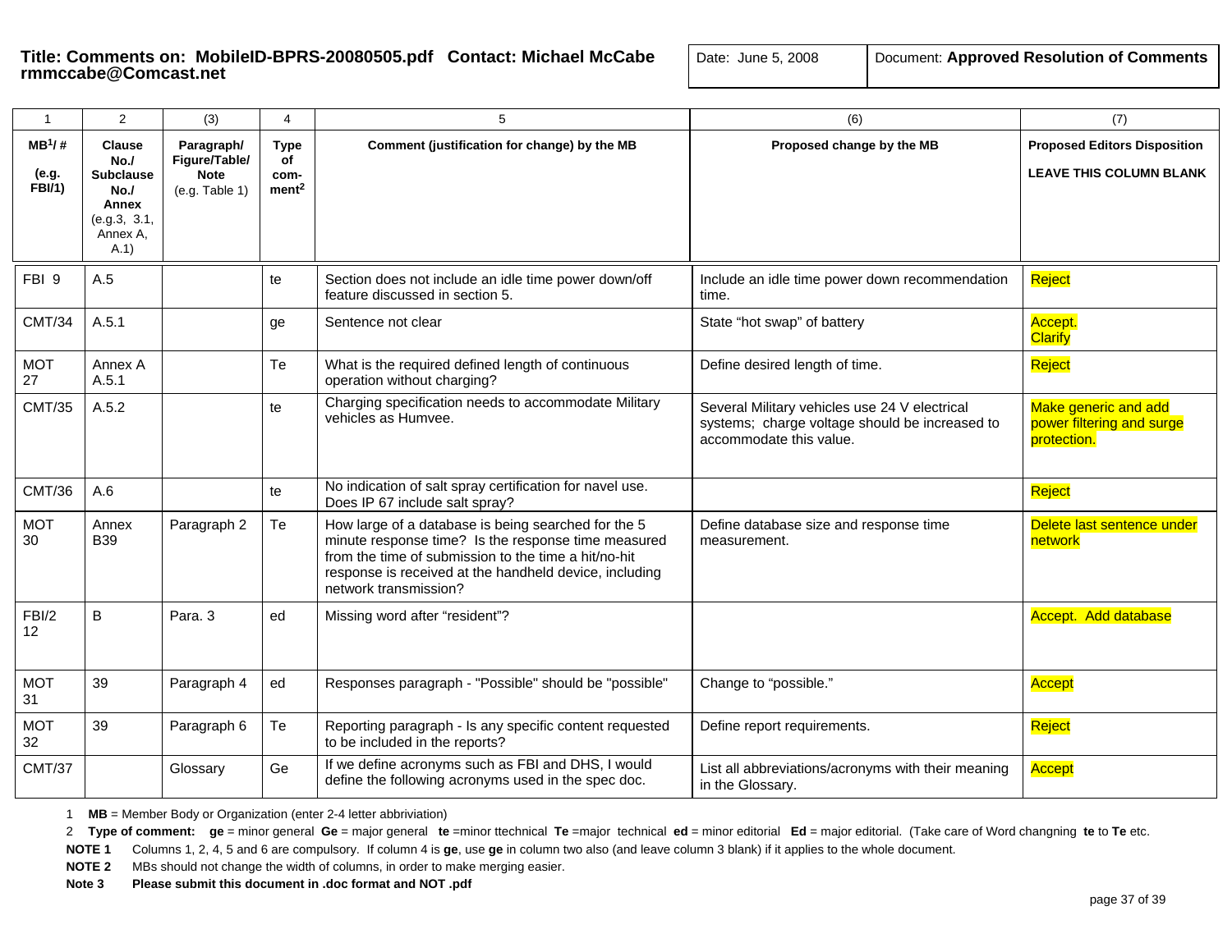**Title: Comments on: MobileID-BPRS-20080505.pdf Contact: Michael McCabe rmmccabe@Comcast.net**

| Date: June 5, 2008 | Document: **Approved Resolution of Comments** |
|---|---|

| 1 | 2 | (3) | 4 | 5 | (6) | (7) |
|---|---|---|---|---|---|---|
| **MB[1]/ #** **(e.g. FBI/1)** | **Clause No./ Subclause No./ Annex** (e.g.3, 3.1, Annex A, A.1) | **Paragraph/ Figure/Table/ Note** (e.g. Table 1) | **Type of com-ment[2]** | **Comment (justification for change) by the MB** | **Proposed change by the MB** | **Proposed Editors Disposition** **LEAVE THIS COLUMN BLANK** |
| FBI 9 | A.5 | | te | Section does not include an idle time power down/off feature discussed in section 5. | Include an idle time power down recommendation time. | Reject |
| CMT/34 | A.5.1 | | ge | Sentence not clear | State "hot swap" of battery | Accept. Clarify |
| MOT 27 | Annex A A.5.1 | | Te | What is the required defined length of continuous operation without charging? | Define desired length of time. | Reject |
| CMT/35 | A.5.2 | | te | Charging specification needs to accommodate Military vehicles as Humvee. | Several Military vehicles use 24 V electrical systems; charge voltage should be increased to accommodate this value. | Make generic and add power filtering and surge protection. |
| CMT/36 | A.6 | | te | No indication of salt spray certification for navel use. Does IP 67 include salt spray? | | Reject |
| MOT 30 | Annex B39 | Paragraph 2 | Te | How large of a database is being searched for the 5 minute response time? Is the response time measured from the time of submission to the time a hit/no-hit response is received at the handheld device, including network transmission? | Define database size and response time measurement. | Delete last sentence under network |
| FBI/2 12 | B | Para. 3 | ed | Missing word after "resident"? | | Accept. Add database |
| MOT 31 | 39 | Paragraph 4 | ed | Responses paragraph - "Possible" should be "possible" | Change to "possible." | Accept |
| MOT 32 | 39 | Paragraph 6 | Te | Reporting paragraph - Is any specific content requested to be included in the reports? | Define report requirements. | Reject |
| CMT/37 | | Glossary | Ge | If we define acronyms such as FBI and DHS, I would define the following acronyms used in the spec doc. | List all abbreviations/acronyms with their meaning in the Glossary. | Accept |

1 **MB** = Member Body or Organization (enter 2-4 letter abbriviation)

2 **Type of comment:** **ge** = minor general **Ge** = major general **te** =minor ttechnical **Te** =major technical **ed** = minor editorial **Ed** = major editorial. (Take care of Word changning **te** to **Te** etc.

**NOTE 1** Columns 1, 2, 4, 5 and 6 are compulsory. If column 4 is **ge**, use **ge** in column two also (and leave column 3 blank) if it applies to the whole document.

**NOTE 2** MBs should not change the width of columns, in order to make merging easier.

**Note 3** **Please submit this document in .doc format and NOT .pdf**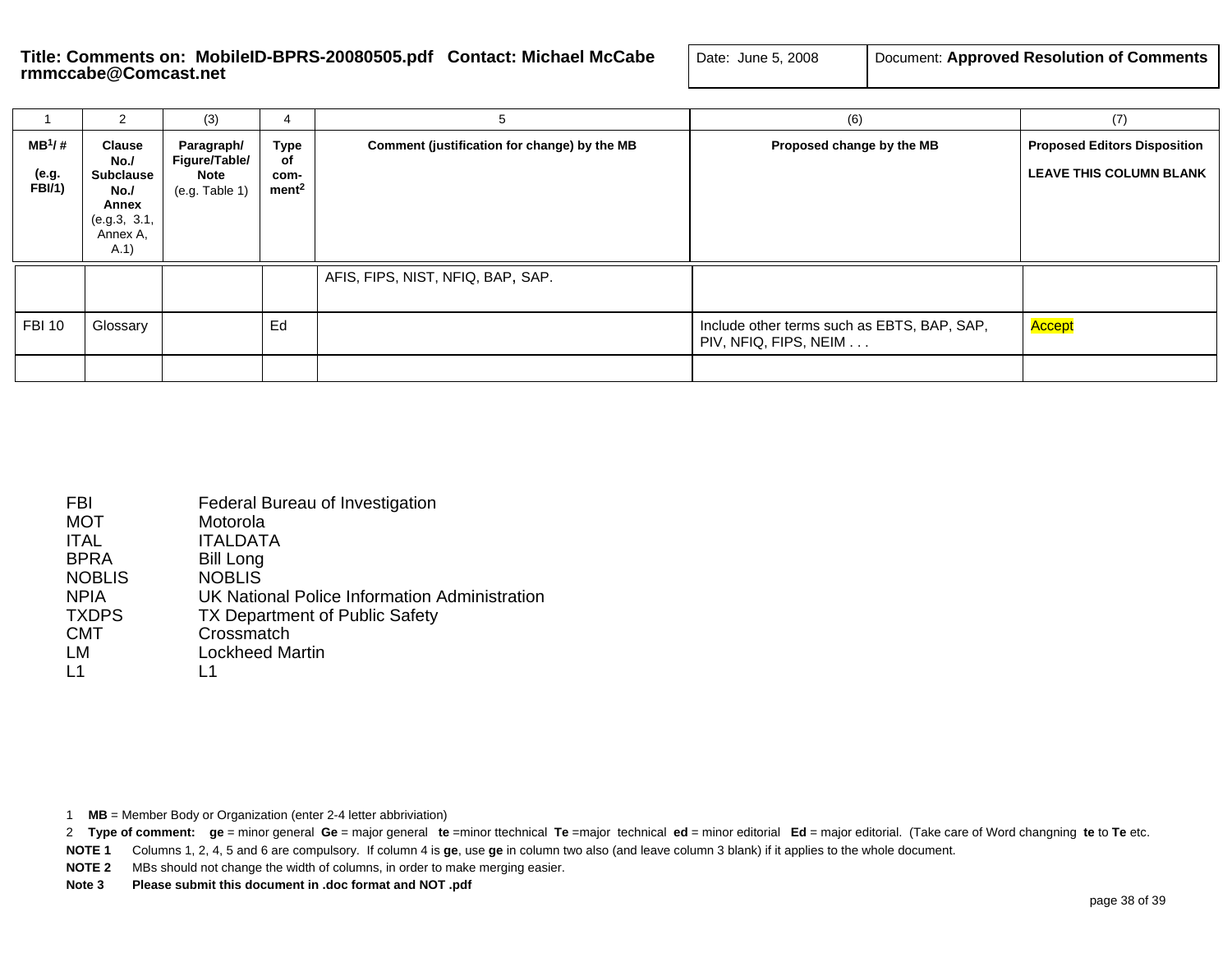**Title: Comments on: MobileID-BPRS-20080505.pdf Contact: Michael McCabe rmmccabe@Comcast.net**

| Date: June 5, 2008 | Document: **Approved Resolution of Comments** |
|---|---|

| 1 | 2 | (3) | 4 | 5 | (6) | (7) |
|---|---|---|---|---|---|---|
| **MB[1]/ #** **(e.g. FBI/1)** | **Clause No./ Subclause No./ Annex** (e.g.3, 3.1, Annex A, A.1) | **Paragraph/ Figure/Table/ Note** (e.g. Table 1) | **Type of com-ment[2]** | **Comment (justification for change) by the MB** | **Proposed change by the MB** | **Proposed Editors Disposition** **LEAVE THIS COLUMN BLANK** |
| | | | | AFIS, FIPS, NIST, NFIQ, BAP, SAP. | | |
| FBI 10 | Glossary | | Ed | | Include other terms such as EBTS, BAP, SAP, PIV, NFIQ, FIPS, NEIM . . . | Accept |
| | | | | | | |

| | |
|---|---|
| FBI | Federal Bureau of Investigation |
| MOT | Motorola |
| ITAL | ITALDATA |
| BPRA | Bill Long |
| NOBLIS | NOBLIS |
| NPIA | UK National Police Information Administration |
| TXDPS | TX Department of Public Safety |
| CMT | Crossmatch |
| LM | Lockheed Martin |
| L1 | L1 |

1 **MB** = Member Body or Organization (enter 2-4 letter abbriviation)

2 **Type of comment: ge** = minor general **Ge** = major general **te** =minor ttechnical **Te** =major technical **ed** = minor editorial **Ed** = major editorial. (Take care of Word changning **te** to **Te** etc.

**NOTE 1** Columns 1, 2, 4, 5 and 6 are compulsory. If column 4 is **ge**, use **ge** in column two also (and leave column 3 blank) if it applies to the whole document.

**NOTE 2** MBs should not change the width of columns, in order to make merging easier.

**Note 3 Please submit this document in .doc format and NOT .pdf**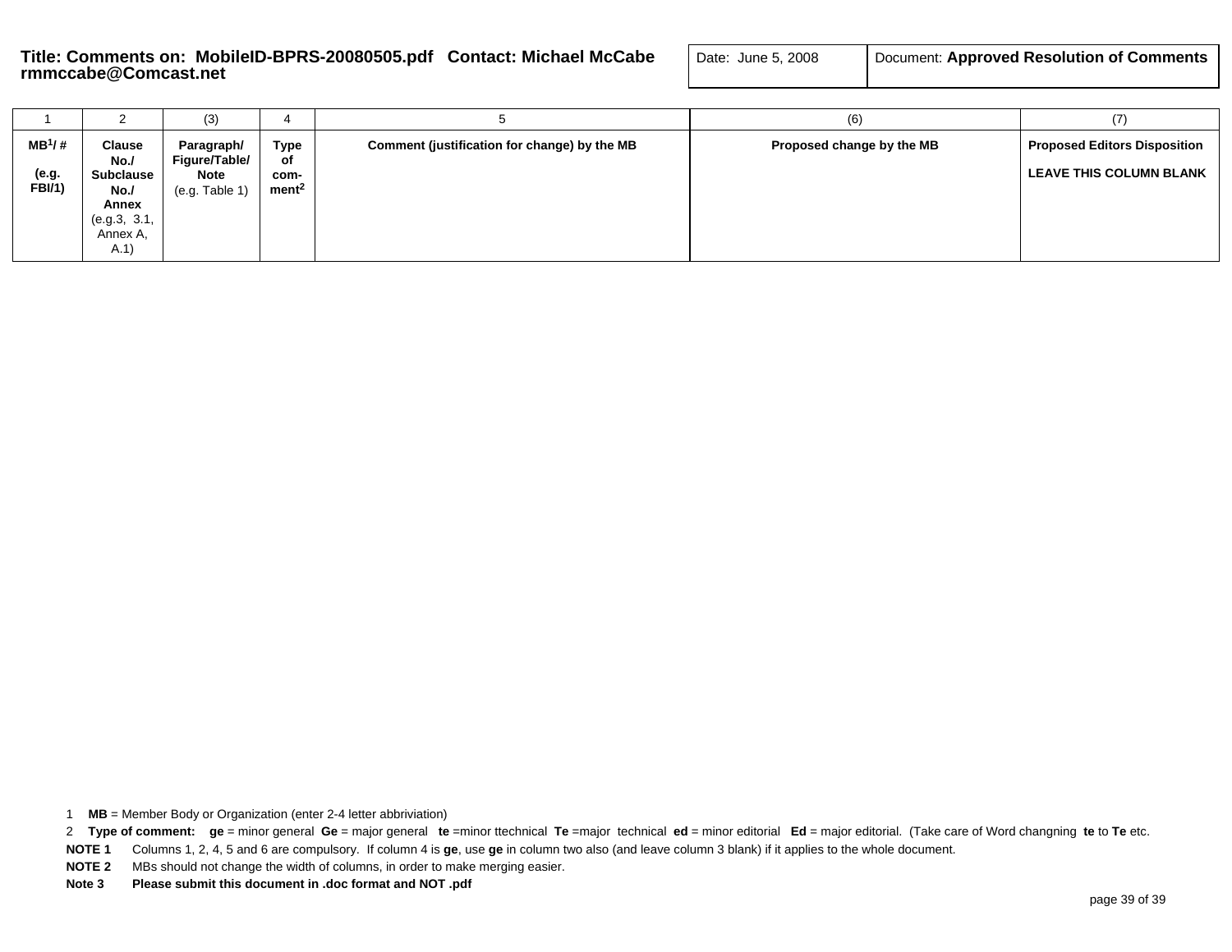**Title: Comments on: MobileID-BPRS-20080505.pdf Contact: Michael McCabe rmmccabe@Comcast.net**

Date: June 5, 2008

Document: **Approved Resolution of Comments**

| 1 | 2 | (3) | 4 | 5 | (6) | (7) |
|---|---|---|---|---|---|---|
| **MB[1]/ #** **(e.g. FBI/1)** | **Clause No./ Subclause No./ Annex** (e.g.3, 3.1, Annex A, A.1) | **Paragraph/ Figure/Table/ Note** (e.g. Table 1) | **Type of com- ment[2]** | **Comment (justification for change) by the MB** | **Proposed change by the MB** | **Proposed Editors Disposition** **LEAVE THIS COLUMN BLANK** |

1 **MB** = Member Body or Organization (enter 2-4 letter abbriviation)

2 **Type of comment:** **ge** = minor general **Ge** = major general **te** =minor ttechnical **Te** =major technical **ed** = minor editorial **Ed** = major editorial. (Take care of Word changning **te** to **Te** etc.

**NOTE 1** Columns 1, 2, 4, 5 and 6 are compulsory. If column 4 is **ge**, use **ge** in column two also (and leave column 3 blank) if it applies to the whole document.

**NOTE 2** MBs should not change the width of columns, in order to make merging easier.

**Note 3** **Please submit this document in .doc format and NOT .pdf**